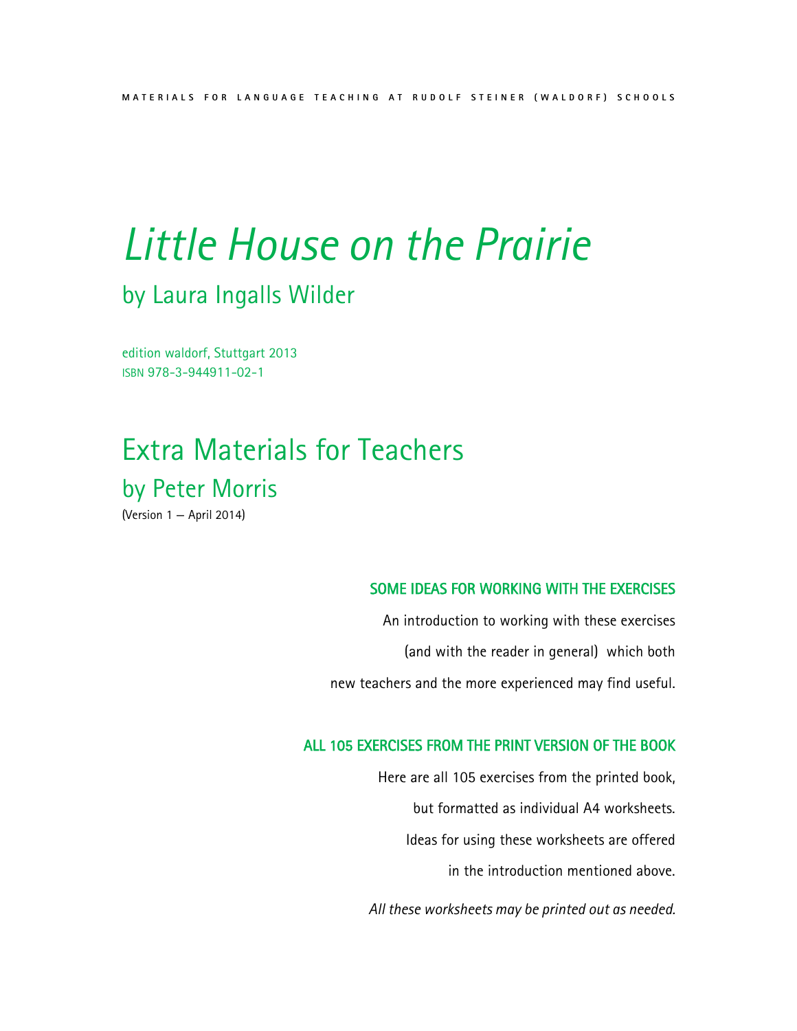MATERIALS FOR LANGUAGE TEACHING AT RUDOLF STEINER (WALDORF) SCHOOLS

# *Little House on the Prairie*

## by Laura Ingalls Wilder

edition waldorf, Stuttgart 2013
ISBN 978-3-944911-02-1

# Extra Materials for Teachers

## by Peter Morris

(Version 1 — April 2014)

### SOME IDEAS FOR WORKING WITH THE EXERCISES

An introduction to working with these exercises
(and with the reader in general) which both
new teachers and the more experienced may find useful.

### ALL 105 EXERCISES FROM THE PRINT VERSION OF THE BOOK

Here are all 105 exercises from the printed book,
but formatted as individual A4 worksheets.
Ideas for using these worksheets are offered
in the introduction mentioned above.

*All these worksheets may be printed out as needed.*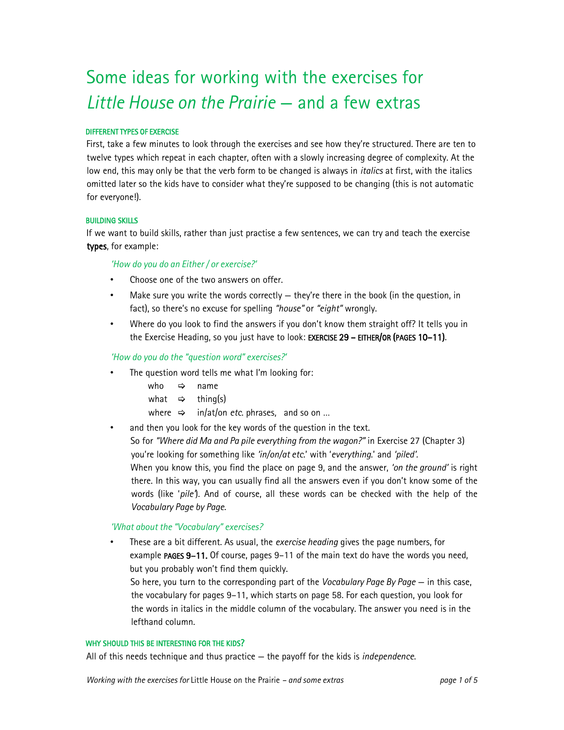# Some ideas for working with the exercises for *Little House on the Prairie* – and a few extras

#### DIFFERENT TYPES OF EXERCISE

First, take a few minutes to look through the exercises and see how they're structured. There are ten to twelve types which repeat in each chapter, often with a slowly increasing degree of complexity. At the low end, this may only be that the verb form to be changed is always in *italics* at first, with the italics omitted later so the kids have to consider what they're supposed to be changing (this is not automatic for everyone!).

#### BUILDING SKILLS

If we want to build skills, rather than just practise a few sentences, we can try and teach the exercise **types**, for example:

*'How do you do an Either / or exercise?'*

- Choose one of the two answers on offer.
- Make sure you write the words correctly – they're there in the book (in the question, in fact), so there's no excuse for spelling *"house"* or *"eight"* wrongly.
- Where do you look to find the answers if you don't know them straight off? It tells you in the Exercise Heading, so you just have to look: **EXERCISE 29 – EITHER/OR (PAGES 10–11)**.

*'How do you do the "question word" exercises?'*

- The question word tells me what I'm looking for:
  - who ⇨ name
  - what ⇨ thing(s)
  - where ⇨ in/at/on *etc.* phrases, and so on …
- and then you look for the key words of the question in the text.
  So for *"Where did Ma and Pa pile everything from the wagon?"* in Exercise 27 (Chapter 3) you're looking for something like *'in/on/at etc.'* with '*everything*.' and *'piled'*.
  When you know this, you find the place on page 9, and the answer, *'on the ground'* is right there. In this way, you can usually find all the answers even if you don't know some of the words (like '*pile*'). And of course, all these words can be checked with the help of the *Vocabulary Page by Page*.

*'What about the "Vocabulary" exercises?*

- These are a bit different. As usual, the *exercise heading* gives the page numbers, for example **PAGES 9–11.** Of course, pages 9–11 of the main text do have the words you need, but you probably won't find them quickly.
  So here, you turn to the corresponding part of the *Vocabulary Page By Page* – in this case, the vocabulary for pages 9–11, which starts on page 58. For each question, you look for the words in italics in the middle column of the vocabulary. The answer you need is in the lefthand column.

#### WHY SHOULD THIS BE INTERESTING FOR THE KIDS?

All of this needs technique and thus practice – the payoff for the kids is *independence*.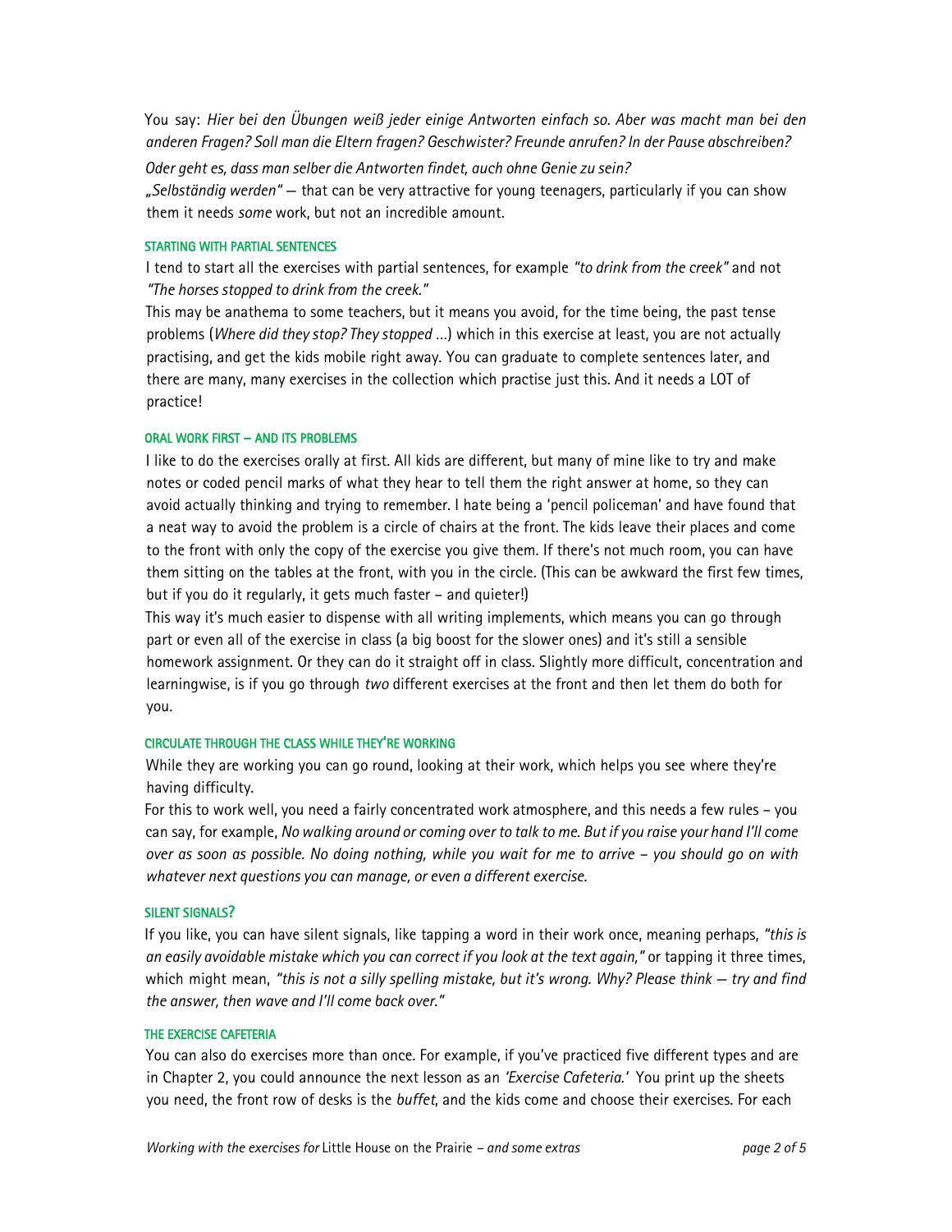You say: *Hier bei den Übungen weiß jeder einige Antworten einfach so. Aber was macht man bei den anderen Fragen? Soll man die Eltern fragen? Geschwister? Freunde anrufen? In der Pause abschreiben? Oder geht es, dass man selber die Antworten findet, auch ohne Genie zu sein?*
*„Selbständig werden"* – that can be very attractive for young teenagers, particularly if you can show them it needs *some* work, but not an incredible amount.

### STARTING WITH PARTIAL SENTENCES

I tend to start all the exercises with partial sentences, for example *"to drink from the creek"* and not *"The horses stopped to drink from the creek."*
This may be anathema to some teachers, but it means you avoid, for the time being, the past tense problems (*Where did they stop? They stopped ...*) which in this exercise at least, you are not actually practising, and get the kids mobile right away. You can graduate to complete sentences later, and there are many, many exercises in the collection which practise just this. And it needs a LOT of practice!

### ORAL WORK FIRST – AND ITS PROBLEMS

I like to do the exercises orally at first. All kids are different, but many of mine like to try and make notes or coded pencil marks of what they hear to tell them the right answer at home, so they can avoid actually thinking and trying to remember. I hate being a 'pencil policeman' and have found that a neat way to avoid the problem is a circle of chairs at the front. The kids leave their places and come to the front with only the copy of the exercise you give them. If there's not much room, you can have them sitting on the tables at the front, with you in the circle. (This can be awkward the first few times, but if you do it regularly, it gets much faster – and quieter!)
This way it's much easier to dispense with all writing implements, which means you can go through part or even all of the exercise in class (a big boost for the slower ones) and it's still a sensible homework assignment. Or they can do it straight off in class. Slightly more difficult, concentration and learningwise, is if you go through *two* different exercises at the front and then let them do both for you.

### CIRCULATE THROUGH THE CLASS WHILE THEY'RE WORKING

While they are working you can go round, looking at their work, which helps you see where they're having difficulty.
For this to work well, you need a fairly concentrated work atmosphere, and this needs a few rules – you can say, for example, *No walking around or coming over to talk to me. But if you raise your hand I'll come over as soon as possible. No doing nothing, while you wait for me to arrive – you should go on with whatever next questions you can manage, or even a different exercise.*

### SILENT SIGNALS?

If you like, you can have silent signals, like tapping a word in their work once, meaning perhaps, *"this is an easily avoidable mistake which you can correct if you look at the text again,"* or tapping it three times, which might mean, *"this is not a silly spelling mistake, but it's wrong. Why? Please think – try and find the answer, then wave and I'll come back over."*

### THE EXERCISE CAFETERIA

You can also do exercises more than once. For example, if you've practiced five different types and are in Chapter 2, you could announce the next lesson as an *'Exercise Cafeteria.'* You print up the sheets you need, the front row of desks is the *buffet*, and the kids come and choose their exercises. For each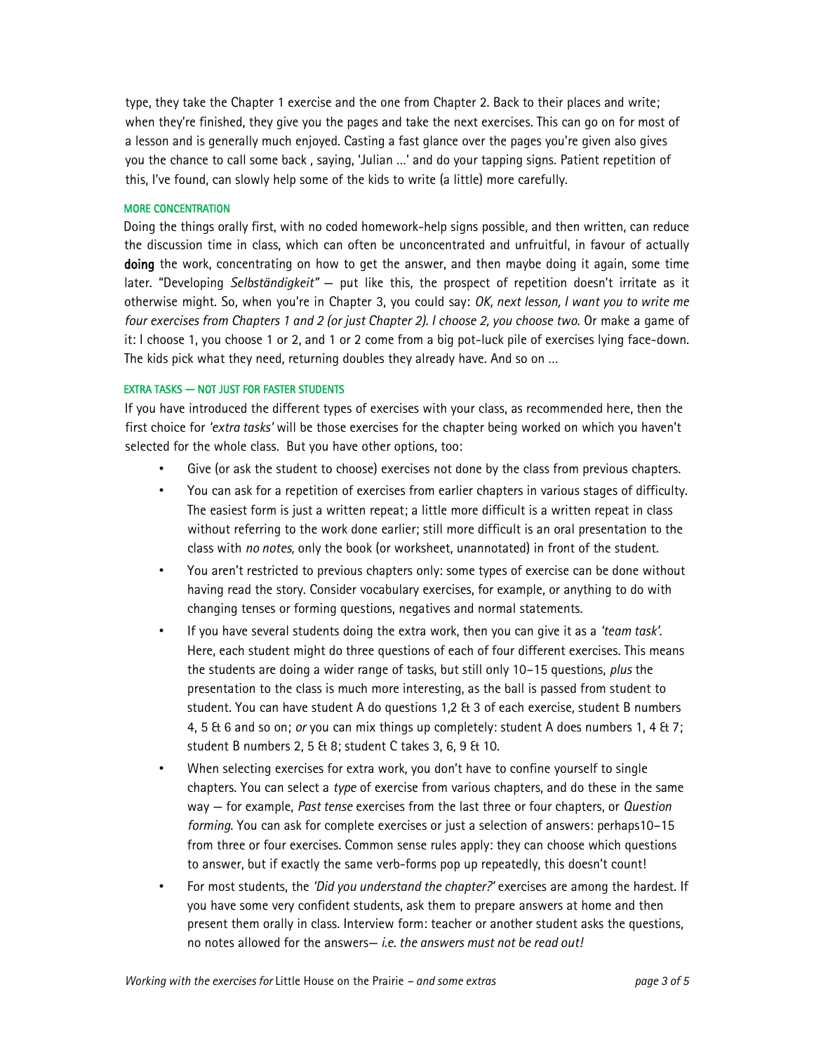type, they take the Chapter 1 exercise and the one from Chapter 2. Back to their places and write; when they're finished, they give you the pages and take the next exercises. This can go on for most of a lesson and is generally much enjoyed. Casting a fast glance over the pages you're given also gives you the chance to call some back , saying, 'Julian ...' and do your tapping signs. Patient repetition of this, I've found, can slowly help some of the kids to write (a little) more carefully.

#### MORE CONCENTRATION

Doing the things orally first, with no coded homework-help signs possible, and then written, can reduce the discussion time in class, which can often be unconcentrated and unfruitful, in favour of actually **doing** the work, concentrating on how to get the answer, and then maybe doing it again, some time later. "Developing *Selbständigkeit"* — put like this, the prospect of repetition doesn't irritate as it otherwise might. So, when you're in Chapter 3, you could say: *OK, next lesson, I want you to write me four exercises from Chapters 1 and 2 (or just Chapter 2). I choose 2, you choose two.* Or make a game of it: I choose 1, you choose 1 or 2, and 1 or 2 come from a big pot-luck pile of exercises lying face-down. The kids pick what they need, returning doubles they already have. And so on ...

#### EXTRA TASKS — NOT JUST FOR FASTER STUDENTS

If you have introduced the different types of exercises with your class, as recommended here, then the first choice for *'extra tasks'* will be those exercises for the chapter being worked on which you haven't selected for the whole class. But you have other options, too:

- Give (or ask the student to choose) exercises not done by the class from previous chapters.
- You can ask for a repetition of exercises from earlier chapters in various stages of difficulty. The easiest form is just a written repeat; a little more difficult is a written repeat in class without referring to the work done earlier; still more difficult is an oral presentation to the class with *no notes,* only the book (or worksheet, unannotated) in front of the student.
- You aren't restricted to previous chapters only: some types of exercise can be done without having read the story. Consider vocabulary exercises, for example, or anything to do with changing tenses or forming questions, negatives and normal statements.
- If you have several students doing the extra work, then you can give it as a *'team task'.* Here, each student might do three questions of each of four different exercises. This means the students are doing a wider range of tasks, but still only 10–15 questions, *plus* the presentation to the class is much more interesting, as the ball is passed from student to student. You can have student A do questions 1,2 & 3 of each exercise, student B numbers 4, 5 & 6 and so on; *or* you can mix things up completely: student A does numbers 1, 4 & 7; student B numbers 2, 5 & 8; student C takes 3, 6, 9 & 10.
- When selecting exercises for extra work, you don't have to confine yourself to single chapters. You can select a *type* of exercise from various chapters, and do these in the same way — for example, *Past tense* exercises from the last three or four chapters, or *Question forming.* You can ask for complete exercises or just a selection of answers: perhaps10–15 from three or four exercises. Common sense rules apply: they can choose which questions to answer, but if exactly the same verb-forms pop up repeatedly, this doesn't count!
- For most students, the *'Did you understand the chapter?'* exercises are among the hardest. If you have some very confident students, ask them to prepare answers at home and then present them orally in class. Interview form: teacher or another student asks the questions, no notes allowed for the answers— *i.e. the answers must not be read out!*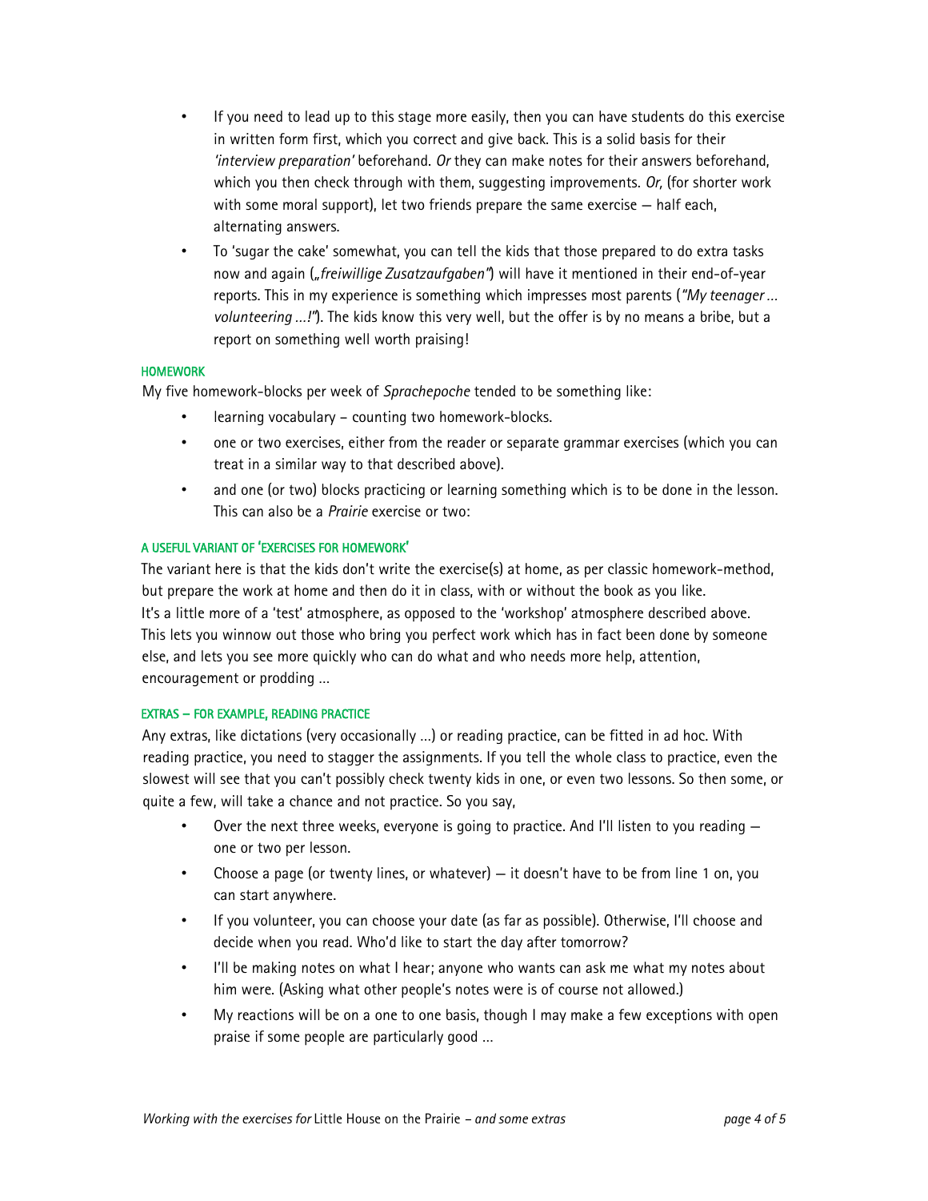- If you need to lead up to this stage more easily, then you can have students do this exercise in written form first, which you correct and give back. This is a solid basis for their *'interview preparation'* beforehand. *Or* they can make notes for their answers beforehand, which you then check through with them, suggesting improvements. *Or,* (for shorter work with some moral support), let two friends prepare the same exercise – half each, alternating answers.
- To 'sugar the cake' somewhat, you can tell the kids that those prepared to do extra tasks now and again (*„freiwillige Zusatzaufgaben"*) will have it mentioned in their end-of-year reports. This in my experience is something which impresses most parents (*"My teenager ... volunteering ...!"*). The kids know this very well, but the offer is by no means a bribe, but a report on something well worth praising!

#### HOMEWORK

My five homework-blocks per week of *Sprachepoche* tended to be something like:

- learning vocabulary – counting two homework-blocks.
- one or two exercises, either from the reader or separate grammar exercises (which you can treat in a similar way to that described above).
- and one (or two) blocks practicing or learning something which is to be done in the lesson. This can also be a *Prairie* exercise or two:

#### A USEFUL VARIANT OF 'EXERCISES FOR HOMEWORK'

The variant here is that the kids don't write the exercise(s) at home, as per classic homework-method, but prepare the work at home and then do it in class, with or without the book as you like.
It's a little more of a 'test' atmosphere, as opposed to the 'workshop' atmosphere described above. This lets you winnow out those who bring you perfect work which has in fact been done by someone else, and lets you see more quickly who can do what and who needs more help, attention, encouragement or prodding ...

#### EXTRAS – FOR EXAMPLE, READING PRACTICE

Any extras, like dictations (very occasionally ...) or reading practice, can be fitted in ad hoc. With reading practice, you need to stagger the assignments. If you tell the whole class to practice, even the slowest will see that you can't possibly check twenty kids in one, or even two lessons. So then some, or quite a few, will take a chance and not practice. So you say,

- Over the next three weeks, everyone is going to practice. And I'll listen to you reading – one or two per lesson.
- Choose a page (or twenty lines, or whatever) – it doesn't have to be from line 1 on, you can start anywhere.
- If you volunteer, you can choose your date (as far as possible). Otherwise, I'll choose and decide when you read. Who'd like to start the day after tomorrow?
- I'll be making notes on what I hear; anyone who wants can ask me what my notes about him were. (Asking what other people's notes were is of course not allowed.)
- My reactions will be on a one to one basis, though I may make a few exceptions with open praise if some people are particularly good ...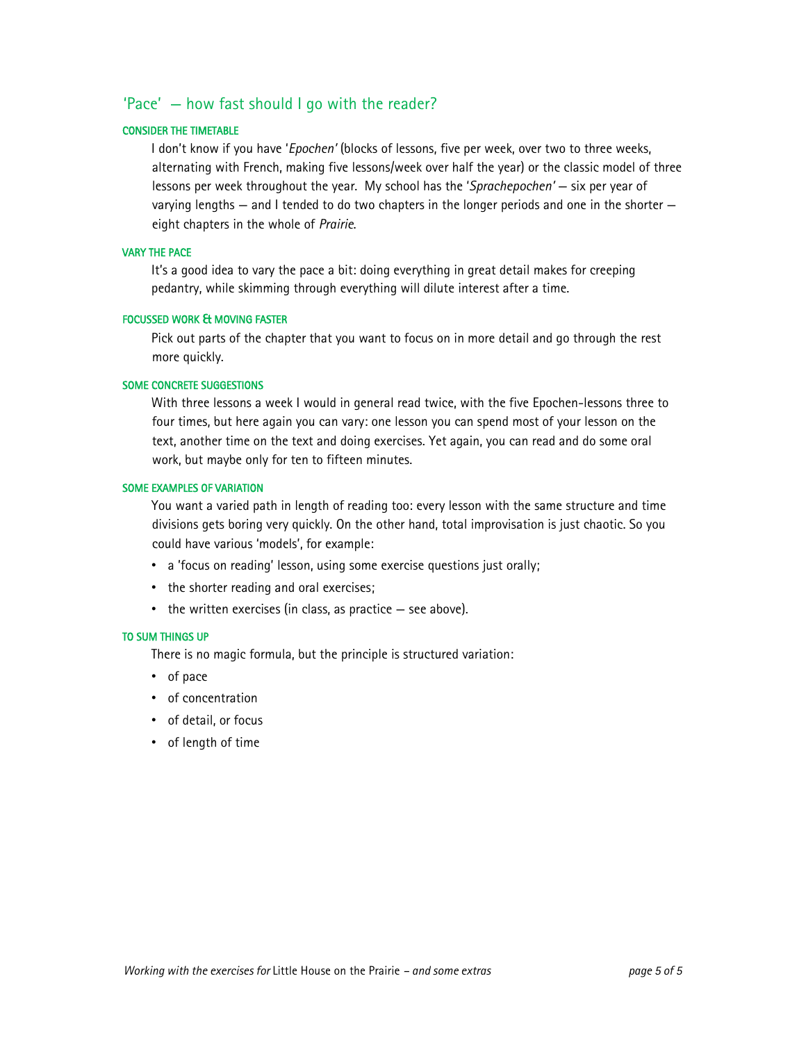## 'Pace' — how fast should I go with the reader?

#### CONSIDER THE TIMETABLE

I don't know if you have '*Epochen'* (blocks of lessons, five per week, over two to three weeks, alternating with French, making five lessons/week over half the year) or the classic model of three lessons per week throughout the year. My school has the '*Sprachepochen'* — six per year of varying lengths — and I tended to do two chapters in the longer periods and one in the shorter — eight chapters in the whole of *Prairie*.

#### VARY THE PACE

It's a good idea to vary the pace a bit: doing everything in great detail makes for creeping pedantry, while skimming through everything will dilute interest after a time.

#### FOCUSSED WORK & MOVING FASTER

Pick out parts of the chapter that you want to focus on in more detail and go through the rest more quickly.

#### SOME CONCRETE SUGGESTIONS

With three lessons a week I would in general read twice, with the five Epochen-lessons three to four times, but here again you can vary: one lesson you can spend most of your lesson on the text, another time on the text and doing exercises. Yet again, you can read and do some oral work, but maybe only for ten to fifteen minutes.

#### SOME EXAMPLES OF VARIATION

You want a varied path in length of reading too: every lesson with the same structure and time divisions gets boring very quickly. On the other hand, total improvisation is just chaotic. So you could have various 'models', for example:

- a 'focus on reading' lesson, using some exercise questions just orally;
- the shorter reading and oral exercises;
- the written exercises (in class, as practice — see above).

#### TO SUM THINGS UP

There is no magic formula, but the principle is structured variation:

- of pace
- of concentration
- of detail, or focus
- of length of time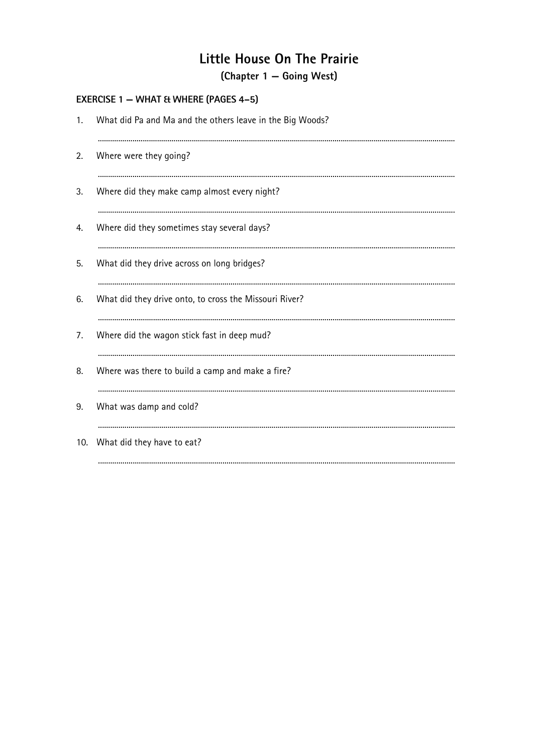# Little House On The Prairie

## (Chapter 1 — Going West)

### EXERCISE 1 — WHAT & WHERE (PAGES 4–5)

1. What did Pa and Ma and the others leave in the Big Woods?

   ..............................................................................................................................

2. Where were they going?

   ..............................................................................................................................

3. Where did they make camp almost every night?

   ..............................................................................................................................

4. Where did they sometimes stay several days?

   ..............................................................................................................................

5. What did they drive across on long bridges?

   ..............................................................................................................................

6. What did they drive onto, to cross the Missouri River?

   ..............................................................................................................................

7. Where did the wagon stick fast in deep mud?

   ..............................................................................................................................

8. Where was there to build a camp and make a fire?

   ..............................................................................................................................

9. What was damp and cold?

   ..............................................................................................................................

10. What did they have to eat?

    ..............................................................................................................................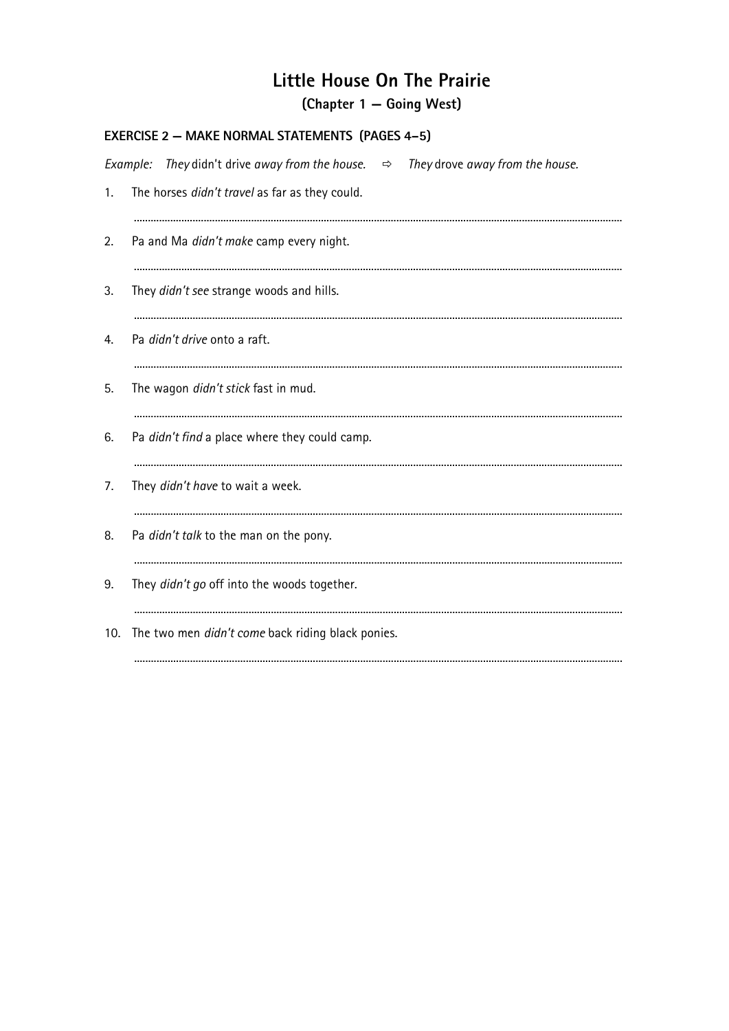# Little House On The Prairie

## (Chapter 1 — Going West)

### EXERCISE 2 — MAKE NORMAL STATEMENTS (PAGES 4–5)

*Example:* *They* didn't drive *away from the house.* ⇨ *They* drove *away from the house.*

1. The horses *didn't travel* as far as they could.

   ............................................................................................................................................................

2. Pa and Ma *didn't make* camp every night.

   ............................................................................................................................................................

3. They *didn't see* strange woods and hills.

   ............................................................................................................................................................

4. Pa *didn't drive* onto a raft.

   ............................................................................................................................................................

5. The wagon *didn't stick* fast in mud.

   ............................................................................................................................................................

6. Pa *didn't find* a place where they could camp.

   ............................................................................................................................................................

7. They *didn't have* to wait a week.

   ............................................................................................................................................................

8. Pa *didn't talk* to the man on the pony.

   ............................................................................................................................................................

9. They *didn't go* off into the woods together.

   ............................................................................................................................................................

10. The two men *didn't come* back riding black ponies.

    ............................................................................................................................................................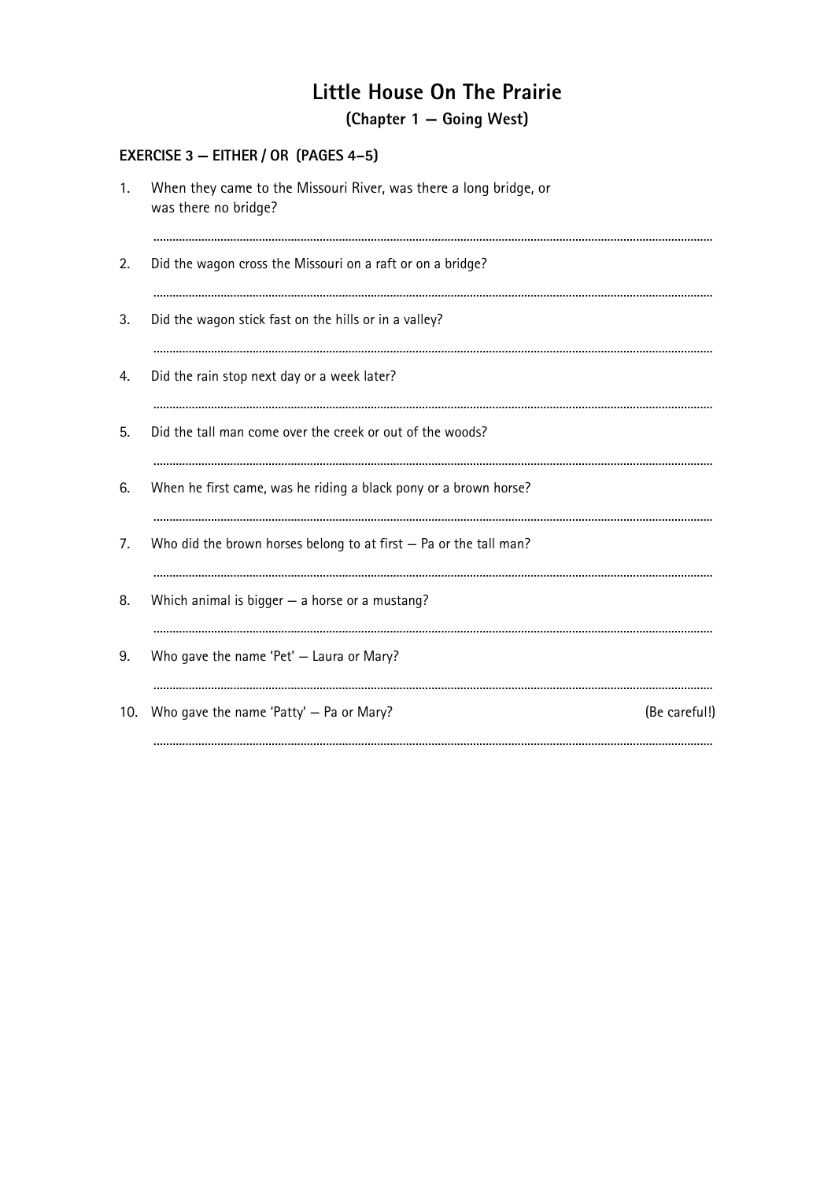# Little House On The Prairie

## (Chapter 1 — Going West)

### EXERCISE 3 — EITHER / OR (PAGES 4–5)

1. When they came to the Missouri River, was there a long bridge, or was there no bridge?

   ..........................................................................................

2. Did the wagon cross the Missouri on a raft or on a bridge?

   ..........................................................................................

3. Did the wagon stick fast on the hills or in a valley?

   ..........................................................................................

4. Did the rain stop next day or a week later?

   ..........................................................................................

5. Did the tall man come over the creek or out of the woods?

   ..........................................................................................

6. When he first came, was he riding a black pony or a brown horse?

   ..........................................................................................

7. Who did the brown horses belong to at first — Pa or the tall man?

   ..........................................................................................

8. Which animal is bigger — a horse or a mustang?

   ..........................................................................................

9. Who gave the name 'Pet' — Laura or Mary?

   ..........................................................................................

10. Who gave the name 'Patty' — Pa or Mary? (Be careful!)

    ..........................................................................................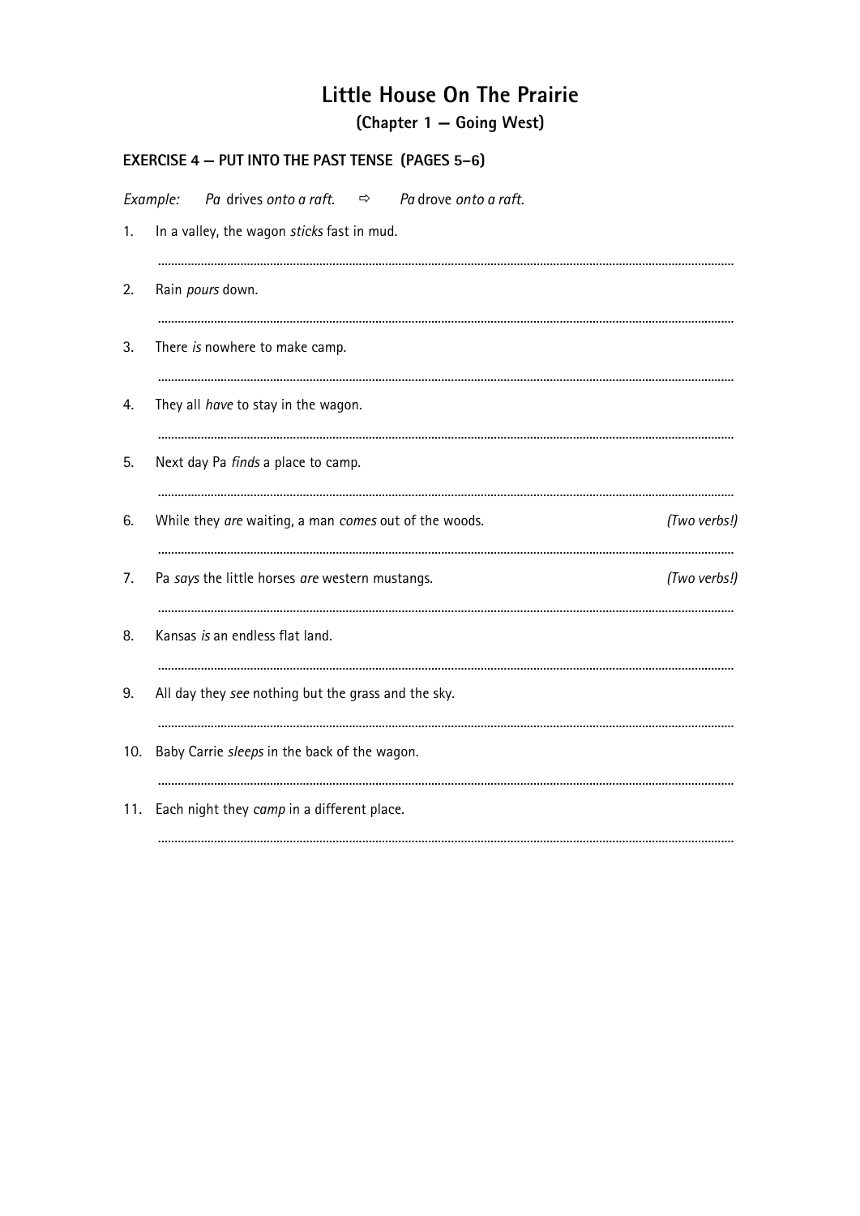# Little House On The Prairie

## (Chapter 1 — Going West)

### EXERCISE 4 — PUT INTO THE PAST TENSE (PAGES 5–6)

*Example:* *Pa* drives *onto a raft.* ⇨ *Pa* drove *onto a raft.*

1. In a valley, the wagon *sticks* fast in mud.

   ..........................................................................................

2. Rain *pours* down.

   ..........................................................................................

3. There *is* nowhere to make camp.

   ..........................................................................................

4. They all *have* to stay in the wagon.

   ..........................................................................................

5. Next day Pa *finds* a place to camp.

   ..........................................................................................

6. While they *are* waiting, a man *comes* out of the woods. *(Two verbs!)*

   ..........................................................................................

7. Pa *says* the little horses *are* western mustangs. *(Two verbs!)*

   ..........................................................................................

8. Kansas *is* an endless flat land.

   ..........................................................................................

9. All day they *see* nothing but the grass and the sky.

   ..........................................................................................

10. Baby Carrie *sleeps* in the back of the wagon.

    ..........................................................................................

11. Each night they *camp* in a different place.

    ..........................................................................................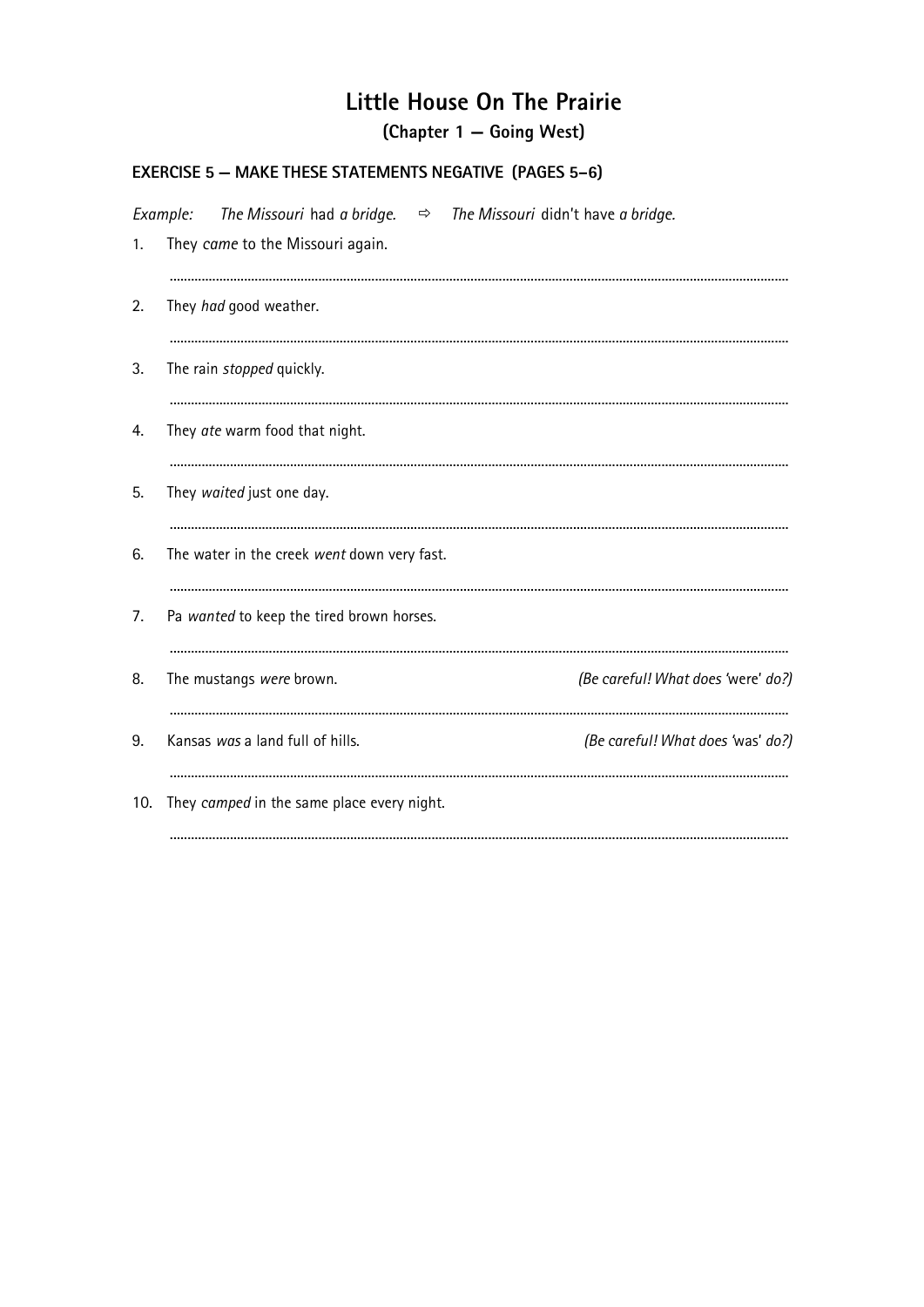# Little House On The Prairie

## (Chapter 1 — Going West)

### EXERCISE 5 – MAKE THESE STATEMENTS NEGATIVE (PAGES 5–6)

*Example:* *The Missouri* had *a bridge.* ⇨ *The Missouri* didn't have *a bridge.*

1. They *came* to the Missouri again.

   ..........................................................................................

2. They *had* good weather.

   ..........................................................................................

3. The rain *stopped* quickly.

   ..........................................................................................

4. They *ate* warm food that night.

   ..........................................................................................

5. They *waited* just one day.

   ..........................................................................................

6. The water in the creek *went* down very fast.

   ..........................................................................................

7. Pa *wanted* to keep the tired brown horses.

   ..........................................................................................

8. The mustangs *were* brown. *(Be careful! What does* 'were' *do?)*

   ..........................................................................................

9. Kansas *was* a land full of hills. *(Be careful! What does* 'was' *do?)*

   ..........................................................................................

10. They *camped* in the same place every night.

    ..........................................................................................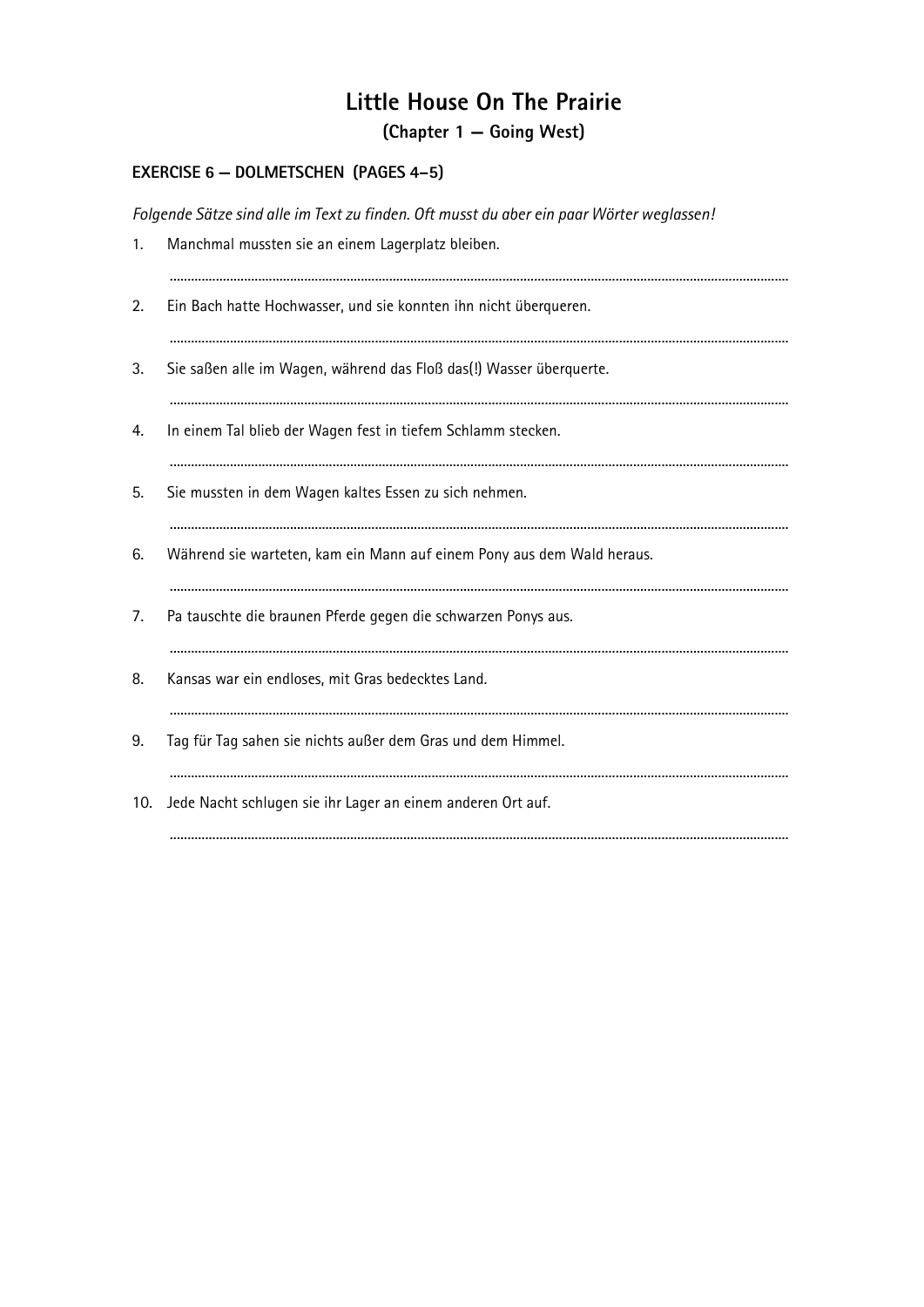# Little House On The Prairie

## (Chapter 1 — Going West)

### EXERCISE 6 — DOLMETSCHEN (PAGES 4–5)

*Folgende Sätze sind alle im Text zu finden. Oft musst du aber ein paar Wörter weglassen!*

1. Manchmal mussten sie an einem Lagerplatz bleiben.

   ..........................................................................................................................................................

2. Ein Bach hatte Hochwasser, und sie konnten ihn nicht überqueren.

   ..........................................................................................................................................................

3. Sie saßen alle im Wagen, während das Floß das(!) Wasser überquerte.

   ..........................................................................................................................................................

4. In einem Tal blieb der Wagen fest in tiefem Schlamm stecken.

   ..........................................................................................................................................................

5. Sie mussten in dem Wagen kaltes Essen zu sich nehmen.

   ..........................................................................................................................................................

6. Während sie warteten, kam ein Mann auf einem Pony aus dem Wald heraus.

   ..........................................................................................................................................................

7. Pa tauschte die braunen Pferde gegen die schwarzen Ponys aus.

   ..........................................................................................................................................................

8. Kansas war ein endloses, mit Gras bedecktes Land.

   ..........................................................................................................................................................

9. Tag für Tag sahen sie nichts außer dem Gras und dem Himmel.

   ..........................................................................................................................................................

10. Jede Nacht schlugen sie ihr Lager an einem anderen Ort auf.

    ..........................................................................................................................................................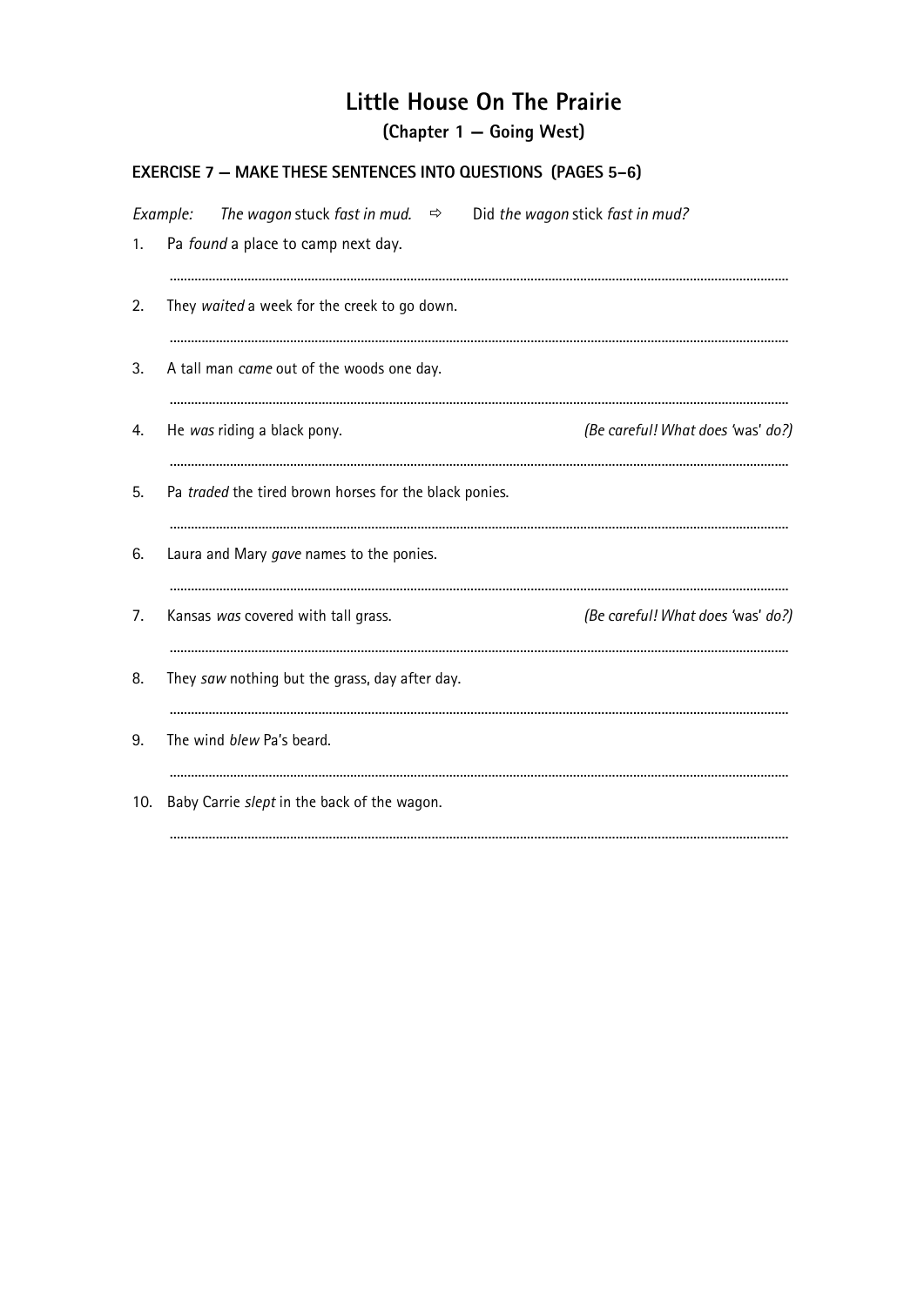# Little House On The Prairie

## (Chapter 1 — Going West)

### EXERCISE 7 — MAKE THESE SENTENCES INTO QUESTIONS (PAGES 5–6)

*Example:* *The wagon* stuck *fast in mud.* ⇨ Did *the wagon* stick *fast in mud?*

1. Pa *found* a place to camp next day.

 ..........................................................................................................................................................

2. They *waited* a week for the creek to go down.

 ..........................................................................................................................................................

3. A tall man *came* out of the woods one day.

 ..........................................................................................................................................................

4. He *was* riding a black pony. *(Be careful! What does* 'was' *do?)*

 ..........................................................................................................................................................

5. Pa *traded* the tired brown horses for the black ponies.

 ..........................................................................................................................................................

6. Laura and Mary *gave* names to the ponies.

 ..........................................................................................................................................................

7. Kansas *was* covered with tall grass. *(Be careful! What does* 'was' *do?)*

 ..........................................................................................................................................................

8. They *saw* nothing but the grass, day after day.

 ..........................................................................................................................................................

9. The wind *blew* Pa's beard.

 ..........................................................................................................................................................

10. Baby Carrie *slept* in the back of the wagon.

 ..........................................................................................................................................................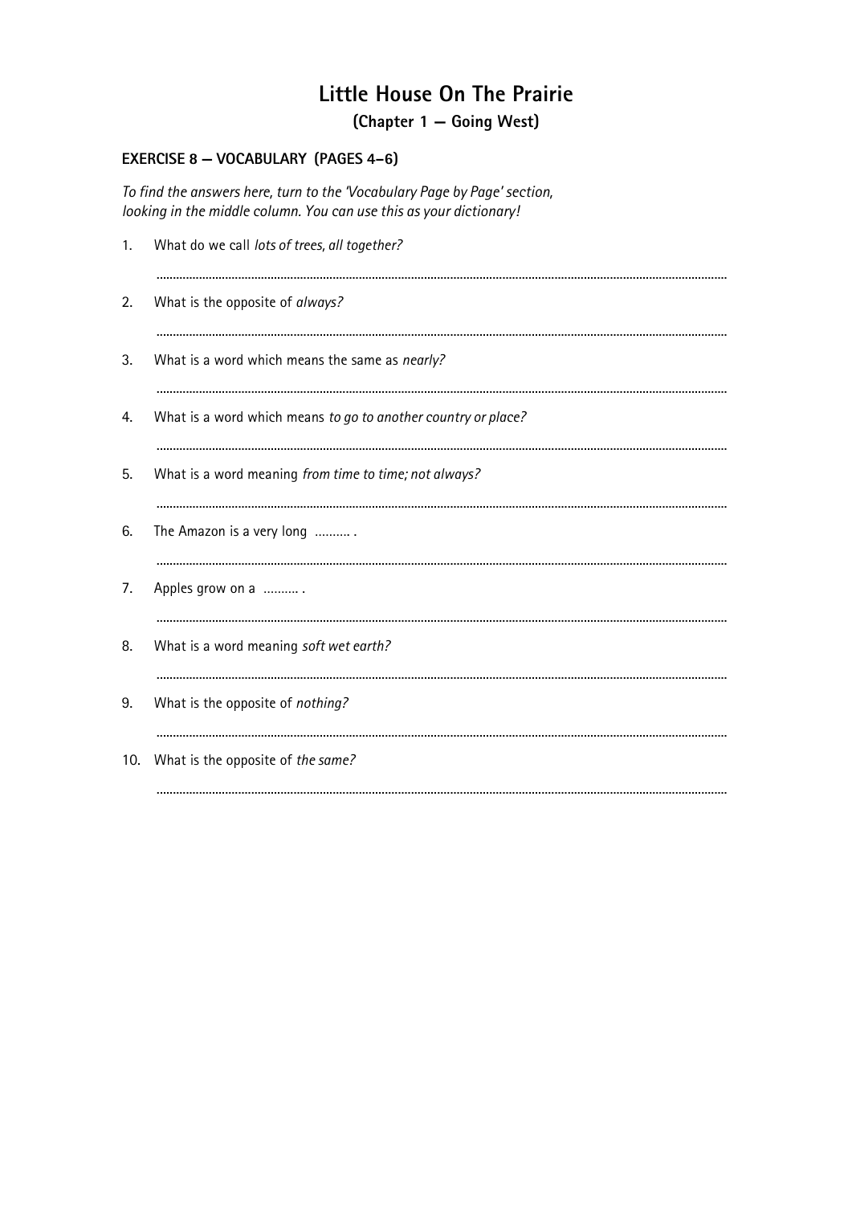# Little House On The Prairie

## (Chapter 1 – Going West)

### EXERCISE 8 – VOCABULARY (PAGES 4–6)

*To find the answers here, turn to the 'Vocabulary Page by Page' section, looking in the middle column. You can use this as your dictionary!*

1. What do we call *lots of trees, all together?*

   ..........................................................................................................

2. What is the opposite of *always?*

   ..........................................................................................................

3. What is a word which means the same as *nearly?*

   ..........................................................................................................

4. What is a word which means *to go to another country or place?*

   ..........................................................................................................

5. What is a word meaning *from time to time; not always?*

   ..........................................................................................................

6. The Amazon is a very long .......... .

   ..........................................................................................................

7. Apples grow on a .......... .

   ..........................................................................................................

8. What is a word meaning *soft wet earth?*

   ..........................................................................................................

9. What is the opposite of *nothing?*

   ..........................................................................................................

10. What is the opposite of *the same?*

    ..........................................................................................................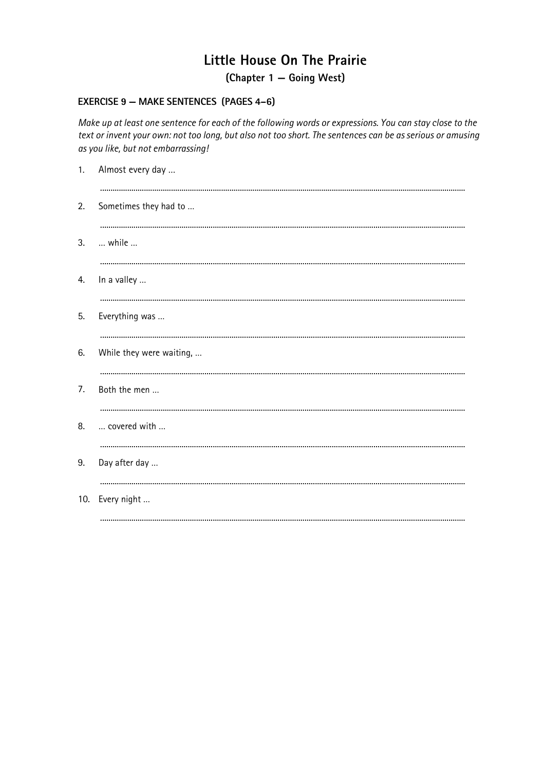# Little House On The Prairie

## (Chapter 1 — Going West)

### EXERCISE 9 — MAKE SENTENCES (PAGES 4–6)

*Make up at least one sentence for each of the following words or expressions. You can stay close to the text or invent your own: not too long, but also not too short. The sentences can be as serious or amusing as you like, but not embarrassing!*

1. Almost every day …

   ……………………………………………………………………………………………………………

2. Sometimes they had to …

   ……………………………………………………………………………………………………………

3. … while …

   ……………………………………………………………………………………………………………

4. In a valley …

   ……………………………………………………………………………………………………………

5. Everything was …

   ……………………………………………………………………………………………………………

6. While they were waiting, …

   ……………………………………………………………………………………………………………

7. Both the men …

   ……………………………………………………………………………………………………………

8. … covered with …

   ……………………………………………………………………………………………………………

9. Day after day …

   ……………………………………………………………………………………………………………

10. Every night …

    ……………………………………………………………………………………………………………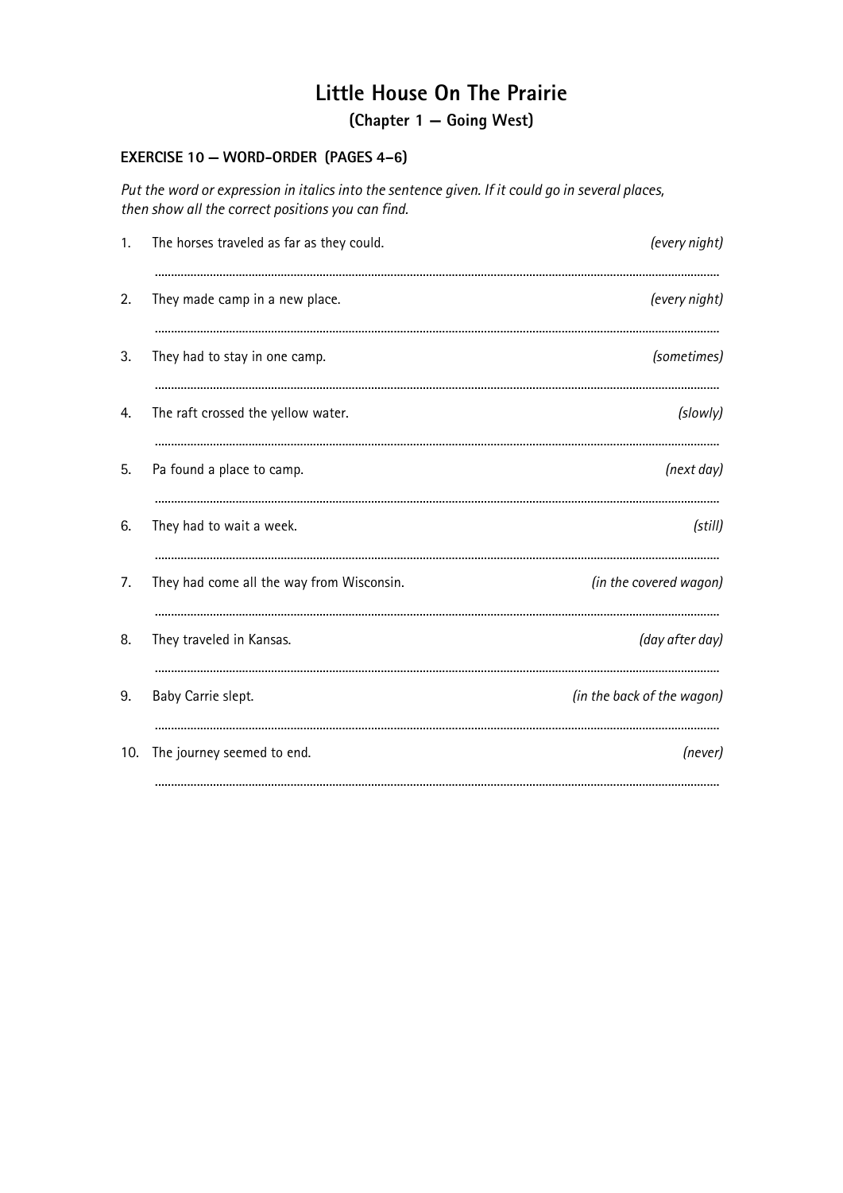# Little House On The Prairie

## (Chapter 1 — Going West)

### EXERCISE 10 — WORD-ORDER (PAGES 4–6)

*Put the word or expression in italics into the sentence given. If it could go in several places, then show all the correct positions you can find.*

1. The horses traveled as far as they could. *(every night)*

   ..............................................................................................................................................

2. They made camp in a new place. *(every night)*

   ..............................................................................................................................................

3. They had to stay in one camp. *(sometimes)*

   ..............................................................................................................................................

4. The raft crossed the yellow water. *(slowly)*

   ..............................................................................................................................................

5. Pa found a place to camp. *(next day)*

   ..............................................................................................................................................

6. They had to wait a week. *(still)*

   ..............................................................................................................................................

7. They had come all the way from Wisconsin. *(in the covered wagon)*

   ..............................................................................................................................................

8. They traveled in Kansas. *(day after day)*

   ..............................................................................................................................................

9. Baby Carrie slept. *(in the back of the wagon)*

   ..............................................................................................................................................

10. The journey seemed to end. *(never)*

    ..............................................................................................................................................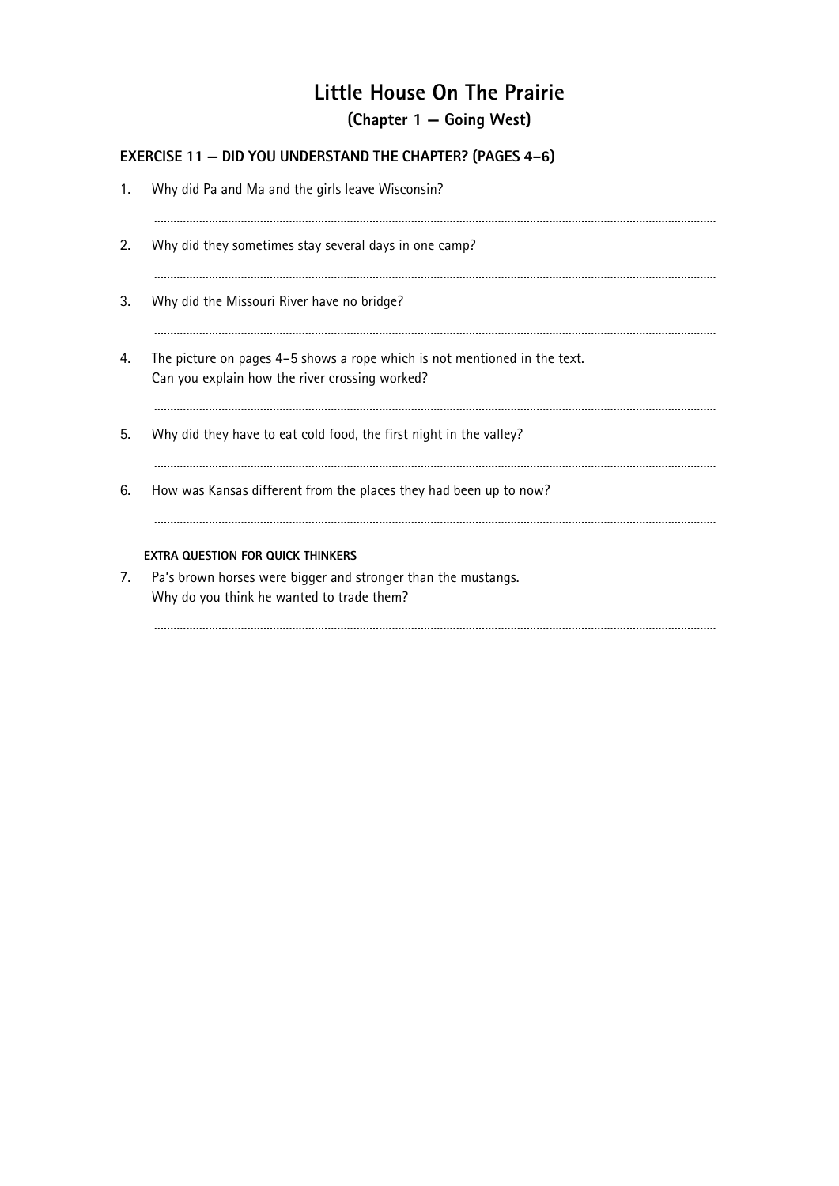# Little House On The Prairie

## (Chapter 1 — Going West)

### EXERCISE 11 — DID YOU UNDERSTAND THE CHAPTER? (PAGES 4–6)

1. Why did Pa and Ma and the girls leave Wisconsin?

   ..............................................................................................................................................................

2. Why did they sometimes stay several days in one camp?

   ..............................................................................................................................................................

3. Why did the Missouri River have no bridge?

   ..............................................................................................................................................................

4. The picture on pages 4–5 shows a rope which is not mentioned in the text.
   Can you explain how the river crossing worked?

   ..............................................................................................................................................................

5. Why did they have to eat cold food, the first night in the valley?

   ..............................................................................................................................................................

6. How was Kansas different from the places they had been up to now?

   ..............................................................................................................................................................

**EXTRA QUESTION FOR QUICK THINKERS**

7. Pa's brown horses were bigger and stronger than the mustangs.
   Why do you think he wanted to trade them?

   ..............................................................................................................................................................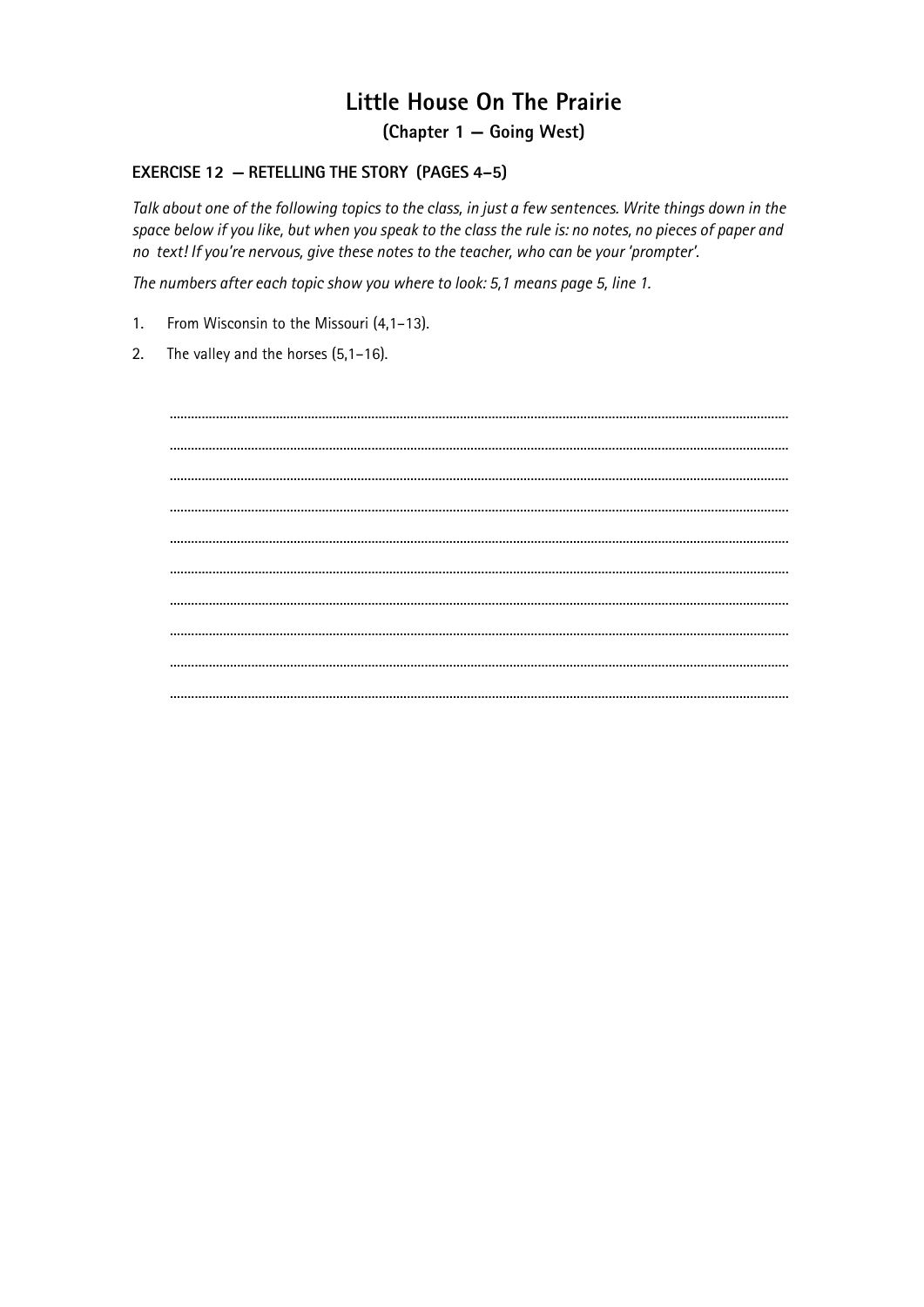# Little House On The Prairie

## (Chapter 1 — Going West)

### EXERCISE 12 — RETELLING THE STORY (PAGES 4–5)

*Talk about one of the following topics to the class, in just a few sentences. Write things down in the space below if you like, but when you speak to the class the rule is: no notes, no pieces of paper and no text! If you're nervous, give these notes to the teacher, who can be your 'prompter'.*

*The numbers after each topic show you where to look: 5,1 means page 5, line 1.*

1. From Wisconsin to the Missouri (4,1–13).
2. The valley and the horses (5,1–16).

..........................................................................................................................................................

..........................................................................................................................................................

..........................................................................................................................................................

..........................................................................................................................................................

..........................................................................................................................................................

..........................................................................................................................................................

..........................................................................................................................................................

..........................................................................................................................................................

..........................................................................................................................................................

..........................................................................................................................................................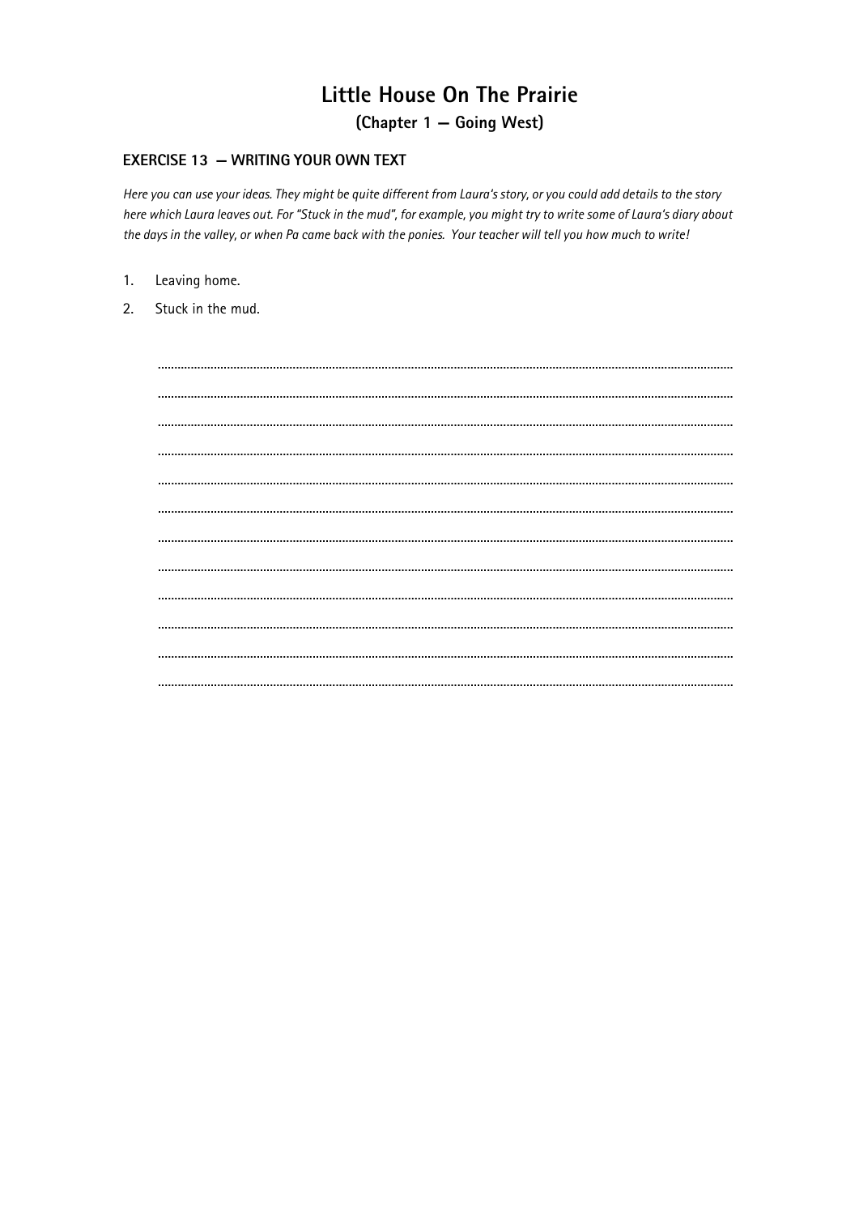# Little House On The Prairie

## (Chapter 1 — Going West)

### EXERCISE 13 — WRITING YOUR OWN TEXT

*Here you can use your ideas. They might be quite different from Laura's story, or you could add details to the story here which Laura leaves out. For "Stuck in the mud", for example, you might try to write some of Laura's diary about the days in the valley, or when Pa came back with the ponies. Your teacher will tell you how much to write!*

1. Leaving home.
2. Stuck in the mud.

..............................................................................................................................................................

..............................................................................................................................................................

..............................................................................................................................................................

..............................................................................................................................................................

..............................................................................................................................................................

..............................................................................................................................................................

..............................................................................................................................................................

..............................................................................................................................................................

..............................................................................................................................................................

..............................................................................................................................................................

..............................................................................................................................................................

..............................................................................................................................................................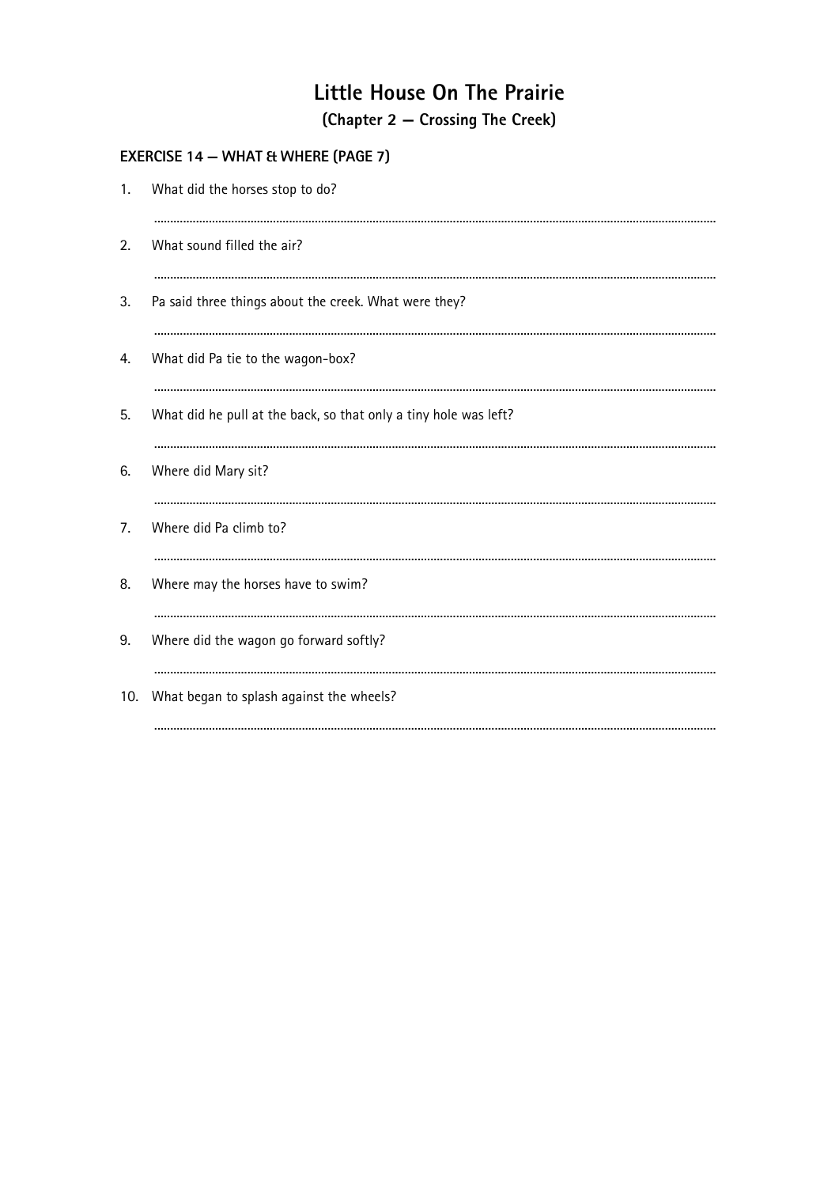# Little House On The Prairie

## (Chapter 2 — Crossing The Creek)

### EXERCISE 14 — WHAT & WHERE (PAGE 7)

1. What did the horses stop to do?

   ..............................................................................................................................

2. What sound filled the air?

   ..............................................................................................................................

3. Pa said three things about the creek. What were they?

   ..............................................................................................................................

4. What did Pa tie to the wagon-box?

   ..............................................................................................................................

5. What did he pull at the back, so that only a tiny hole was left?

   ..............................................................................................................................

6. Where did Mary sit?

   ..............................................................................................................................

7. Where did Pa climb to?

   ..............................................................................................................................

8. Where may the horses have to swim?

   ..............................................................................................................................

9. Where did the wagon go forward softly?

   ..............................................................................................................................

10. What began to splash against the wheels?

    ..............................................................................................................................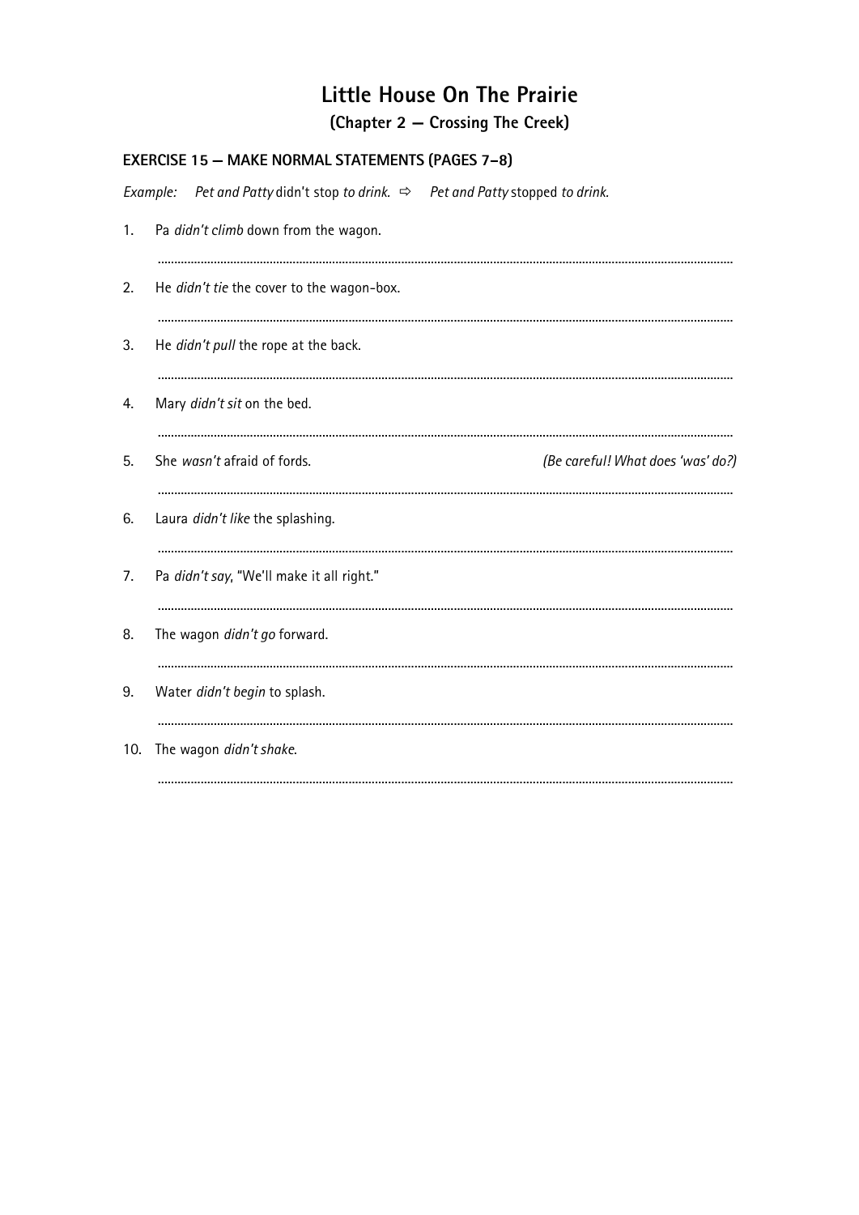# Little House On The Prairie

## (Chapter 2 — Crossing The Creek)

### EXERCISE 15 — MAKE NORMAL STATEMENTS (PAGES 7–8)

*Example:* *Pet and Patty* didn't stop *to drink.* ⇨ *Pet and Patty* stopped *to drink.*

1. Pa *didn't climb* down from the wagon.

   ..............................................................................................................................................

2. He *didn't tie* the cover to the wagon-box.

   ..............................................................................................................................................

3. He *didn't pull* the rope at the back.

   ..............................................................................................................................................

4. Mary *didn't sit* on the bed.

   ..............................................................................................................................................

5. She *wasn't* afraid of fords. *(Be careful! What does 'was' do?)*

   ..............................................................................................................................................

6. Laura *didn't like* the splashing.

   ..............................................................................................................................................

7. Pa *didn't say*, "We'll make it all right."

   ..............................................................................................................................................

8. The wagon *didn't go* forward.

   ..............................................................................................................................................

9. Water *didn't begin* to splash.

   ..............................................................................................................................................

10. The wagon *didn't shake*.

    ..............................................................................................................................................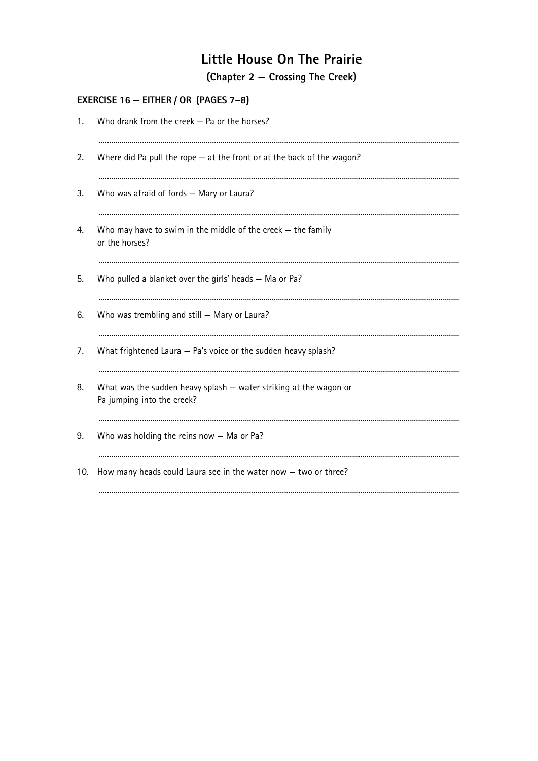# Little House On The Prairie

## (Chapter 2 — Crossing The Creek)

### EXERCISE 16 — EITHER / OR (PAGES 7–8)

1. Who drank from the creek — Pa or the horses?

   ..................................................................................................................................................

2. Where did Pa pull the rope — at the front or at the back of the wagon?

   ..................................................................................................................................................

3. Who was afraid of fords — Mary or Laura?

   ..................................................................................................................................................

4. Who may have to swim in the middle of the creek — the family or the horses?

   ..................................................................................................................................................

5. Who pulled a blanket over the girls' heads — Ma or Pa?

   ..................................................................................................................................................

6. Who was trembling and still — Mary or Laura?

   ..................................................................................................................................................

7. What frightened Laura — Pa's voice or the sudden heavy splash?

   ..................................................................................................................................................

8. What was the sudden heavy splash — water striking at the wagon or Pa jumping into the creek?

   ..................................................................................................................................................

9. Who was holding the reins now — Ma or Pa?

   ..................................................................................................................................................

10. How many heads could Laura see in the water now — two or three?

    ..................................................................................................................................................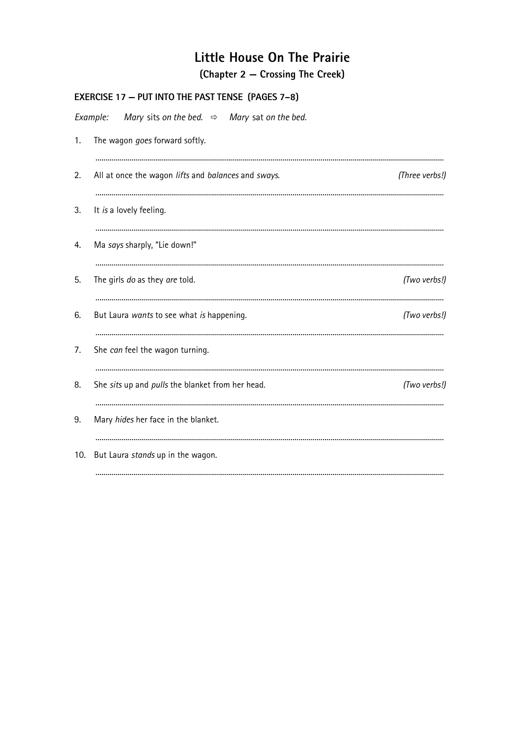# Little House On The Prairie

## (Chapter 2 — Crossing The Creek)

### EXERCISE 17 — PUT INTO THE PAST TENSE (PAGES 7–8)

*Example:* *Mary* sits *on the bed.* ⇨ *Mary* sat *on the bed.*

1. The wagon *goes* forward softly.

   ..............................................................................................................................................................

2. All at once the wagon *lifts* and *balances* and *sways*. *(Three verbs!)*

   ..............................................................................................................................................................

3. It *is* a lovely feeling.

   ..............................................................................................................................................................

4. Ma *says* sharply, "Lie down!"

   ..............................................................................................................................................................

5. The girls *do* as they *are* told. *(Two verbs!)*

   ..............................................................................................................................................................

6. But Laura *wants* to see what *is* happening. *(Two verbs!)*

   ..............................................................................................................................................................

7. She *can* feel the wagon turning.

   ..............................................................................................................................................................

8. She *sits* up and *pulls* the blanket from her head. *(Two verbs!)*

   ..............................................................................................................................................................

9. Mary *hides* her face in the blanket.

   ..............................................................................................................................................................

10. But Laura *stands* up in the wagon.

    ..............................................................................................................................................................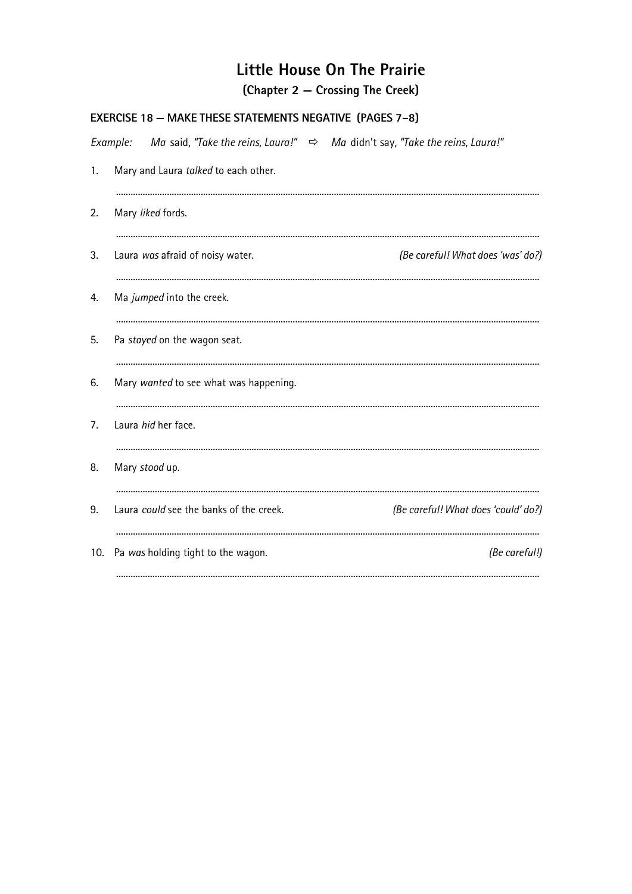# Little House On The Prairie

## (Chapter 2 — Crossing The Creek)

### EXERCISE 18 — MAKE THESE STATEMENTS NEGATIVE (PAGES 7–8)

*Example:* *Ma* said, *"Take the reins, Laura!"* ⇨ *Ma* didn't say, *"Take the reins, Laura!"*

1. Mary and Laura *talked* to each other.

   ..........................................................................................

2. Mary *liked* fords.

   ..........................................................................................

3. Laura *was* afraid of noisy water. *(Be careful! What does 'was' do?)*

   ..........................................................................................

4. Ma *jumped* into the creek.

   ..........................................................................................

5. Pa *stayed* on the wagon seat.

   ..........................................................................................

6. Mary *wanted* to see what was happening.

   ..........................................................................................

7. Laura *hid* her face.

   ..........................................................................................

8. Mary *stood* up.

   ..........................................................................................

9. Laura *could* see the banks of the creek. *(Be careful! What does 'could' do?)*

   ..........................................................................................

10. Pa *was* holding tight to the wagon. *(Be careful!)*

    ..........................................................................................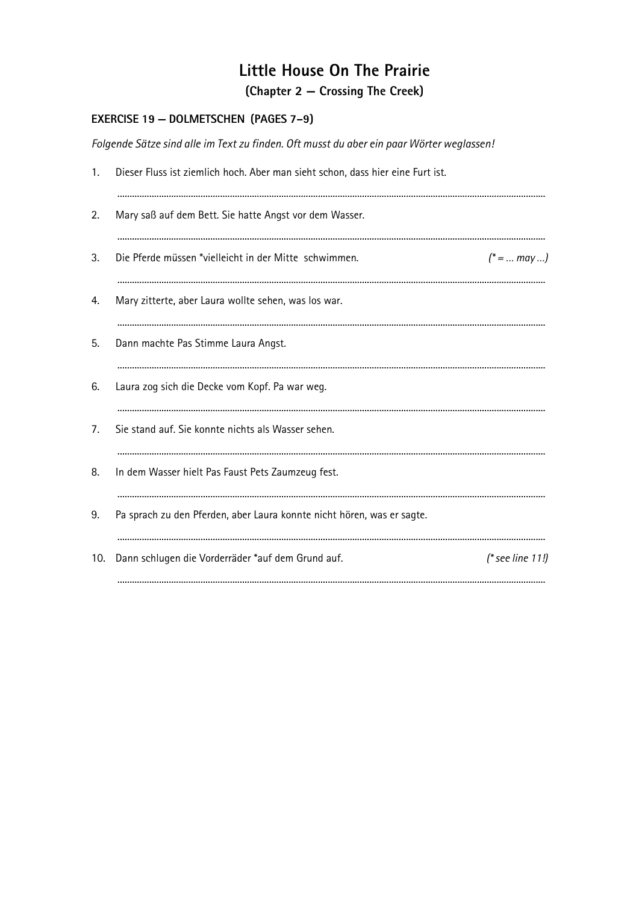# Little House On The Prairie

## (Chapter 2 — Crossing The Creek)

### EXERCISE 19 — DOLMETSCHEN (PAGES 7–9)

*Folgende Sätze sind alle im Text zu finden. Oft musst du aber ein paar Wörter weglassen!*

1. Dieser Fluss ist ziemlich hoch. Aber man sieht schon, dass hier eine Furt ist.

   ......................................................................................................................................................

2. Mary saß auf dem Bett. Sie hatte Angst vor dem Wasser.

   ......................................................................................................................................................

3. Die Pferde müssen *vielleicht in der Mitte schwimmen. *(* = ... may ...)*

   ......................................................................................................................................................

4. Mary zitterte, aber Laura wollte sehen, was los war.

   ......................................................................................................................................................

5. Dann machte Pas Stimme Laura Angst.

   ......................................................................................................................................................

6. Laura zog sich die Decke vom Kopf. Pa war weg.

   ......................................................................................................................................................

7. Sie stand auf. Sie konnte nichts als Wasser sehen.

   ......................................................................................................................................................

8. In dem Wasser hielt Pas Faust Pets Zaumzeug fest.

   ......................................................................................................................................................

9. Pa sprach zu den Pferden, aber Laura konnte nicht hören, was er sagte.

   ......................................................................................................................................................

10. Dann schlugen die Vorderräder *auf dem Grund auf. *(* see line 11!)*

    ......................................................................................................................................................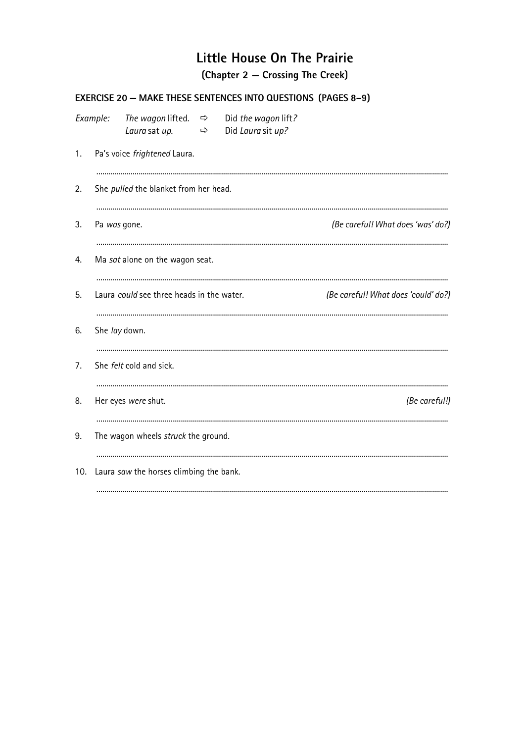# Little House On The Prairie

## (Chapter 2 — Crossing The Creek)

### EXERCISE 20 — MAKE THESE SENTENCES INTO QUESTIONS (PAGES 8–9)

*Example:* *The wagon* lifted. ⇨ Did *the wagon* lift*?*
*Laura* sat *up.* ⇨ Did *Laura* sit *up?*

1. Pa's voice *frightened* Laura.

   ..........................................................................................

2. She *pulled* the blanket from her head.

   ..........................................................................................

3. Pa *was* gone. *(Be careful! What does 'was' do?)*

   ..........................................................................................

4. Ma *sat* alone on the wagon seat.

   ..........................................................................................

5. Laura *could* see three heads in the water. *(Be careful! What does 'could' do?)*

   ..........................................................................................

6. She *lay* down.

   ..........................................................................................

7. She *felt* cold and sick.

   ..........................................................................................

8. Her eyes *were* shut. *(Be careful!)*

   ..........................................................................................

9. The wagon wheels *struck* the ground.

   ..........................................................................................

10. Laura *saw* the horses climbing the bank.

    ..........................................................................................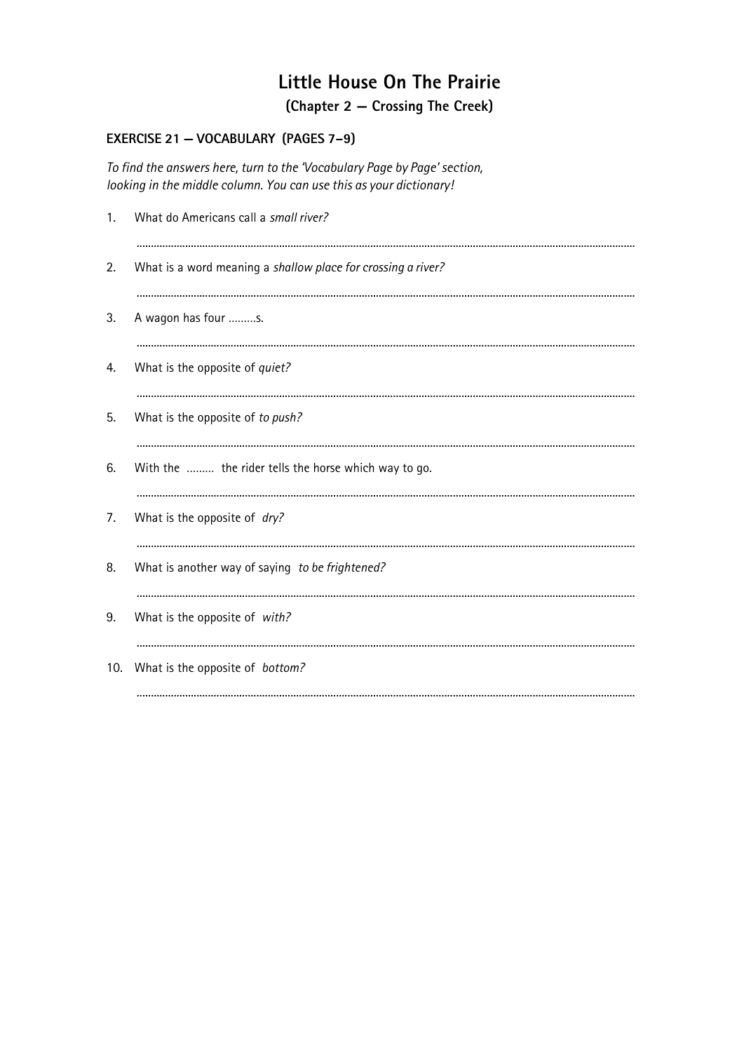# Little House On The Prairie

## (Chapter 2 — Crossing The Creek)

### EXERCISE 21 — VOCABULARY (PAGES 7–9)

*To find the answers here, turn to the 'Vocabulary Page by Page' section, looking in the middle column. You can use this as your dictionary!*

1. What do Americans call a *small river?*

   ..........................................................................................................................................................

2. What is a word meaning a *shallow place for crossing a river?*

   ..........................................................................................................................................................

3. A wagon has four .........s.

   ..........................................................................................................................................................

4. What is the opposite of *quiet?*

   ..........................................................................................................................................................

5. What is the opposite of *to push?*

   ..........................................................................................................................................................

6. With the ......... the rider tells the horse which way to go.

   ..........................................................................................................................................................

7. What is the opposite of *dry?*

   ..........................................................................................................................................................

8. What is another way of saying *to be frightened?*

   ..........................................................................................................................................................

9. What is the opposite of *with?*

   ..........................................................................................................................................................

10. What is the opposite of *bottom?*

    ..........................................................................................................................................................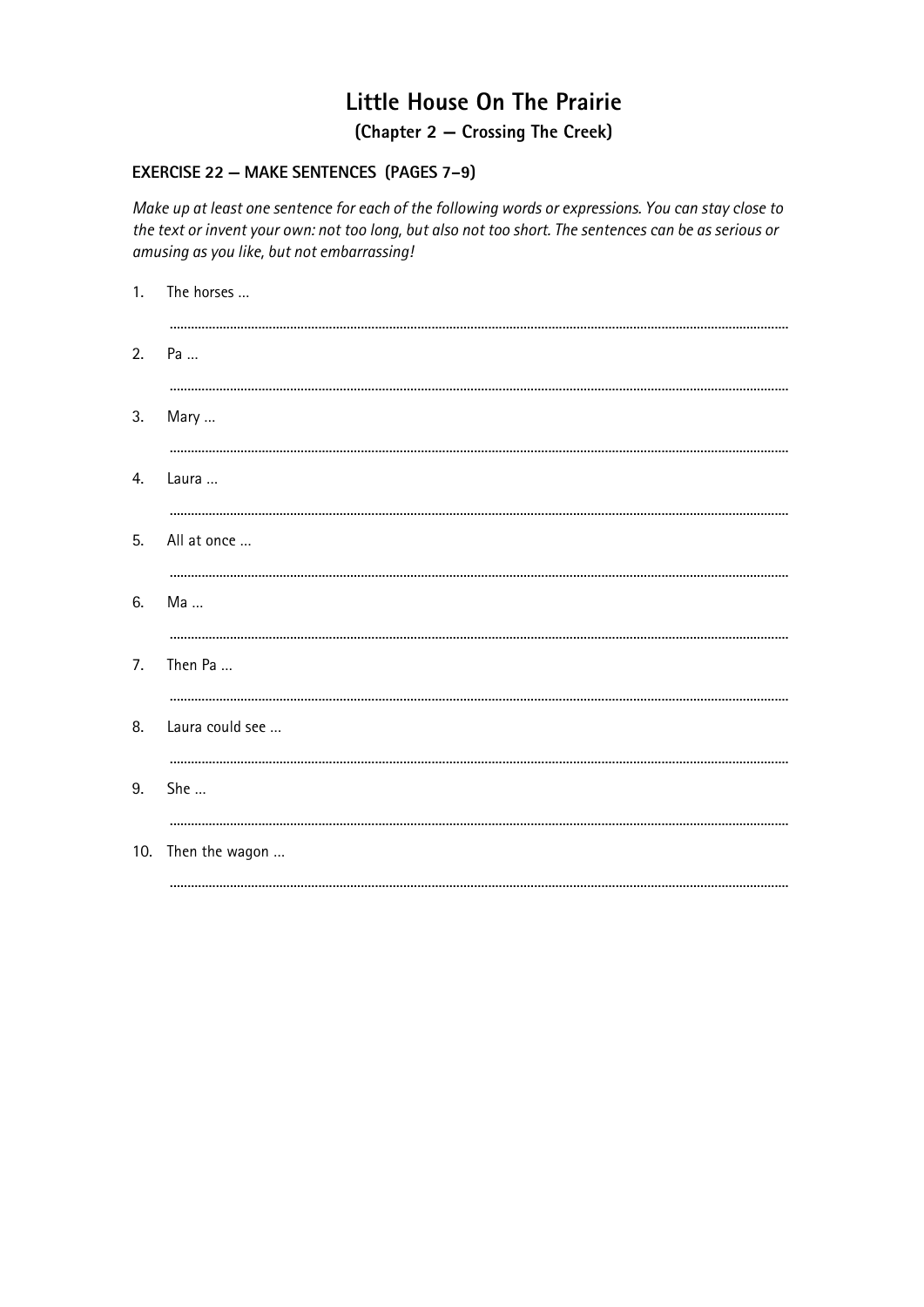# Little House On The Prairie

## (Chapter 2 — Crossing The Creek)

### EXERCISE 22 – MAKE SENTENCES (PAGES 7–9)

*Make up at least one sentence for each of the following words or expressions. You can stay close to the text or invent your own: not too long, but also not too short. The sentences can be as serious or amusing as you like, but not embarrassing!*

1. The horses ...

   ......................................................................................................................................................

2. Pa ...

   ......................................................................................................................................................

3. Mary ...

   ......................................................................................................................................................

4. Laura ...

   ......................................................................................................................................................

5. All at once ...

   ......................................................................................................................................................

6. Ma ...

   ......................................................................................................................................................

7. Then Pa ...

   ......................................................................................................................................................

8. Laura could see ...

   ......................................................................................................................................................

9. She ...

   ......................................................................................................................................................

10. Then the wagon ...

    ......................................................................................................................................................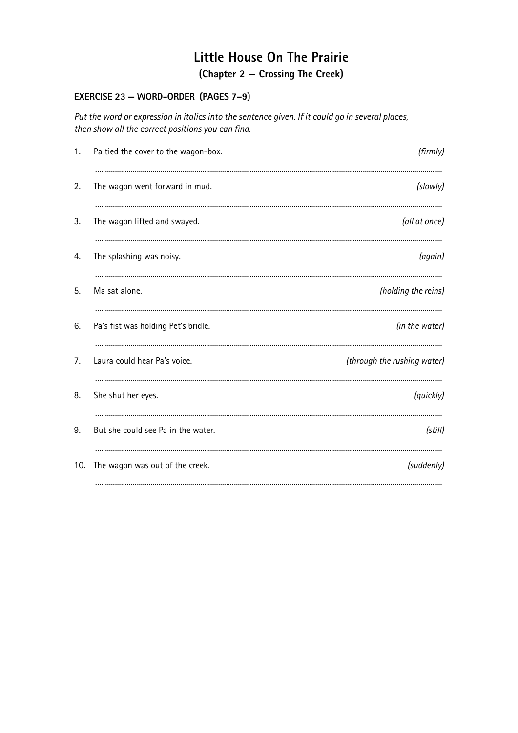# Little House On The Prairie

## (Chapter 2 — Crossing The Creek)

### EXERCISE 23 — WORD-ORDER (PAGES 7–9)

*Put the word or expression in italics into the sentence given. If it could go in several places, then show all the correct positions you can find.*

1. Pa tied the cover to the wagon-box. *(firmly)*

   ..........................................................................................

2. The wagon went forward in mud. *(slowly)*

   ..........................................................................................

3. The wagon lifted and swayed. *(all at once)*

   ..........................................................................................

4. The splashing was noisy. *(again)*

   ..........................................................................................

5. Ma sat alone. *(holding the reins)*

   ..........................................................................................

6. Pa's fist was holding Pet's bridle. *(in the water)*

   ..........................................................................................

7. Laura could hear Pa's voice. *(through the rushing water)*

   ..........................................................................................

8. She shut her eyes. *(quickly)*

   ..........................................................................................

9. But she could see Pa in the water. *(still)*

   ..........................................................................................

10. The wagon was out of the creek. *(suddenly)*

    ..........................................................................................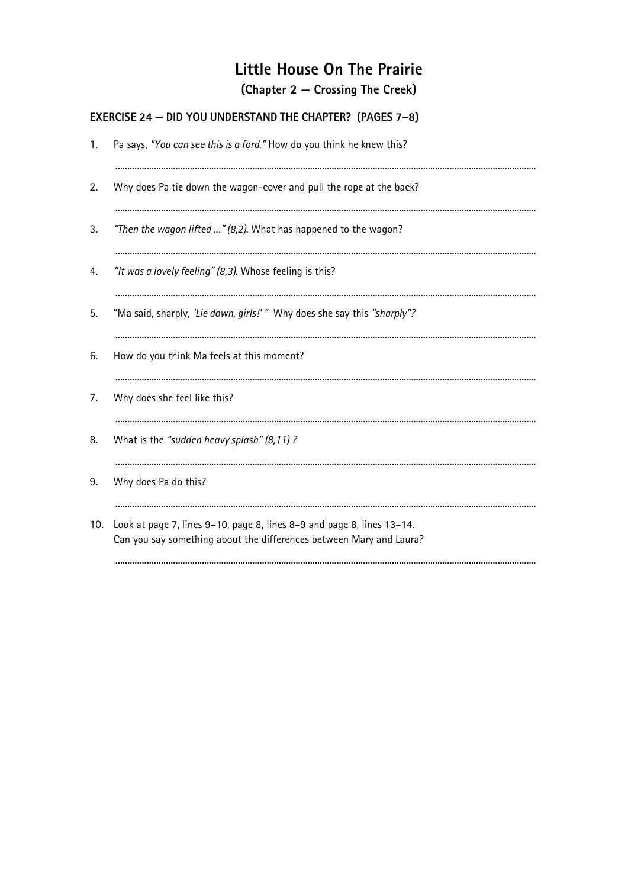# Little House On The Prairie

## (Chapter 2 — Crossing The Creek)

### EXERCISE 24 — DID YOU UNDERSTAND THE CHAPTER? (PAGES 7–8)

1. Pa says, *"You can see this is a ford."* How do you think he knew this?

   .................................................................................................................................................

2. Why does Pa tie down the wagon-cover and pull the rope at the back?

   .................................................................................................................................................

3. *"Then the wagon lifted …" (8,2).* What has happened to the wagon?

   .................................................................................................................................................

4. *"It was a lovely feeling" (8,3).* Whose feeling is this?

   .................................................................................................................................................

5. "Ma said, sharply, *'Lie down, girls!'* " Why does she say this *"sharply"?*

   .................................................................................................................................................

6. How do you think Ma feels at this moment?

   .................................................................................................................................................

7. Why does she feel like this?

   .................................................................................................................................................

8. What is the *"sudden heavy splash" (8,11) ?*

   .................................................................................................................................................

9. Why does Pa do this?

   .................................................................................................................................................

10. Look at page 7, lines 9–10, page 8, lines 8–9 and page 8, lines 13–14.
    Can you say something about the differences between Mary and Laura?

    .................................................................................................................................................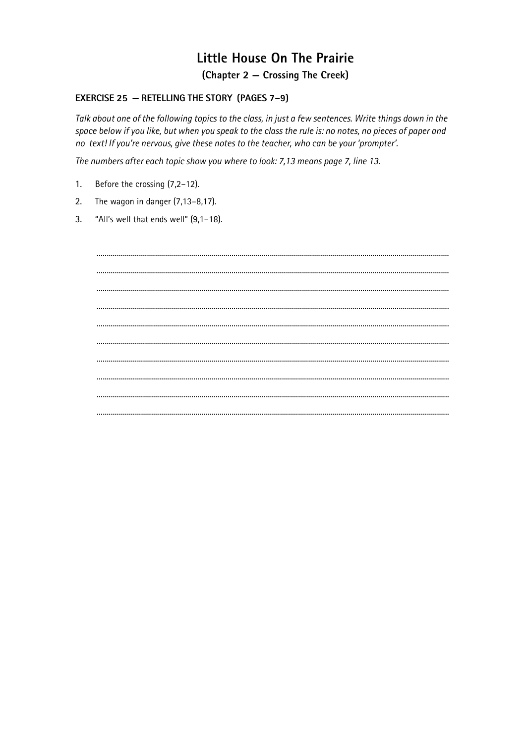# Little House On The Prairie

## (Chapter 2 — Crossing The Creek)

### EXERCISE 25 — RETELLING THE STORY (PAGES 7–9)

*Talk about one of the following topics to the class, in just a few sentences. Write things down in the space below if you like, but when you speak to the class the rule is: no notes, no pieces of paper and no text! If you're nervous, give these notes to the teacher, who can be your 'prompter'.*

*The numbers after each topic show you where to look: 7,13 means page 7, line 13.*

1. Before the crossing (7,2–12).
2. The wagon in danger (7,13–8,17).
3. "All's well that ends well" (9,1–18).

..........................................................................................................................................................

..........................................................................................................................................................

..........................................................................................................................................................

..........................................................................................................................................................

..........................................................................................................................................................

..........................................................................................................................................................

..........................................................................................................................................................

..........................................................................................................................................................

..........................................................................................................................................................

..........................................................................................................................................................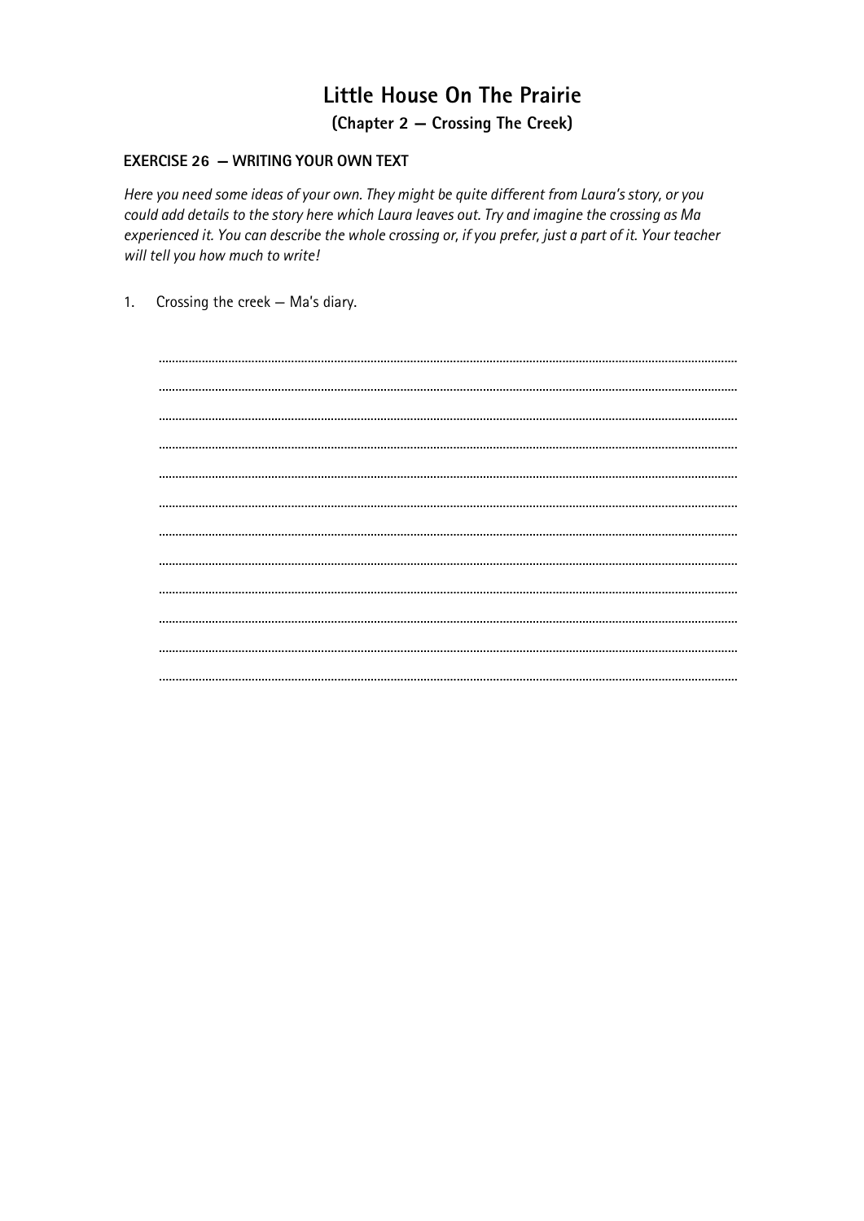# Little House On The Prairie

## (Chapter 2 — Crossing The Creek)

### EXERCISE 26 — WRITING YOUR OWN TEXT

*Here you need some ideas of your own. They might be quite different from Laura's story, or you could add details to the story here which Laura leaves out. Try and imagine the crossing as Ma experienced it. You can describe the whole crossing or, if you prefer, just a part of it. Your teacher will tell you how much to write!*

1. Crossing the creek — Ma's diary.

.......................................................................................................................................................

.......................................................................................................................................................

.......................................................................................................................................................

.......................................................................................................................................................

.......................................................................................................................................................

.......................................................................................................................................................

.......................................................................................................................................................

.......................................................................................................................................................

.......................................................................................................................................................

.......................................................................................................................................................

.......................................................................................................................................................

.......................................................................................................................................................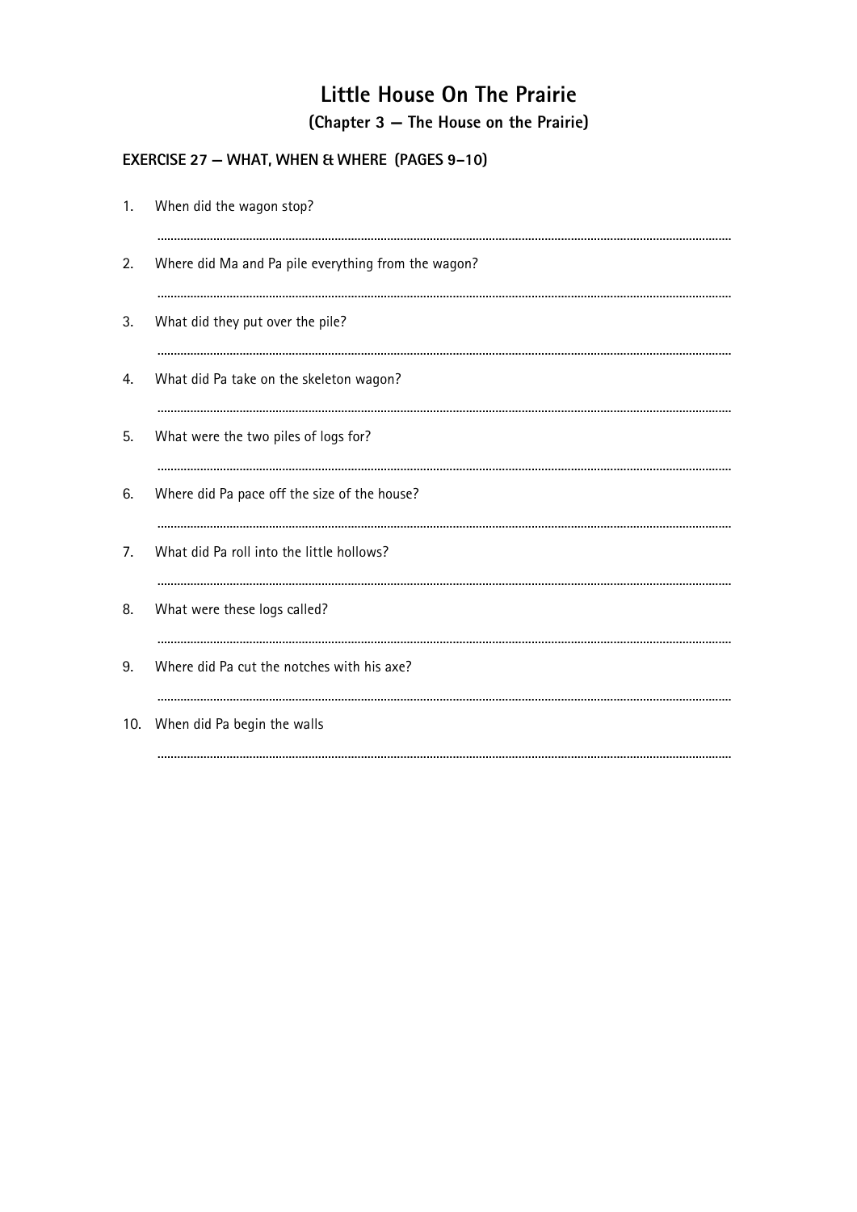# Little House On The Prairie

## (Chapter 3 — The House on the Prairie)

### EXERCISE 27 — WHAT, WHEN & WHERE (PAGES 9–10)

1. When did the wagon stop?

   ..............................................................................................................................................

2. Where did Ma and Pa pile everything from the wagon?

   ..............................................................................................................................................

3. What did they put over the pile?

   ..............................................................................................................................................

4. What did Pa take on the skeleton wagon?

   ..............................................................................................................................................

5. What were the two piles of logs for?

   ..............................................................................................................................................

6. Where did Pa pace off the size of the house?

   ..............................................................................................................................................

7. What did Pa roll into the little hollows?

   ..............................................................................................................................................

8. What were these logs called?

   ..............................................................................................................................................

9. Where did Pa cut the notches with his axe?

   ..............................................................................................................................................

10. When did Pa begin the walls

    ..............................................................................................................................................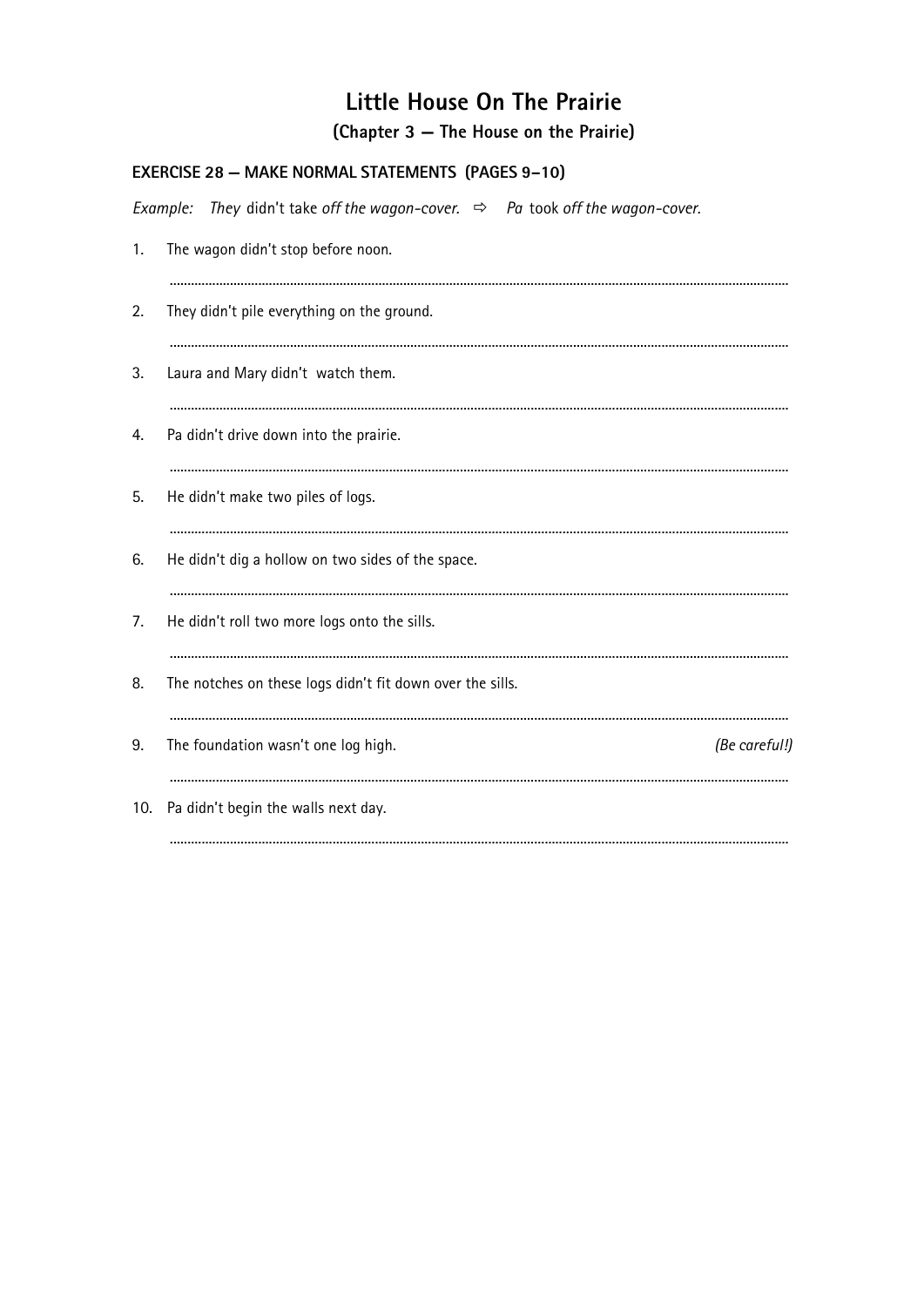# Little House On The Prairie

## (Chapter 3 — The House on the Prairie)

### EXERCISE 28 — MAKE NORMAL STATEMENTS (PAGES 9–10)

*Example:* *They* didn't take *off the wagon-cover.* ⇨ *Pa* took *off the wagon-cover.*

1. The wagon didn't stop before noon.

   ..........................................................................................

2. They didn't pile everything on the ground.

   ..........................................................................................

3. Laura and Mary didn't watch them.

   ..........................................................................................

4. Pa didn't drive down into the prairie.

   ..........................................................................................

5. He didn't make two piles of logs.

   ..........................................................................................

6. He didn't dig a hollow on two sides of the space.

   ..........................................................................................

7. He didn't roll two more logs onto the sills.

   ..........................................................................................

8. The notches on these logs didn't fit down over the sills.

   ..........................................................................................

9. The foundation wasn't one log high. *(Be careful!)*

   ..........................................................................................

10. Pa didn't begin the walls next day.

    ..........................................................................................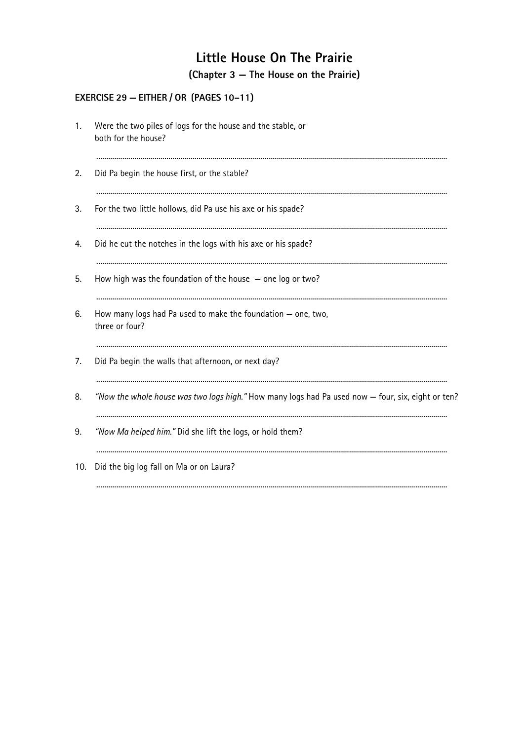# Little House On The Prairie

## (Chapter 3 — The House on the Prairie)

### EXERCISE 29 — EITHER / OR (PAGES 10–11)

1. Were the two piles of logs for the house and the stable, or both for the house?

   ........................................................................................................................................................................

2. Did Pa begin the house first, or the stable?

   ........................................................................................................................................................................

3. For the two little hollows, did Pa use his axe or his spade?

   ........................................................................................................................................................................

4. Did he cut the notches in the logs with his axe or his spade?

   ........................................................................................................................................................................

5. How high was the foundation of the house — one log or two?

   ........................................................................................................................................................................

6. How many logs had Pa used to make the foundation — one, two, three or four?

   ........................................................................................................................................................................

7. Did Pa begin the walls that afternoon, or next day?

   ........................................................................................................................................................................

8. *"Now the whole house was two logs high."* How many logs had Pa used now — four, six, eight or ten?

   ........................................................................................................................................................................

9. *"Now Ma helped him."* Did she lift the logs, or hold them?

   ........................................................................................................................................................................

10. Did the big log fall on Ma or on Laura?

    ........................................................................................................................................................................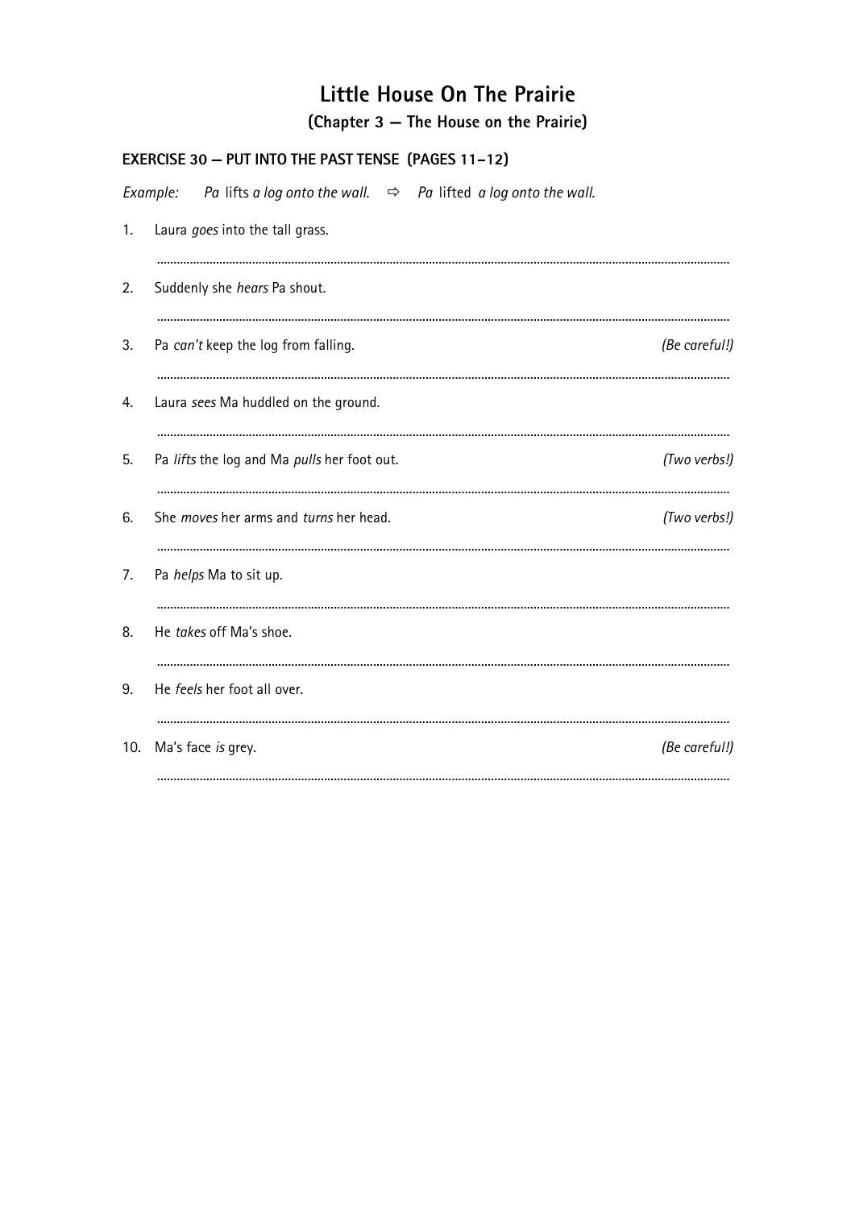# Little House On The Prairie

## (Chapter 3 — The House on the Prairie)

### EXERCISE 30 – PUT INTO THE PAST TENSE (PAGES 11–12)

*Example:* *Pa* lifts *a log onto the wall.* ⇨ *Pa* lifted *a log onto the wall.*

1. Laura *goes* into the tall grass.

   ..............................................................................................................................................

2. Suddenly she *hears* Pa shout.

   ..............................................................................................................................................

3. Pa *can't* keep the log from falling. *(Be careful!)*

   ..............................................................................................................................................

4. Laura *sees* Ma huddled on the ground.

   ..............................................................................................................................................

5. Pa *lifts* the log and Ma *pulls* her foot out. *(Two verbs!)*

   ..............................................................................................................................................

6. She *moves* her arms and *turns* her head. *(Two verbs!)*

   ..............................................................................................................................................

7. Pa *helps* Ma to sit up.

   ..............................................................................................................................................

8. He *takes* off Ma's shoe.

   ..............................................................................................................................................

9. He *feels* her foot all over.

   ..............................................................................................................................................

10. Ma's face *is* grey. *(Be careful!)*

    ..............................................................................................................................................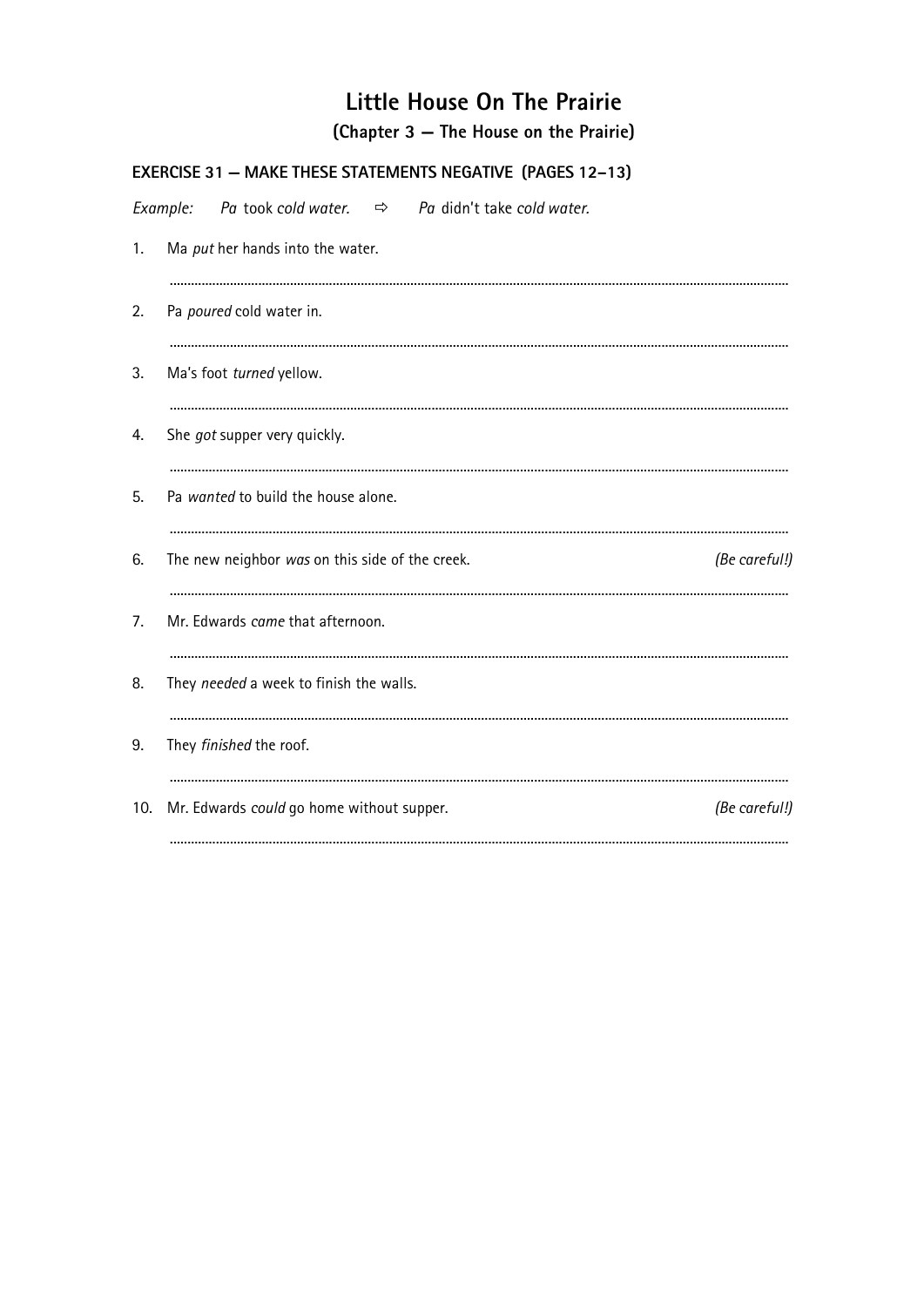# Little House On The Prairie

## (Chapter 3 — The House on the Prairie)

### EXERCISE 31 — MAKE THESE STATEMENTS NEGATIVE (PAGES 12–13)

*Example:* *Pa* took *cold water.* ⇨ *Pa* didn't take *cold water.*

1. Ma *put* her hands into the water.

   ..........................................................................................

2. Pa *poured* cold water in.

   ..........................................................................................

3. Ma's foot *turned* yellow.

   ..........................................................................................

4. She *got* supper very quickly.

   ..........................................................................................

5. Pa *wanted* to build the house alone.

   ..........................................................................................

6. The new neighbor *was* on this side of the creek. *(Be careful!)*

   ..........................................................................................

7. Mr. Edwards *came* that afternoon.

   ..........................................................................................

8. They *needed* a week to finish the walls.

   ..........................................................................................

9. They *finished* the roof.

   ..........................................................................................

10. Mr. Edwards *could* go home without supper. *(Be careful!)*

    ..........................................................................................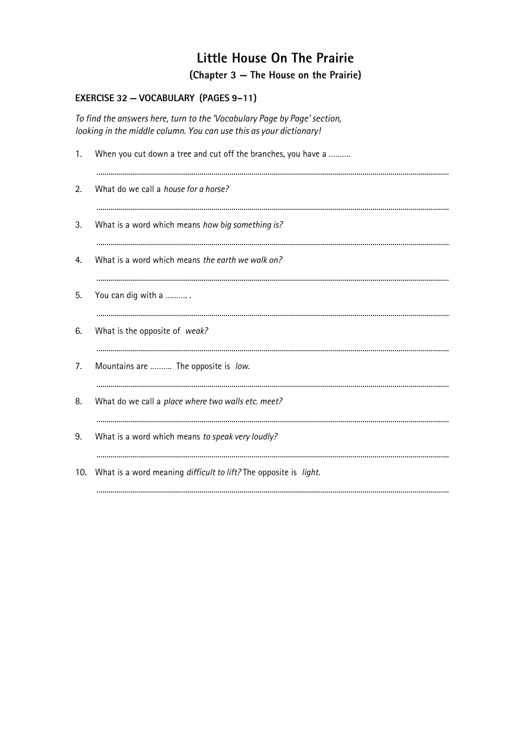# Little House On The Prairie

## (Chapter 3 – The House on the Prairie)

### EXERCISE 32 – VOCABULARY (PAGES 9–11)

*To find the answers here, turn to the 'Vocabulary Page by Page' section, looking in the middle column. You can use this as your dictionary!*

1. When you cut down a tree and cut off the branches, you have a ..........

   ..........................................................................................................................................

2. What do we call a *house for a horse?*

   ..........................................................................................................................................

3. What is a word which means *how big something is?*

   ..........................................................................................................................................

4. What is a word which means *the earth we walk on?*

   ..........................................................................................................................................

5. You can dig with a .......... .

   ..........................................................................................................................................

6. What is the opposite of *weak?*

   ..........................................................................................................................................

7. Mountains are .......... The opposite is *low.*

   ..........................................................................................................................................

8. What do we call a *place where two walls etc. meet?*

   ..........................................................................................................................................

9. What is a word which means *to speak very loudly?*

   ..........................................................................................................................................

10. What is a word meaning *difficult to lift?* The opposite is *light.*

    ..........................................................................................................................................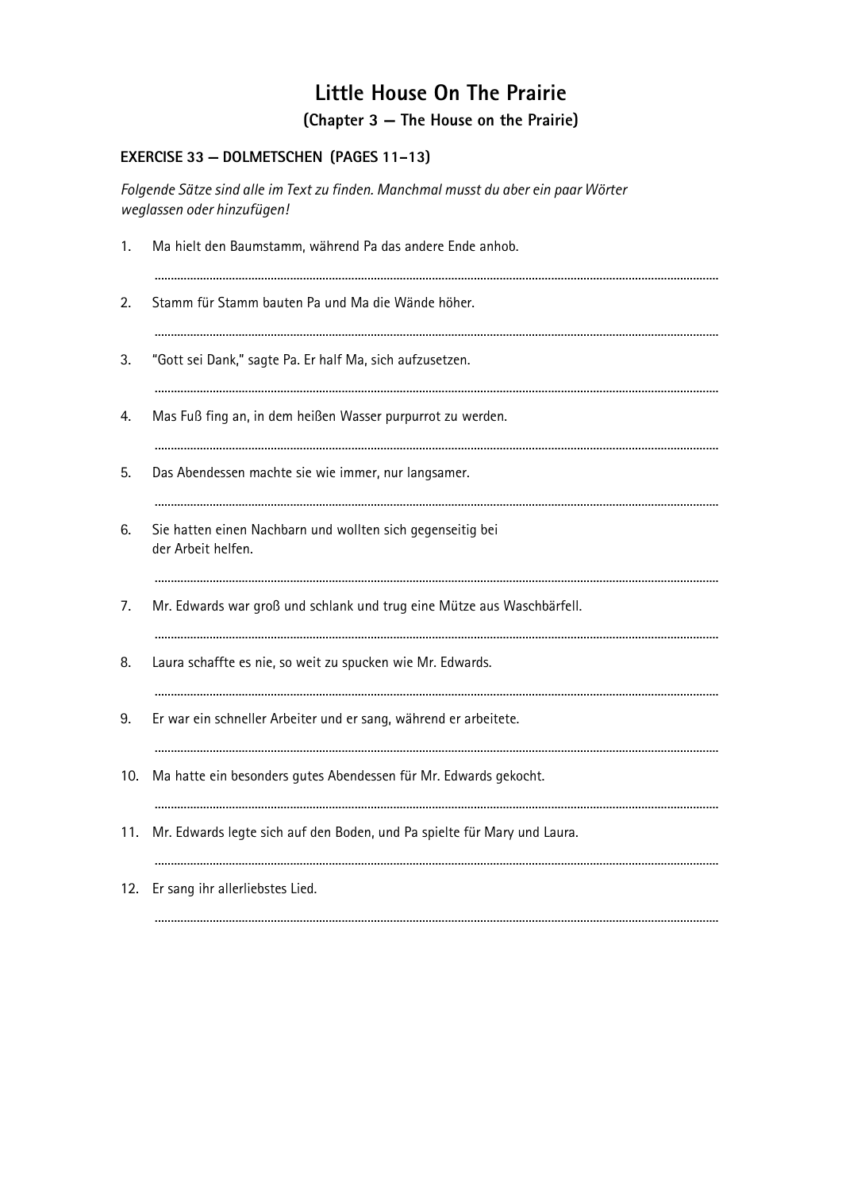# Little House On The Prairie

## (Chapter 3 — The House on the Prairie)

### EXERCISE 33 — DOLMETSCHEN (PAGES 11–13)

*Folgende Sätze sind alle im Text zu finden. Manchmal musst du aber ein paar Wörter weglassen oder hinzufügen!*

1. Ma hielt den Baumstamm, während Pa das andere Ende anhob.

   ..............................................................................................................................................

2. Stamm für Stamm bauten Pa und Ma die Wände höher.

   ..............................................................................................................................................

3. "Gott sei Dank," sagte Pa. Er half Ma, sich aufzusetzen.

   ..............................................................................................................................................

4. Mas Fuß fing an, in dem heißen Wasser purpurrot zu werden.

   ..............................................................................................................................................

5. Das Abendessen machte sie wie immer, nur langsamer.

   ..............................................................................................................................................

6. Sie hatten einen Nachbarn und wollten sich gegenseitig bei der Arbeit helfen.

   ..............................................................................................................................................

7. Mr. Edwards war groß und schlank und trug eine Mütze aus Waschbärfell.

   ..............................................................................................................................................

8. Laura schaffte es nie, so weit zu spucken wie Mr. Edwards.

   ..............................................................................................................................................

9. Er war ein schneller Arbeiter und er sang, während er arbeitete.

   ..............................................................................................................................................

10. Ma hatte ein besonders gutes Abendessen für Mr. Edwards gekocht.

    ..............................................................................................................................................

11. Mr. Edwards legte sich auf den Boden, und Pa spielte für Mary und Laura.

    ..............................................................................................................................................

12. Er sang ihr allerliebstes Lied.

    ..............................................................................................................................................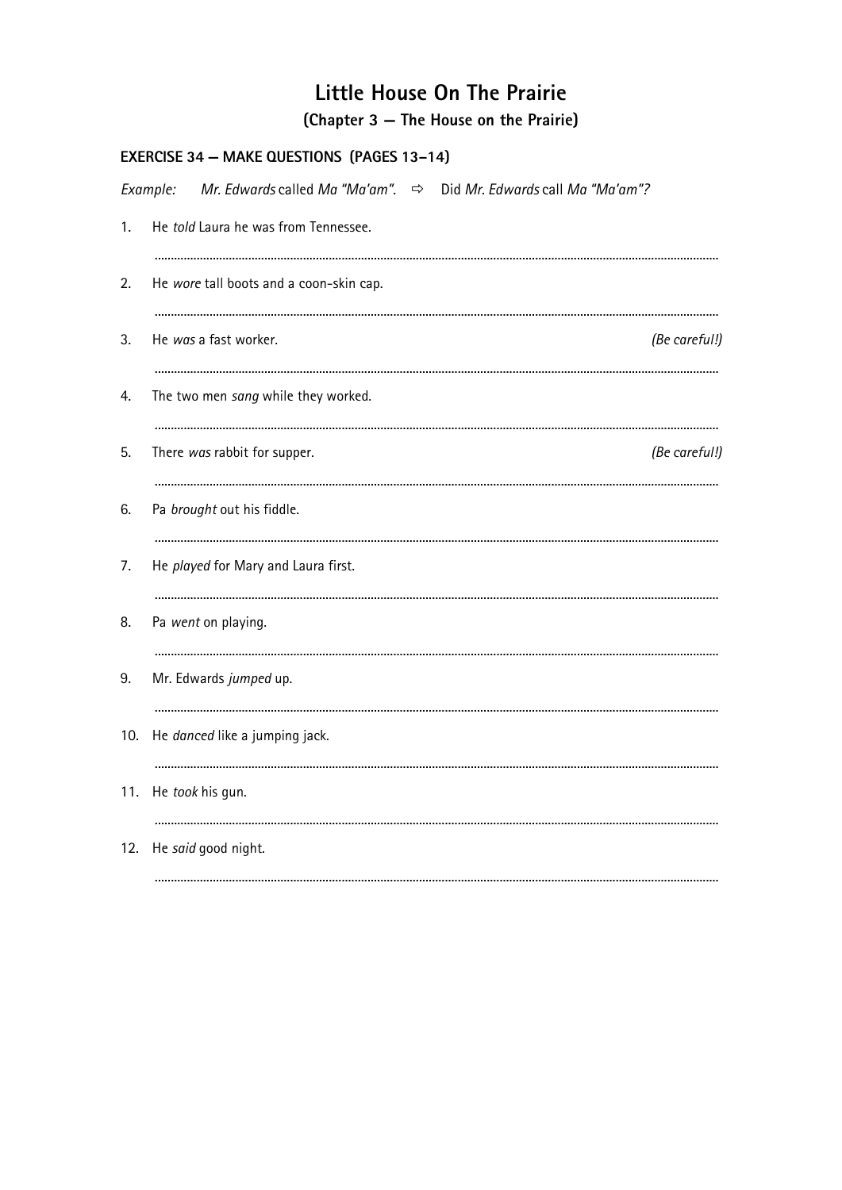# Little House On The Prairie

## (Chapter 3 — The House on the Prairie)

### EXERCISE 34 – MAKE QUESTIONS (PAGES 13–14)

*Example:* *Mr. Edwards* called *Ma "Ma'am".* ⇨ Did *Mr. Edwards* call *Ma "Ma'am"?*

1. He *told* Laura he was from Tennessee.

   ..........................................................................................

2. He *wore* tall boots and a coon-skin cap.

   ..........................................................................................

3. He *was* a fast worker. *(Be careful!)*

   ..........................................................................................

4. The two men *sang* while they worked.

   ..........................................................................................

5. There *was* rabbit for supper. *(Be careful!)*

   ..........................................................................................

6. Pa *brought* out his fiddle.

   ..........................................................................................

7. He *played* for Mary and Laura first.

   ..........................................................................................

8. Pa *went* on playing.

   ..........................................................................................

9. Mr. Edwards *jumped* up.

   ..........................................................................................

10. He *danced* like a jumping jack.

    ..........................................................................................

11. He *took* his gun.

    ..........................................................................................

12. He *said* good night.

    ..........................................................................................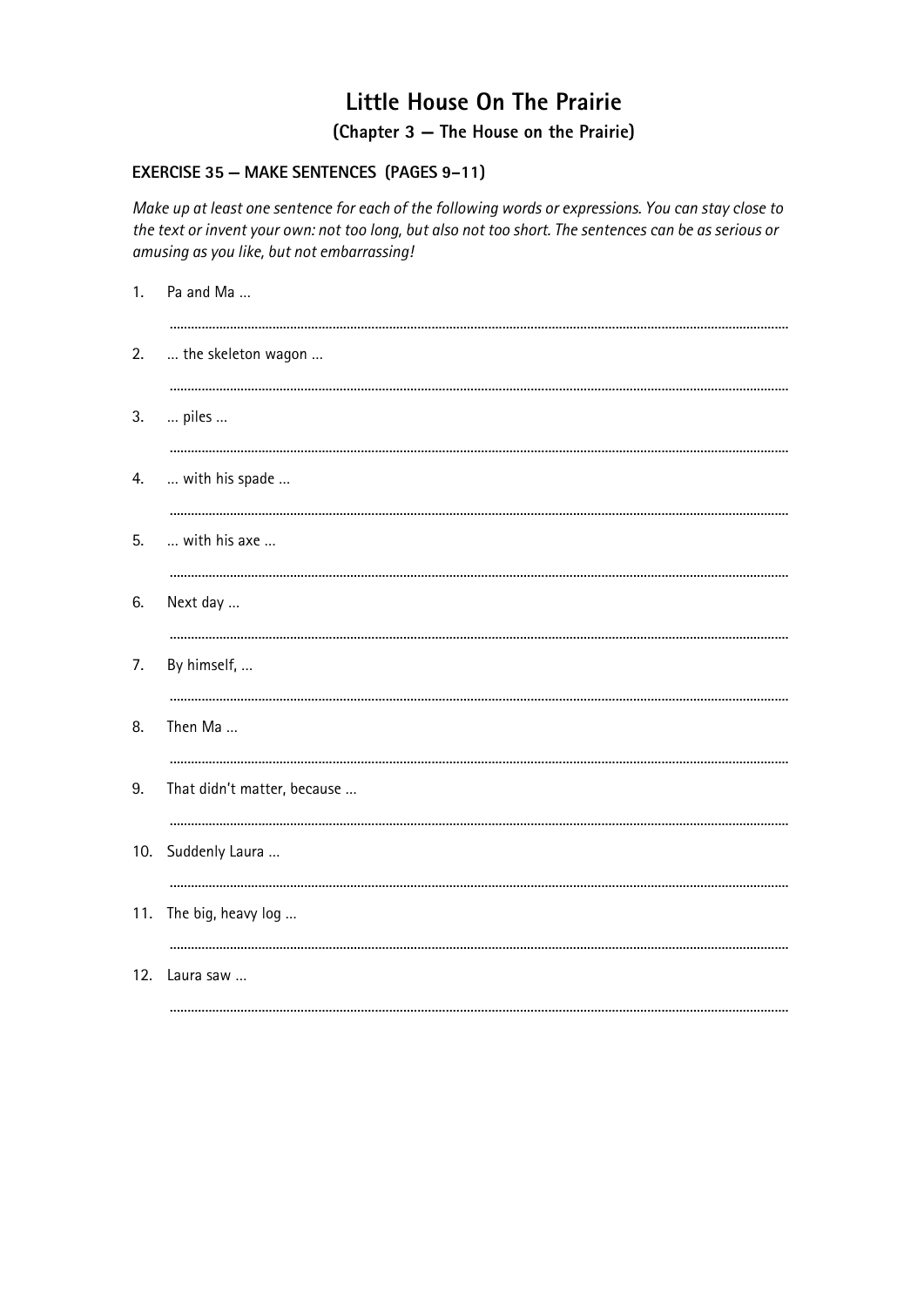# Little House On The Prairie

## (Chapter 3 — The House on the Prairie)

### EXERCISE 35 – MAKE SENTENCES (PAGES 9–11)

*Make up at least one sentence for each of the following words or expressions. You can stay close to the text or invent your own: not too long, but also not too short. The sentences can be as serious or amusing as you like, but not embarrassing!*

1. Pa and Ma ...

   ..........................................................................................................................................................

2. ... the skeleton wagon ...

   ..........................................................................................................................................................

3. ... piles ...

   ..........................................................................................................................................................

4. ... with his spade ...

   ..........................................................................................................................................................

5. ... with his axe ...

   ..........................................................................................................................................................

6. Next day ...

   ..........................................................................................................................................................

7. By himself, ...

   ..........................................................................................................................................................

8. Then Ma ...

   ..........................................................................................................................................................

9. That didn't matter, because ...

   ..........................................................................................................................................................

10. Suddenly Laura ...

    ..........................................................................................................................................................

11. The big, heavy log ...

    ..........................................................................................................................................................

12. Laura saw ...

    ..........................................................................................................................................................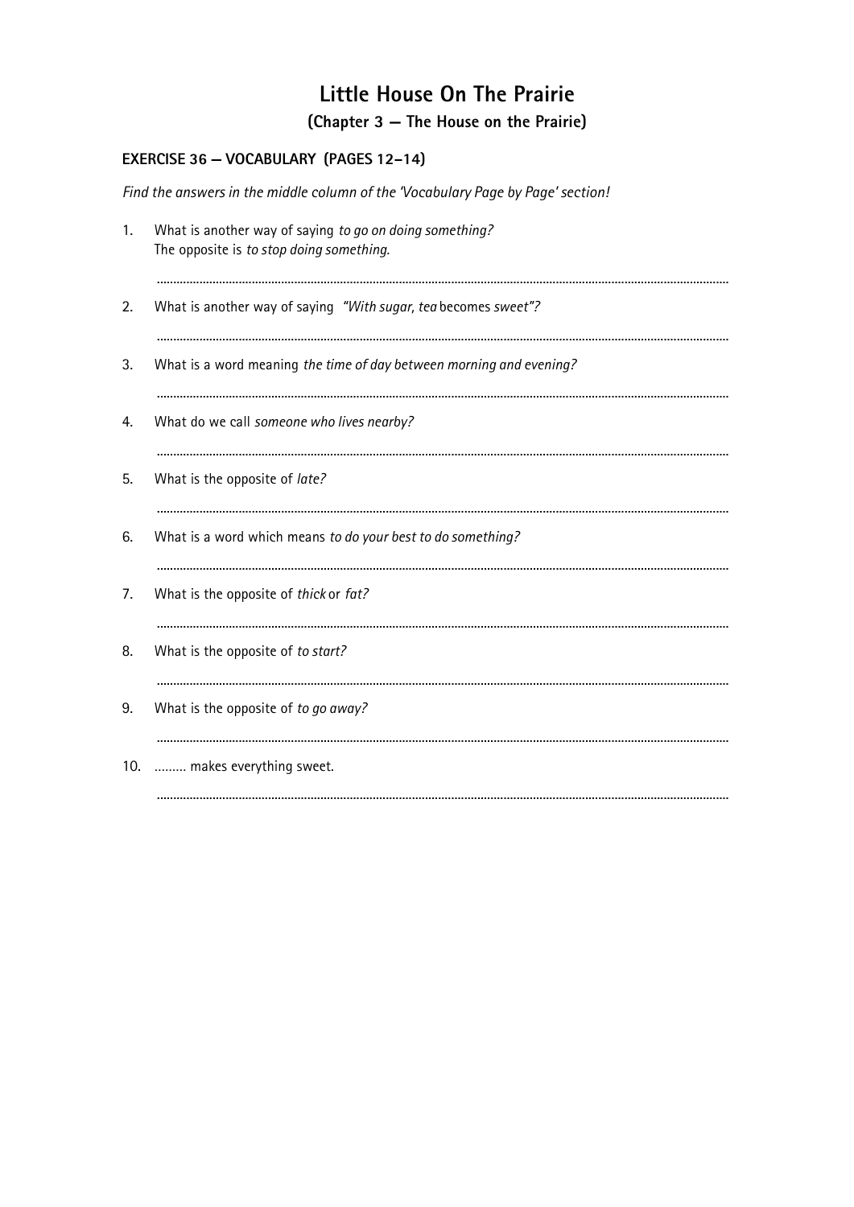# Little House On The Prairie

## (Chapter 3 — The House on the Prairie)

### EXERCISE 36 — VOCABULARY (PAGES 12–14)

*Find the answers in the middle column of the 'Vocabulary Page by Page' section!*

1. What is another way of saying *to go on doing something?*
   The opposite is *to stop doing something.*

   ..........................................................................................

2. What is another way of saying *"With sugar, tea* becomes *sweet"?*

   ..........................................................................................

3. What is a word meaning *the time of day between morning and evening?*

   ..........................................................................................

4. What do we call *someone who lives nearby?*

   ..........................................................................................

5. What is the opposite of *late?*

   ..........................................................................................

6. What is a word which means *to do your best to do something?*

   ..........................................................................................

7. What is the opposite of *thick* or *fat?*

   ..........................................................................................

8. What is the opposite of *to start?*

   ..........................................................................................

9. What is the opposite of *to go away?*

   ..........................................................................................

10. ......... makes everything sweet.

    ..........................................................................................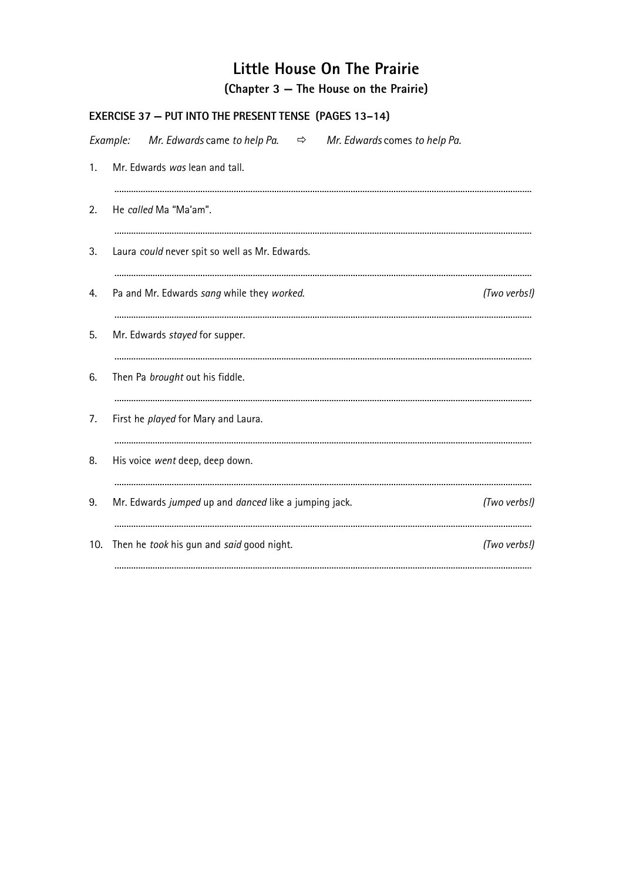# Little House On The Prairie

## (Chapter 3 — The House on the Prairie)

### EXERCISE 37 — PUT INTO THE PRESENT TENSE (PAGES 13–14)

*Example:* *Mr. Edwards* came *to help Pa.* ⇨ *Mr. Edwards* comes *to help Pa.*

1. Mr. Edwards *was* lean and tall.

   ..........................................................................................

2. He *called* Ma "Ma'am".

   ..........................................................................................

3. Laura *could* never spit so well as Mr. Edwards.

   ..........................................................................................

4. Pa and Mr. Edwards *sang* while they *worked.* *(Two verbs!)*

   ..........................................................................................

5. Mr. Edwards *stayed* for supper.

   ..........................................................................................

6. Then Pa *brought* out his fiddle.

   ..........................................................................................

7. First he *played* for Mary and Laura.

   ..........................................................................................

8. His voice *went* deep, deep down.

   ..........................................................................................

9. Mr. Edwards *jumped* up and *danced* like a jumping jack. *(Two verbs!)*

   ..........................................................................................

10. Then he *took* his gun and *said* good night. *(Two verbs!)*

    ..........................................................................................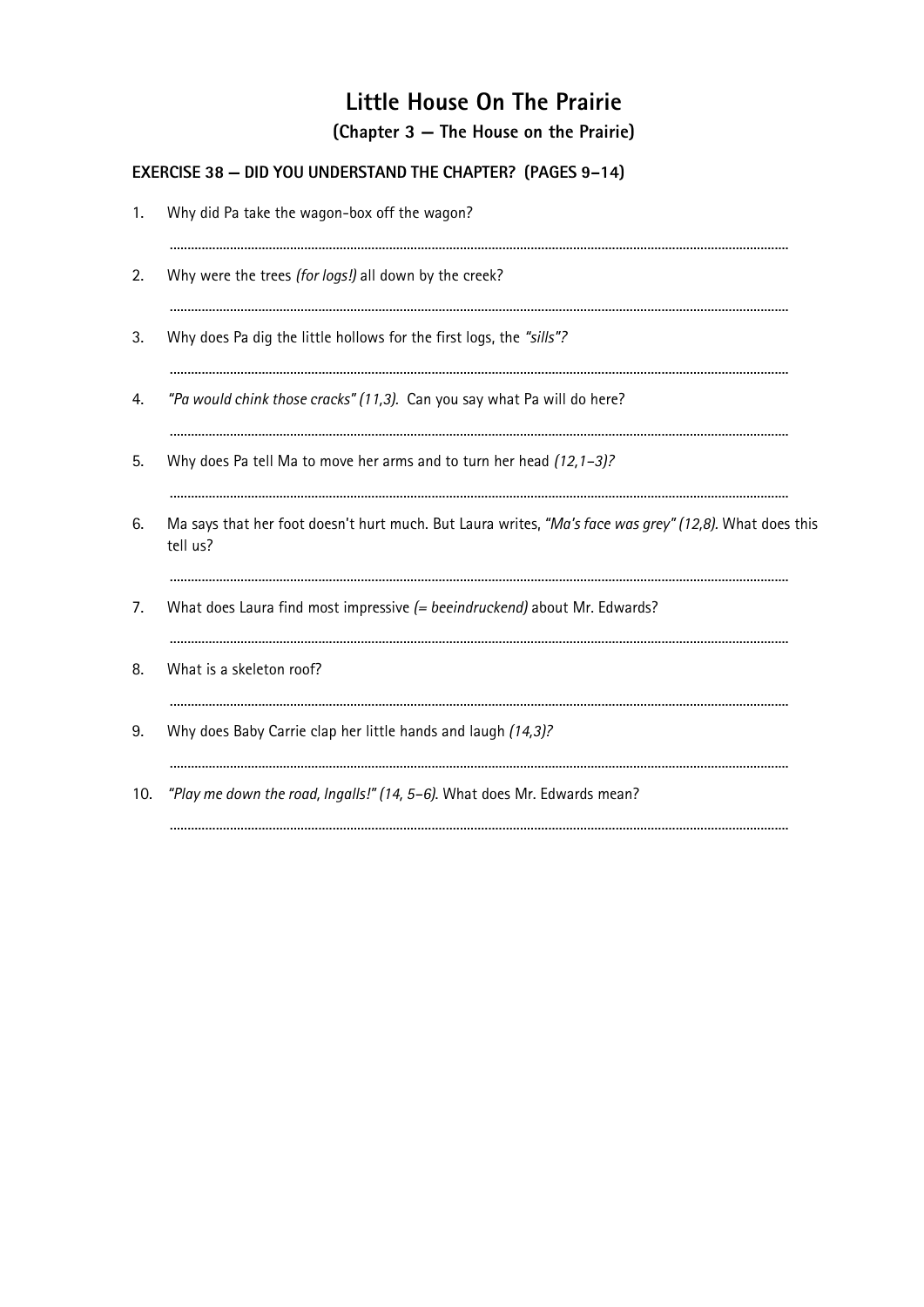# Little House On The Prairie

## (Chapter 3 — The House on the Prairie)

### EXERCISE 38 — DID YOU UNDERSTAND THE CHAPTER? (PAGES 9–14)

1. Why did Pa take the wagon-box off the wagon?

   ..........................................................................................................................................................

2. Why were the trees *(for logs!)* all down by the creek?

   ..........................................................................................................................................................

3. Why does Pa dig the little hollows for the first logs, the *"sills"?*

   ..........................................................................................................................................................

4. *"Pa would chink those cracks" (11,3).* Can you say what Pa will do here?

   ..........................................................................................................................................................

5. Why does Pa tell Ma to move her arms and to turn her head *(12,1–3)?*

   ..........................................................................................................................................................

6. Ma says that her foot doesn't hurt much. But Laura writes, *"Ma's face was grey" (12,8).* What does this tell us?

   ..........................................................................................................................................................

7. What does Laura find most impressive *(= beeindruckend)* about Mr. Edwards?

   ..........................................................................................................................................................

8. What is a skeleton roof?

   ..........................................................................................................................................................

9. Why does Baby Carrie clap her little hands and laugh *(14,3)?*

   ..........................................................................................................................................................

10. *"Play me down the road, Ingalls!" (14, 5–6).* What does Mr. Edwards mean?

    ..........................................................................................................................................................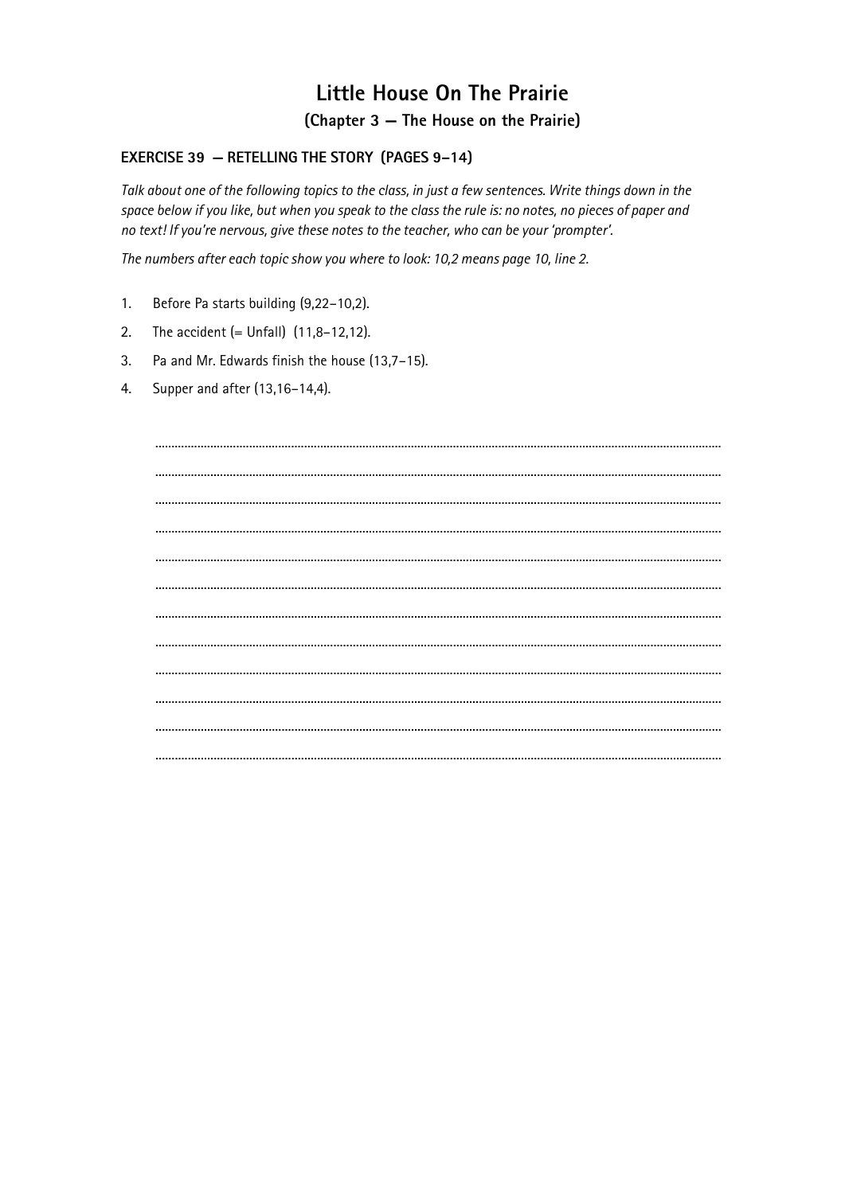# Little House On The Prairie

## (Chapter 3 — The House on the Prairie)

### EXERCISE 39 — RETELLING THE STORY (PAGES 9–14)

*Talk about one of the following topics to the class, in just a few sentences. Write things down in the space below if you like, but when you speak to the class the rule is: no notes, no pieces of paper and no text! If you're nervous, give these notes to the teacher, who can be your 'prompter'.*

*The numbers after each topic show you where to look: 10,2 means page 10, line 2.*

1. Before Pa starts building (9,22–10,2).
2. The accident (= Unfall) (11,8–12,12).
3. Pa and Mr. Edwards finish the house (13,7–15).
4. Supper and after (13,16–14,4).

..................................................................................................................................................................

..................................................................................................................................................................

..................................................................................................................................................................

..................................................................................................................................................................

..................................................................................................................................................................

..................................................................................................................................................................

..................................................................................................................................................................

..................................................................................................................................................................

..................................................................................................................................................................

..................................................................................................................................................................

..................................................................................................................................................................

..................................................................................................................................................................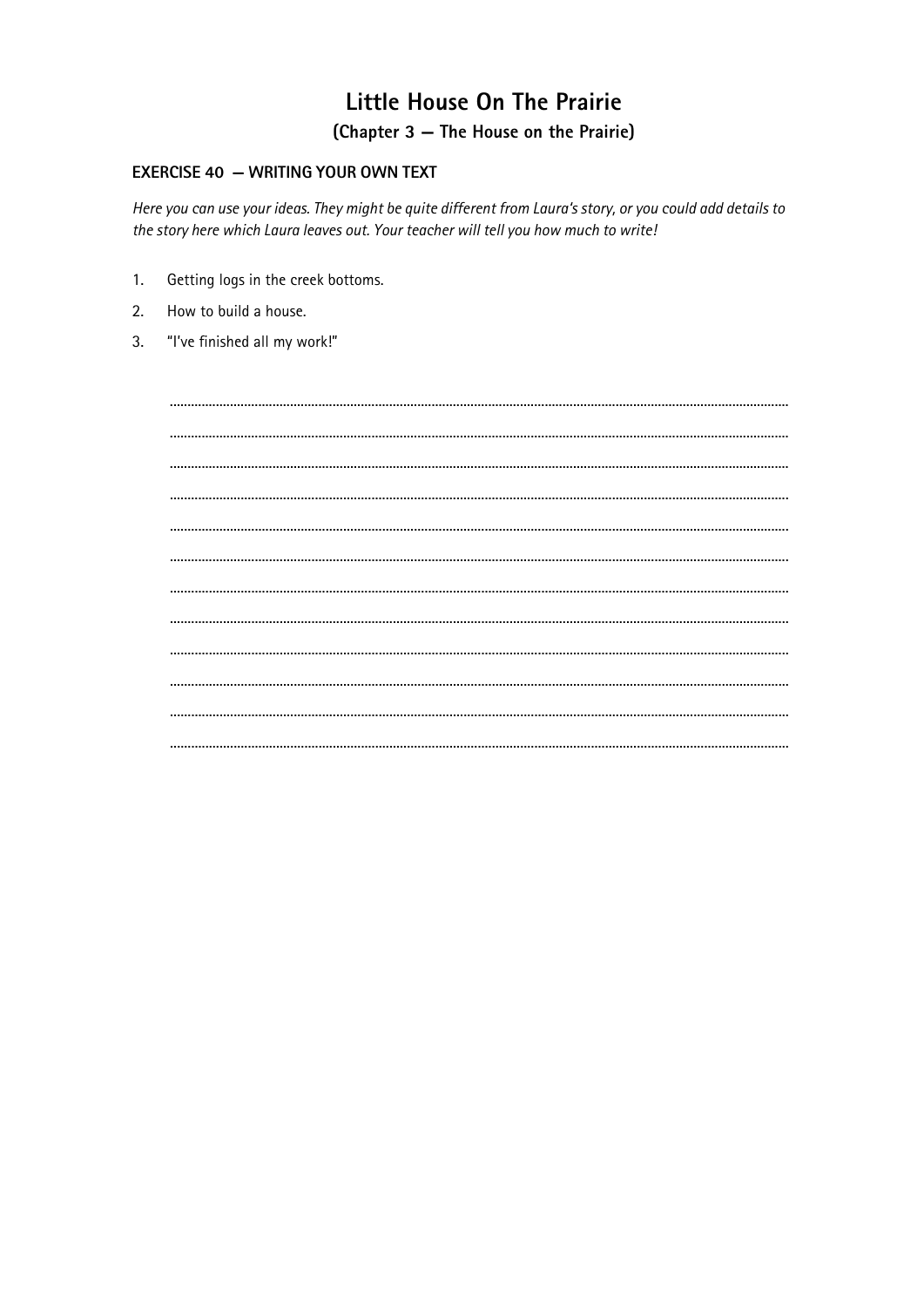# Little House On The Prairie

## (Chapter 3 — The House on the Prairie)

### EXERCISE 40 — WRITING YOUR OWN TEXT

*Here you can use your ideas. They might be quite different from Laura's story, or you could add details to the story here which Laura leaves out. Your teacher will tell you how much to write!*

1. Getting logs in the creek bottoms.
2. How to build a house.
3. "I've finished all my work!"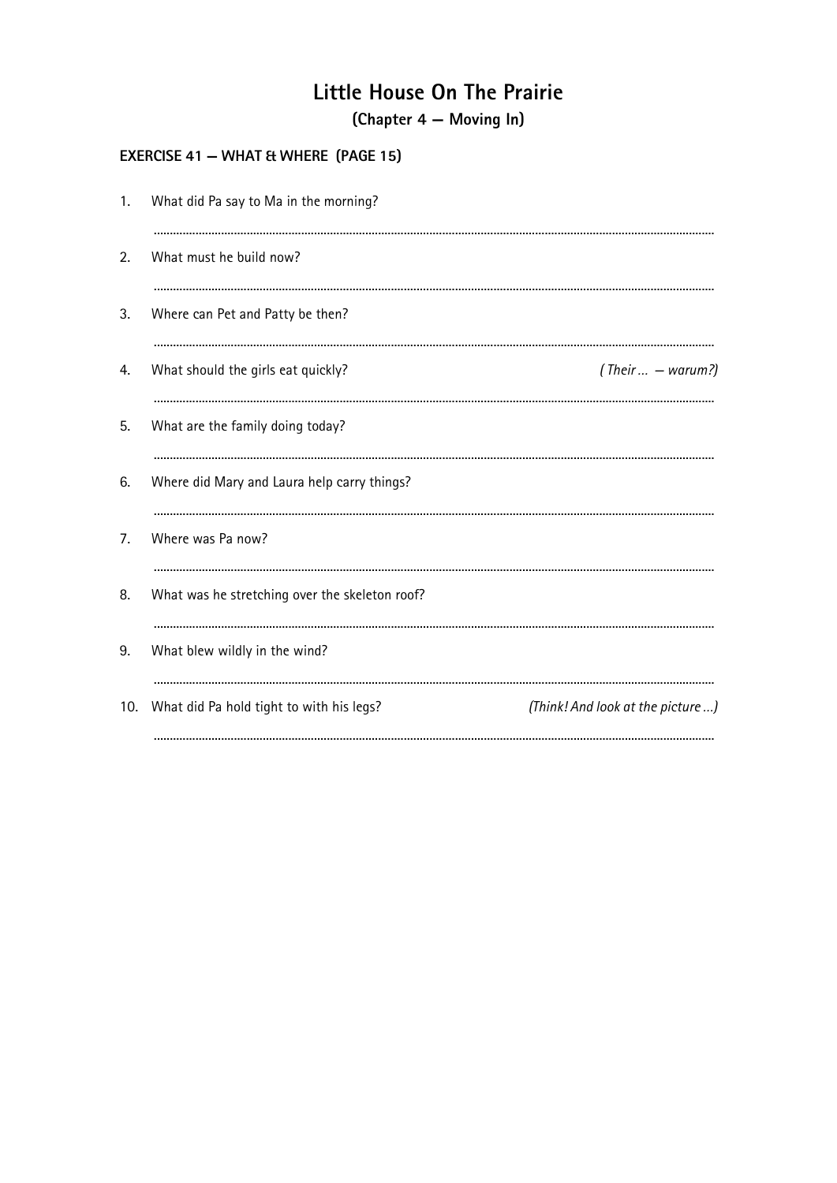# Little House On The Prairie

## (Chapter 4 – Moving In)

### EXERCISE 41 – WHAT & WHERE (PAGE 15)

1. What did Pa say to Ma in the morning?

   ..............................................................................................................................................

2. What must he build now?

   ..............................................................................................................................................

3. Where can Pet and Patty be then?

   ..............................................................................................................................................

4. What should the girls eat quickly? *( Their ... – warum?)*

   ..............................................................................................................................................

5. What are the family doing today?

   ..............................................................................................................................................

6. Where did Mary and Laura help carry things?

   ..............................................................................................................................................

7. Where was Pa now?

   ..............................................................................................................................................

8. What was he stretching over the skeleton roof?

   ..............................................................................................................................................

9. What blew wildly in the wind?

   ..............................................................................................................................................

10. What did Pa hold tight to with his legs? *(Think! And look at the picture ...)*

    ..............................................................................................................................................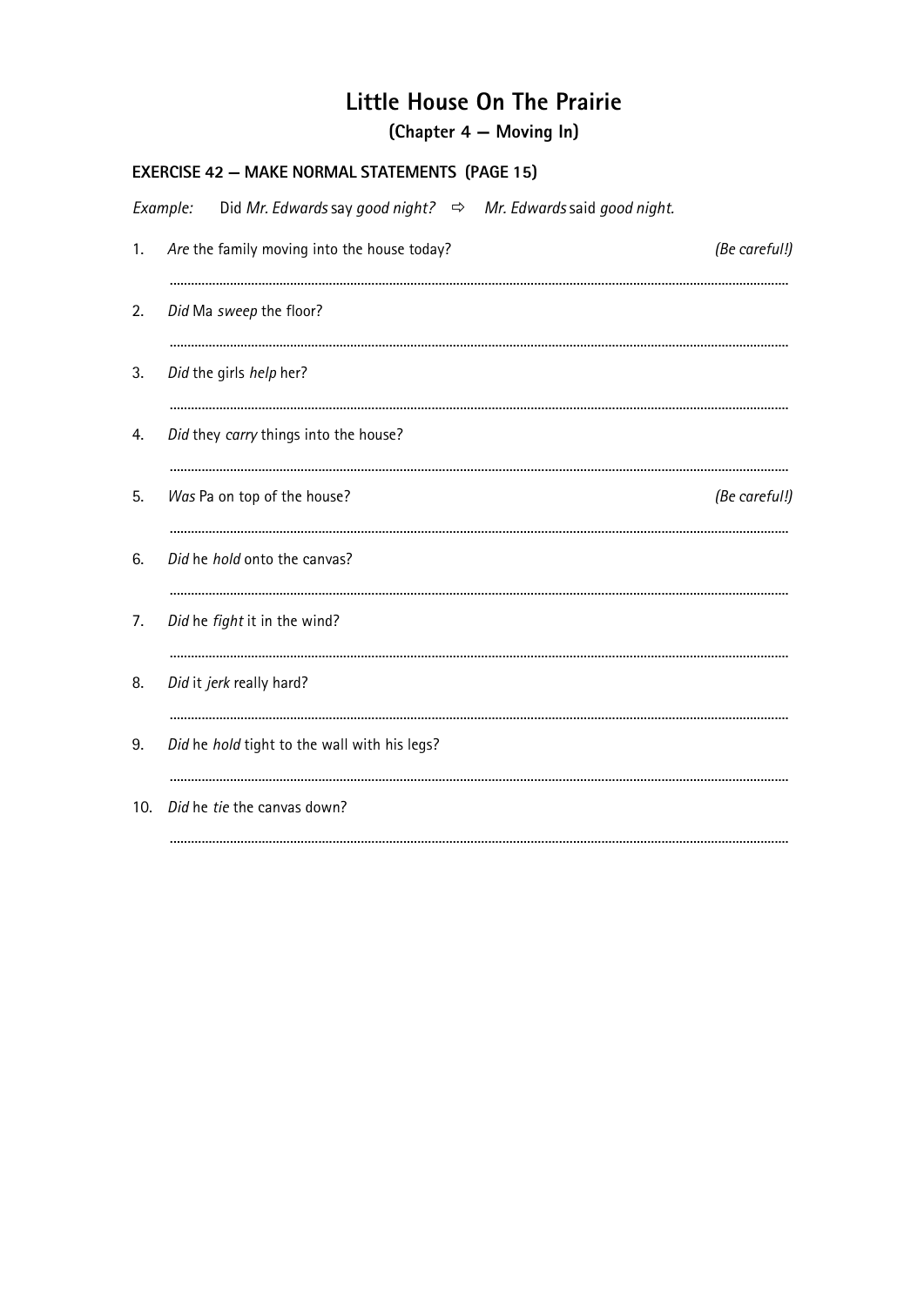# Little House On The Prairie

## (Chapter 4 — Moving In)

### EXERCISE 42 — MAKE NORMAL STATEMENTS (PAGE 15)

*Example:* Did *Mr. Edwards* say *good night?* ⇨ *Mr. Edwards* said *good night.*

1. *Are* the family moving into the house today? *(Be careful!)*

   ..............................................................................................................................................

2. *Did* Ma *sweep* the floor?

   ..............................................................................................................................................

3. *Did* the girls *help* her?

   ..............................................................................................................................................

4. *Did* they *carry* things into the house?

   ..............................................................................................................................................

5. *Was* Pa on top of the house? *(Be careful!)*

   ..............................................................................................................................................

6. *Did* he *hold* onto the canvas?

   ..............................................................................................................................................

7. *Did* he *fight* it in the wind?

   ..............................................................................................................................................

8. *Did* it *jerk* really hard?

   ..............................................................................................................................................

9. *Did* he *hold* tight to the wall with his legs?

   ..............................................................................................................................................

10. *Did* he *tie* the canvas down?

    ..............................................................................................................................................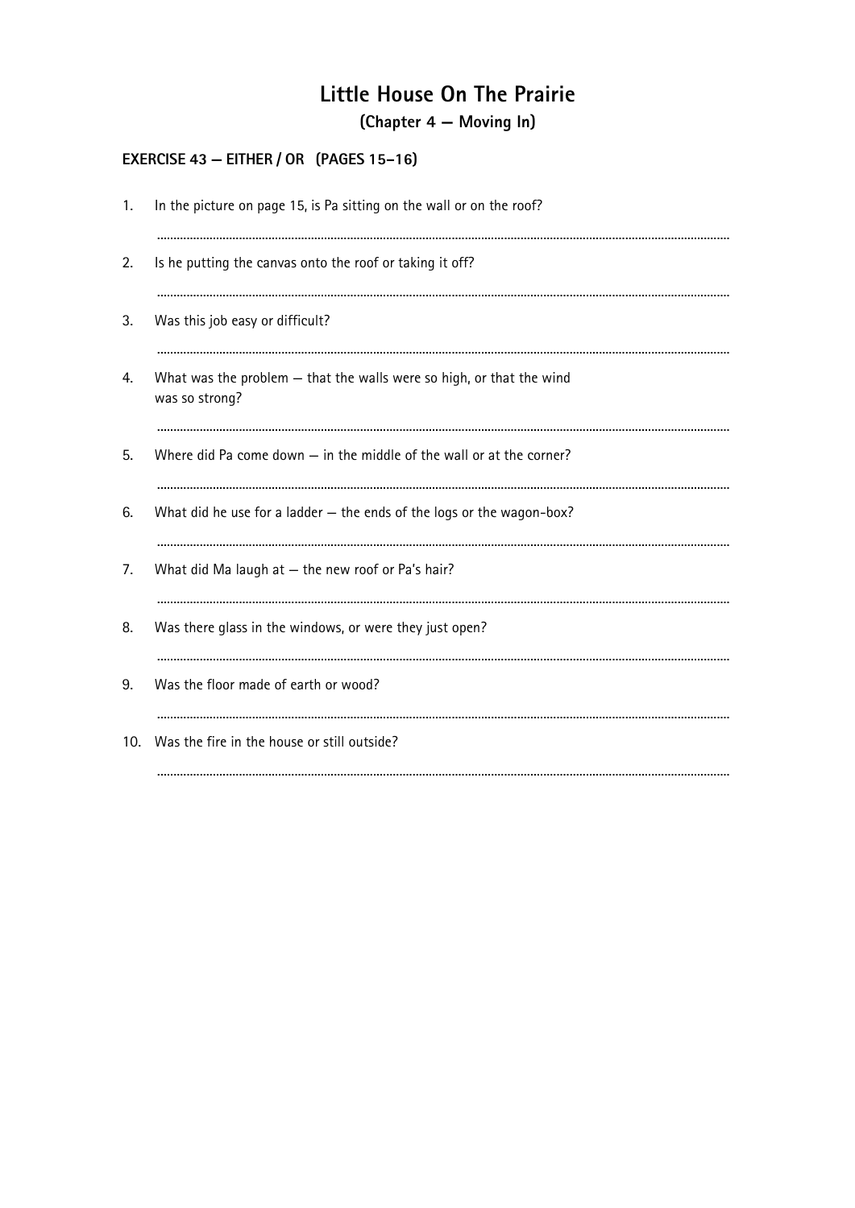# Little House On The Prairie

## (Chapter 4 – Moving In)

### EXERCISE 43 – EITHER / OR (PAGES 15–16)

1. In the picture on page 15, is Pa sitting on the wall or on the roof?

   ..................................................................................................................................................

2. Is he putting the canvas onto the roof or taking it off?

   ..................................................................................................................................................

3. Was this job easy or difficult?

   ..................................................................................................................................................

4. What was the problem – that the walls were so high, or that the wind was so strong?

   ..................................................................................................................................................

5. Where did Pa come down – in the middle of the wall or at the corner?

   ..................................................................................................................................................

6. What did he use for a ladder – the ends of the logs or the wagon-box?

   ..................................................................................................................................................

7. What did Ma laugh at – the new roof or Pa's hair?

   ..................................................................................................................................................

8. Was there glass in the windows, or were they just open?

   ..................................................................................................................................................

9. Was the floor made of earth or wood?

   ..................................................................................................................................................

10. Was the fire in the house or still outside?

    ..................................................................................................................................................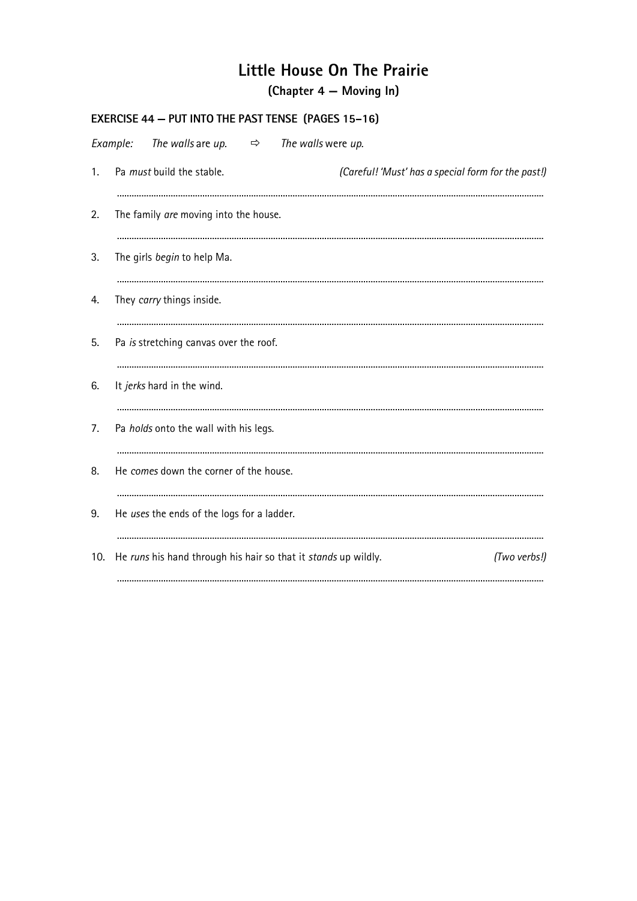# Little House On The Prairie

## (Chapter 4 — Moving In)

### EXERCISE 44 – PUT INTO THE PAST TENSE (PAGES 15–16)

*Example:* *The walls* are *up.* ⇨ *The walls* were *up.*

1. Pa *must* build the stable. *(Careful! 'Must' has a special form for the past!)*

   ..............................................................................................................................................

2. The family *are* moving into the house.

   ..............................................................................................................................................

3. The girls *begin* to help Ma.

   ..............................................................................................................................................

4. They *carry* things inside.

   ..............................................................................................................................................

5. Pa *is* stretching canvas over the roof.

   ..............................................................................................................................................

6. It *jerks* hard in the wind.

   ..............................................................................................................................................

7. Pa *holds* onto the wall with his legs.

   ..............................................................................................................................................

8. He *comes* down the corner of the house.

   ..............................................................................................................................................

9. He *uses* the ends of the logs for a ladder.

   ..............................................................................................................................................

10. He *runs* his hand through his hair so that it *stands* up wildly. *(Two verbs!)*

    ..............................................................................................................................................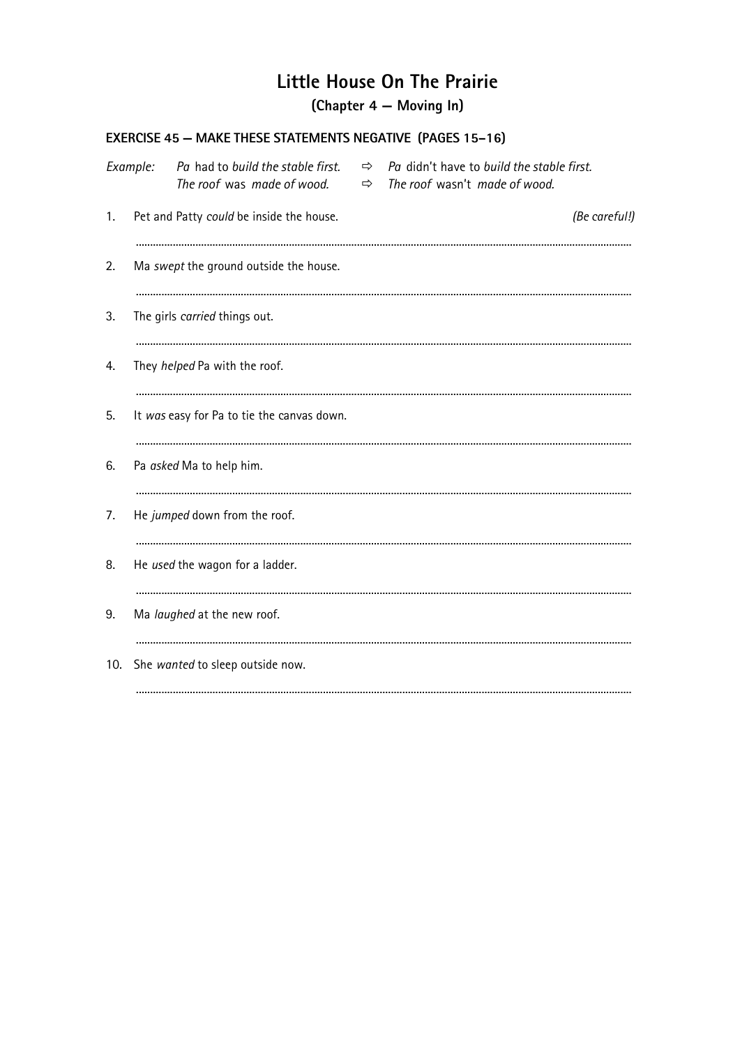# Little House On The Prairie

## (Chapter 4 — Moving In)

### EXERCISE 45 – MAKE THESE STATEMENTS NEGATIVE (PAGES 15–16)

*Example:* *Pa* had to *build the stable first.* ⇨ *Pa* didn't have to *build the stable first.*
*The roof* was *made of wood.* ⇨ *The roof* wasn't *made of wood.*

1. Pet and Patty *could* be inside the house. *(Be careful!)*

   ..........................................................................................

2. Ma *swept* the ground outside the house.

   ..........................................................................................

3. The girls *carried* things out.

   ..........................................................................................

4. They *helped* Pa with the roof.

   ..........................................................................................

5. It *was* easy for Pa to tie the canvas down.

   ..........................................................................................

6. Pa *asked* Ma to help him.

   ..........................................................................................

7. He *jumped* down from the roof.

   ..........................................................................................

8. He *used* the wagon for a ladder.

   ..........................................................................................

9. Ma *laughed* at the new roof.

   ..........................................................................................

10. She *wanted* to sleep outside now.

   ..........................................................................................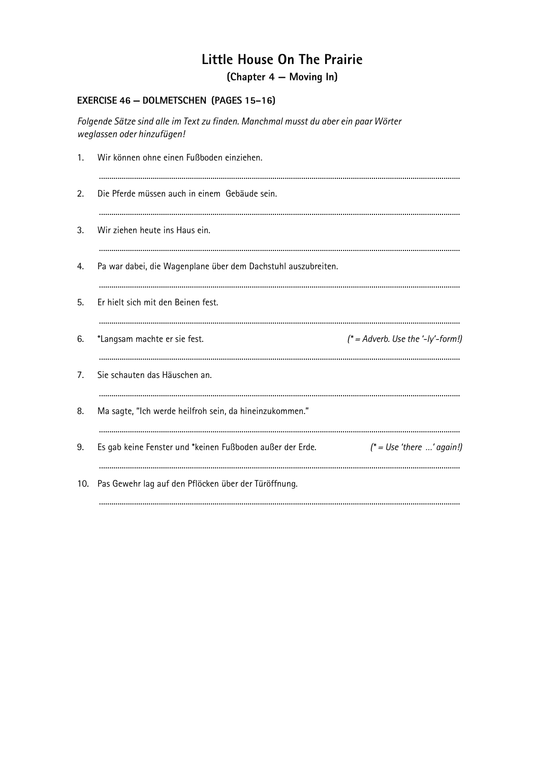# Little House On The Prairie

## (Chapter 4 — Moving In)

### EXERCISE 46 — DOLMETSCHEN (PAGES 15–16)

*Folgende Sätze sind alle im Text zu finden. Manchmal musst du aber ein paar Wörter weglassen oder hinzufügen!*

1. Wir können ohne einen Fußboden einziehen.

   ..................................................................................................................................................................

2. Die Pferde müssen auch in einem Gebäude sein.

   ..................................................................................................................................................................

3. Wir ziehen heute ins Haus ein.

   ..................................................................................................................................................................

4. Pa war dabei, die Wagenplane über dem Dachstuhl auszubreiten.

   ..................................................................................................................................................................

5. Er hielt sich mit den Beinen fest.

   ..................................................................................................................................................................

6. *Langsam machte er sie fest. *(* = Adverb. Use the '-ly'-form!)*

   ..................................................................................................................................................................

7. Sie schauten das Häuschen an.

   ..................................................................................................................................................................

8. Ma sagte, "Ich werde heilfroh sein, da hineinzukommen."

   ..................................................................................................................................................................

9. Es gab keine Fenster und *keinen Fußboden außer der Erde. *(* = Use 'there ...' again!)*

   ..................................................................................................................................................................

10. Pas Gewehr lag auf den Pflöcken über der Türöffnung.

    ..................................................................................................................................................................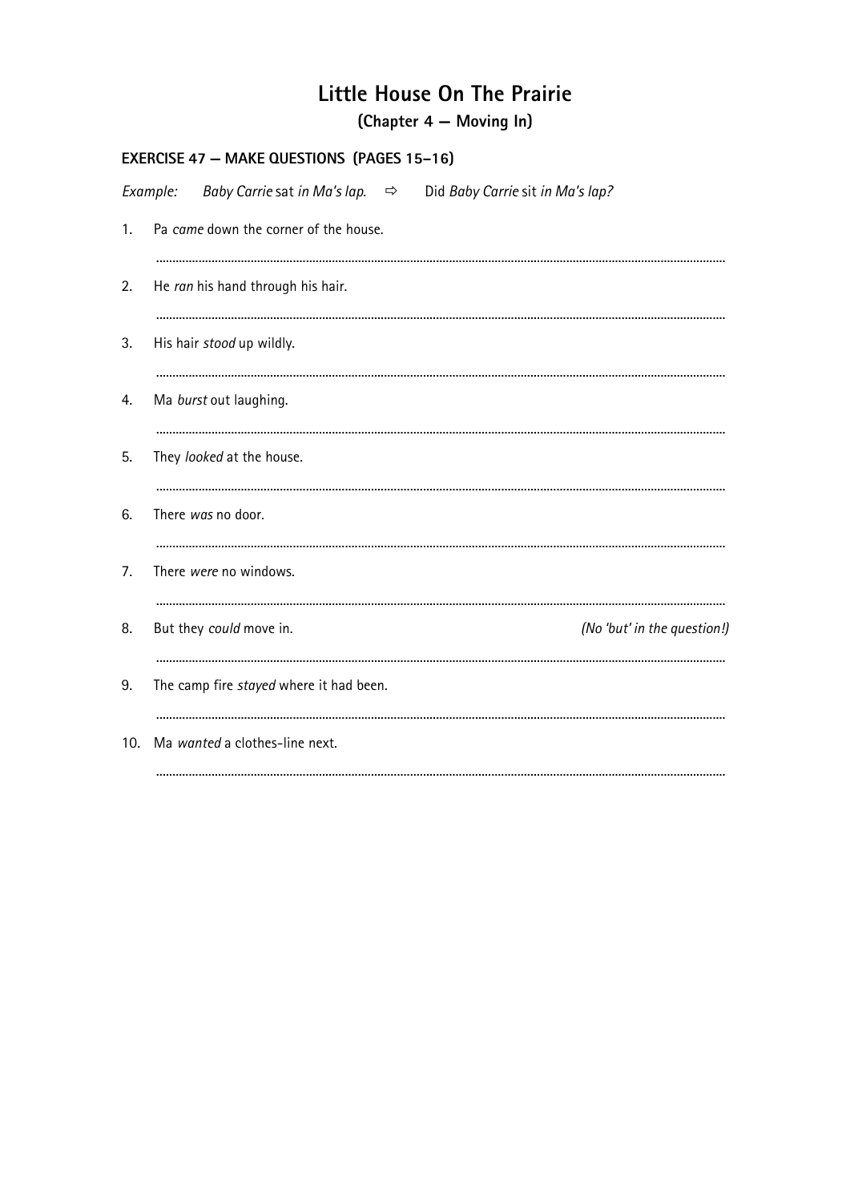# Little House On The Prairie

## (Chapter 4 — Moving In)

### EXERCISE 47 – MAKE QUESTIONS (PAGES 15–16)

*Example:* *Baby Carrie* sat *in Ma's lap.* ⇨ Did *Baby Carrie* sit *in Ma's lap?*

1. Pa *came* down the corner of the house.

   ..............................................................................................................................................

2. He *ran* his hand through his hair.

   ..............................................................................................................................................

3. His hair *stood* up wildly.

   ..............................................................................................................................................

4. Ma *burst* out laughing.

   ..............................................................................................................................................

5. They *looked* at the house.

   ..............................................................................................................................................

6. There *was* no door.

   ..............................................................................................................................................

7. There *were* no windows.

   ..............................................................................................................................................

8. But they *could* move in. *(No 'but' in the question!)*

   ..............................................................................................................................................

9. The camp fire *stayed* where it had been.

   ..............................................................................................................................................

10. Ma *wanted* a clothes-line next.

    ..............................................................................................................................................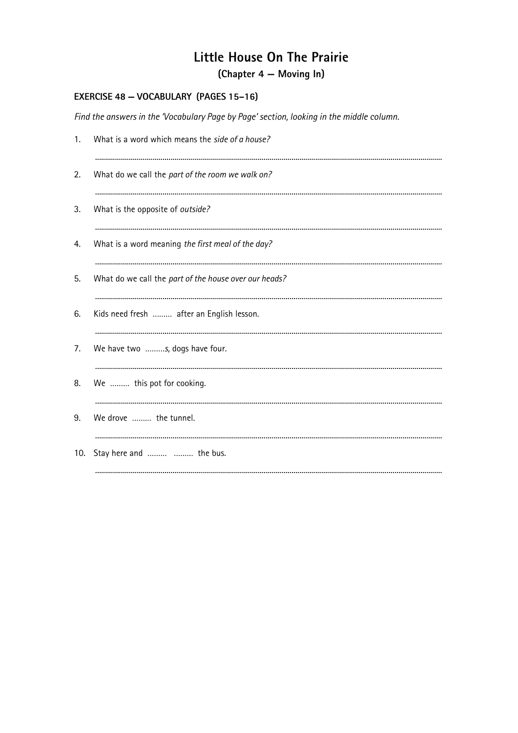# Little House On The Prairie

## (Chapter 4 — Moving In)

### EXERCISE 48 — VOCABULARY (PAGES 15–16)

*Find the answers in the 'Vocabulary Page by Page' section, looking in the middle column.*

1. What is a word which means the *side of a house?*

   ......................................................................................................................................................

2. What do we call the *part of the room we walk on?*

   ......................................................................................................................................................

3. What is the opposite of *outside?*

   ......................................................................................................................................................

4. What is a word meaning *the first meal of the day?*

   ......................................................................................................................................................

5. What do we call the *part of the house over our heads?*

   ......................................................................................................................................................

6. Kids need fresh ......... after an English lesson.

   ......................................................................................................................................................

7. We have two .........s, dogs have four.

   ......................................................................................................................................................

8. We ......... this pot for cooking.

   ......................................................................................................................................................

9. We drove ......... the tunnel.

   ......................................................................................................................................................

10. Stay here and ......... ......... the bus.

    ......................................................................................................................................................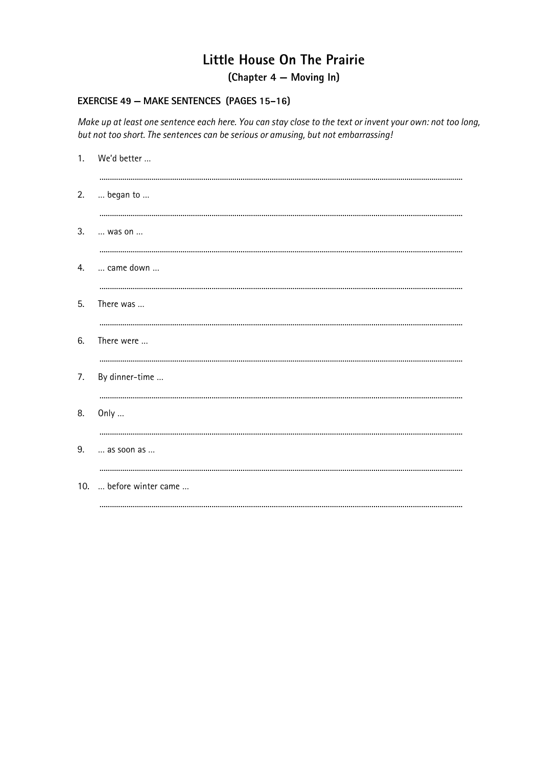# Little House On The Prairie

## (Chapter 4 — Moving In)

### EXERCISE 49 – MAKE SENTENCES (PAGES 15–16)

*Make up at least one sentence each here. You can stay close to the text or invent your own: not too long, but not too short. The sentences can be serious or amusing, but not embarrassing!*

1. We'd better ...

   ..........................................................................................................................................................

2. ... began to ...

   ..........................................................................................................................................................

3. ... was on ...

   ..........................................................................................................................................................

4. ... came down ...

   ..........................................................................................................................................................

5. There was ...

   ..........................................................................................................................................................

6. There were ...

   ..........................................................................................................................................................

7. By dinner-time ...

   ..........................................................................................................................................................

8. Only ...

   ..........................................................................................................................................................

9. ... as soon as ...

   ..........................................................................................................................................................

10. ... before winter came ...

    ..........................................................................................................................................................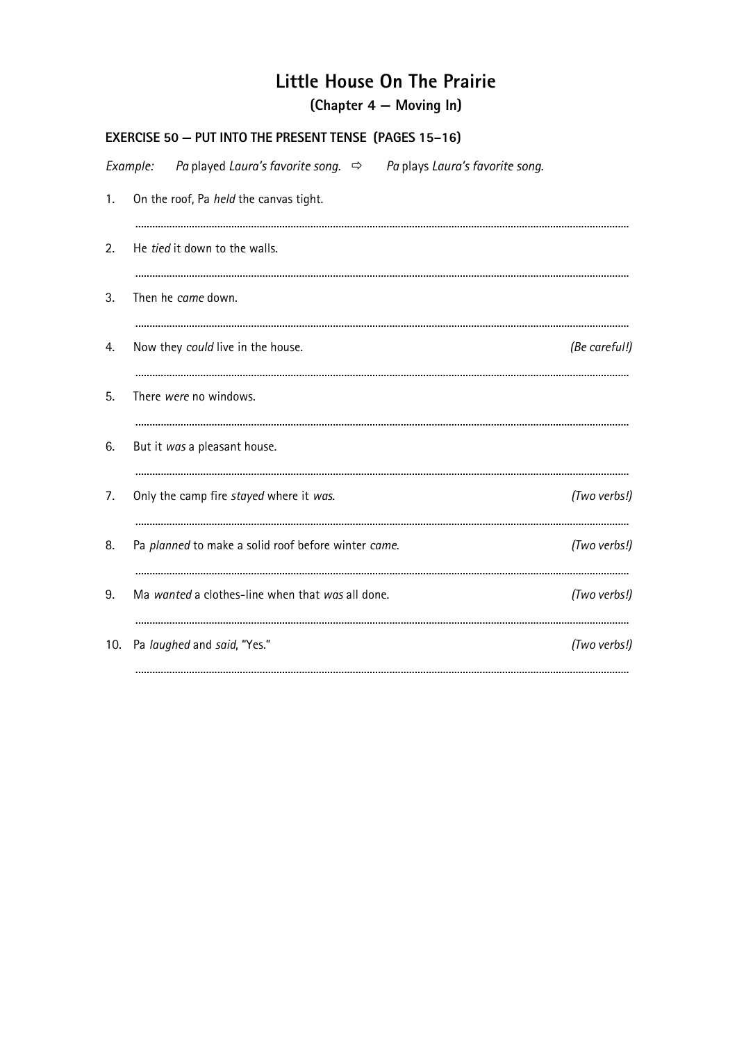# Little House On The Prairie

## (Chapter 4 — Moving In)

### EXERCISE 50 – PUT INTO THE PRESENT TENSE (PAGES 15–16)

*Example:* *Pa* played *Laura's favorite song.* ⇨ *Pa* plays *Laura's favorite song.*

1. On the roof, Pa *held* the canvas tight.

   ..............................................................................................................................................

2. He *tied* it down to the walls.

   ..............................................................................................................................................

3. Then he *came* down.

   ..............................................................................................................................................

4. Now they *could* live in the house. *(Be careful!)*

   ..............................................................................................................................................

5. There *were* no windows.

   ..............................................................................................................................................

6. But it *was* a pleasant house.

   ..............................................................................................................................................

7. Only the camp fire *stayed* where it *was*. *(Two verbs!)*

   ..............................................................................................................................................

8. Pa *planned* to make a solid roof before winter *came*. *(Two verbs!)*

   ..............................................................................................................................................

9. Ma *wanted* a clothes-line when that *was* all done. *(Two verbs!)*

   ..............................................................................................................................................

10. Pa *laughed* and *said*, "Yes." *(Two verbs!)*

    ..............................................................................................................................................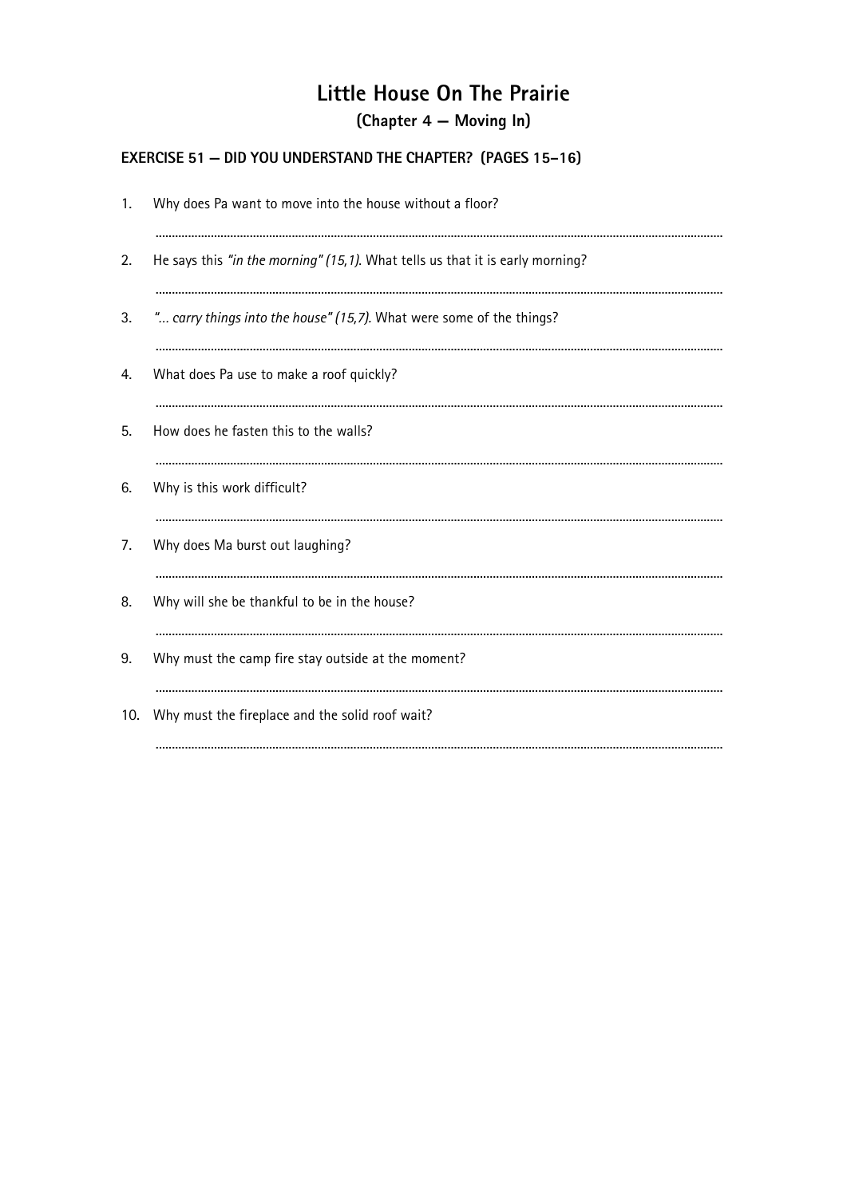# Little House On The Prairie

## (Chapter 4 – Moving In)

### EXERCISE 51 – DID YOU UNDERSTAND THE CHAPTER? (PAGES 15–16)

1. Why does Pa want to move into the house without a floor?

   ..............................................................................................................................................................

2. He says this *"in the morning" (15,1)*. What tells us that it is early morning?

   ..............................................................................................................................................................

3. *"... carry things into the house" (15,7).* What were some of the things?

   ..............................................................................................................................................................

4. What does Pa use to make a roof quickly?

   ..............................................................................................................................................................

5. How does he fasten this to the walls?

   ..............................................................................................................................................................

6. Why is this work difficult?

   ..............................................................................................................................................................

7. Why does Ma burst out laughing?

   ..............................................................................................................................................................

8. Why will she be thankful to be in the house?

   ..............................................................................................................................................................

9. Why must the camp fire stay outside at the moment?

   ..............................................................................................................................................................

10. Why must the fireplace and the solid roof wait?

    ..............................................................................................................................................................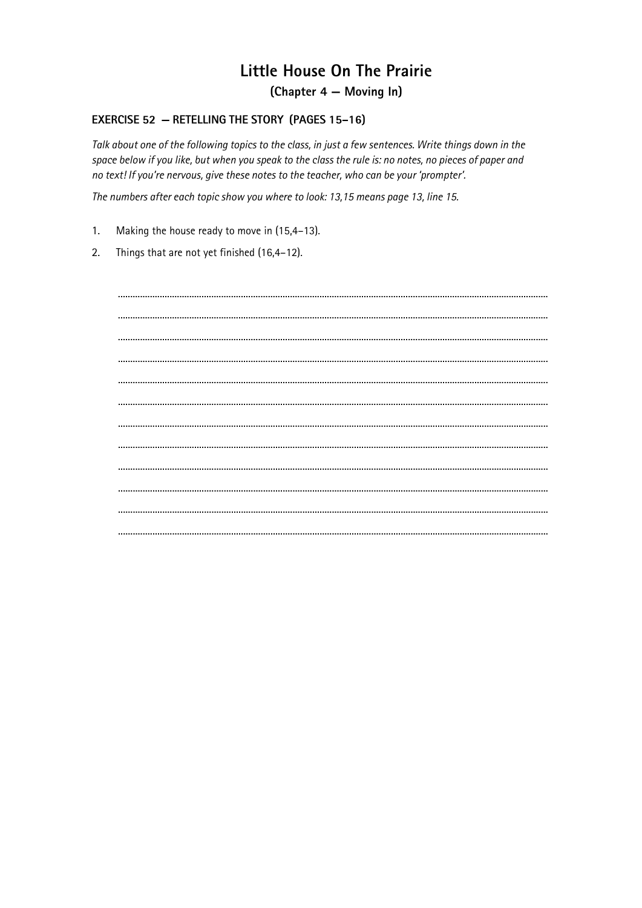# Little House On The Prairie

## (Chapter 4 — Moving In)

### EXERCISE 52 — RETELLING THE STORY (PAGES 15–16)

*Talk about one of the following topics to the class, in just a few sentences. Write things down in the space below if you like, but when you speak to the class the rule is: no notes, no pieces of paper and no text! If you're nervous, give these notes to the teacher, who can be your 'prompter'.*

*The numbers after each topic show you where to look: 13,15 means page 13, line 15.*

1. Making the house ready to move in (15,4–13).
2. Things that are not yet finished (16,4–12).

..................................................................................................................................................................

..................................................................................................................................................................

..................................................................................................................................................................

..................................................................................................................................................................

..................................................................................................................................................................

..................................................................................................................................................................

..................................................................................................................................................................

..................................................................................................................................................................

..................................................................................................................................................................

..................................................................................................................................................................

..................................................................................................................................................................

..................................................................................................................................................................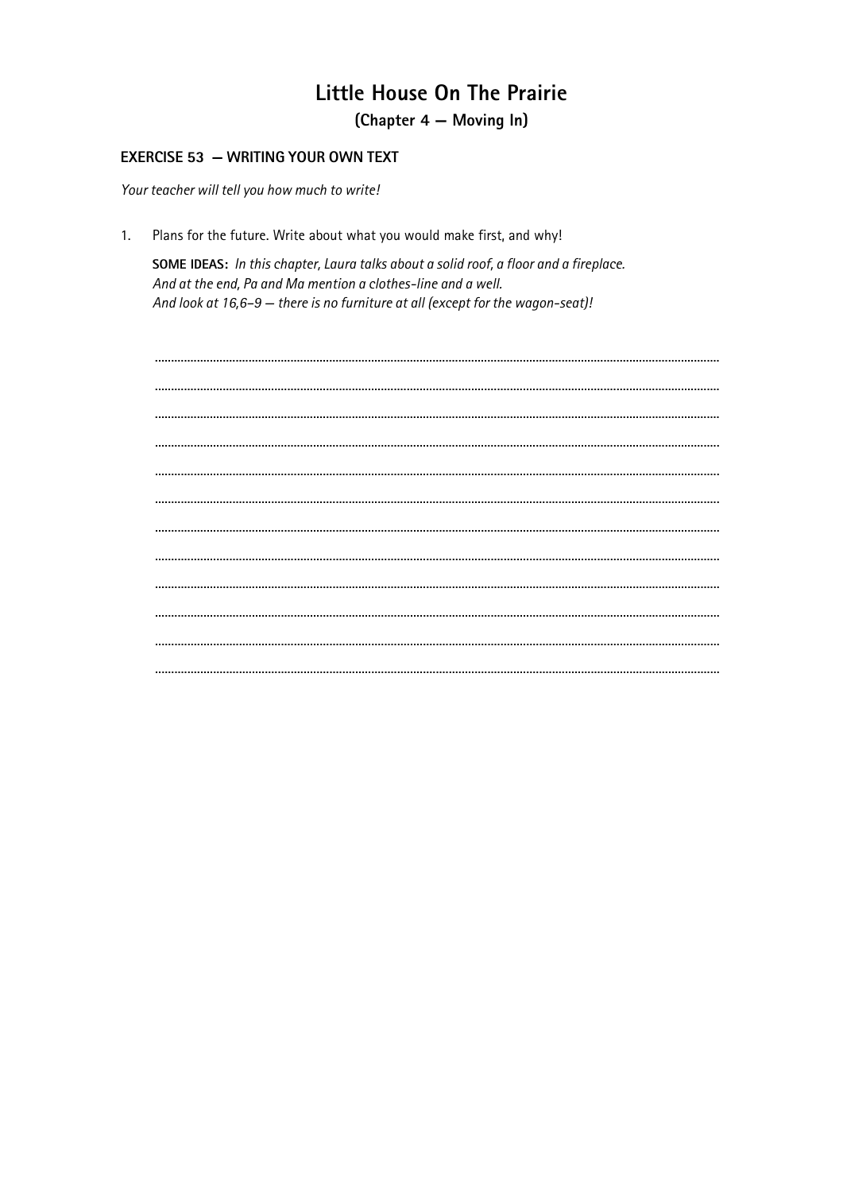# Little House On The Prairie

## (Chapter 4 — Moving In)

### EXERCISE 53 — WRITING YOUR OWN TEXT

*Your teacher will tell you how much to write!*

1. Plans for the future. Write about what you would make first, and why!

   **SOME IDEAS:** *In this chapter, Laura talks about a solid roof, a floor and a fireplace. And at the end, Pa and Ma mention a clothes-line and a well. And look at 16,6–9 — there is no furniture at all (except for the wagon-seat)!*

   ..................................................................................................................................................

   ..................................................................................................................................................

   ..................................................................................................................................................

   ..................................................................................................................................................

   ..................................................................................................................................................

   ..................................................................................................................................................

   ..................................................................................................................................................

   ..................................................................................................................................................

   ..................................................................................................................................................

   ..................................................................................................................................................

   ..................................................................................................................................................

   ..................................................................................................................................................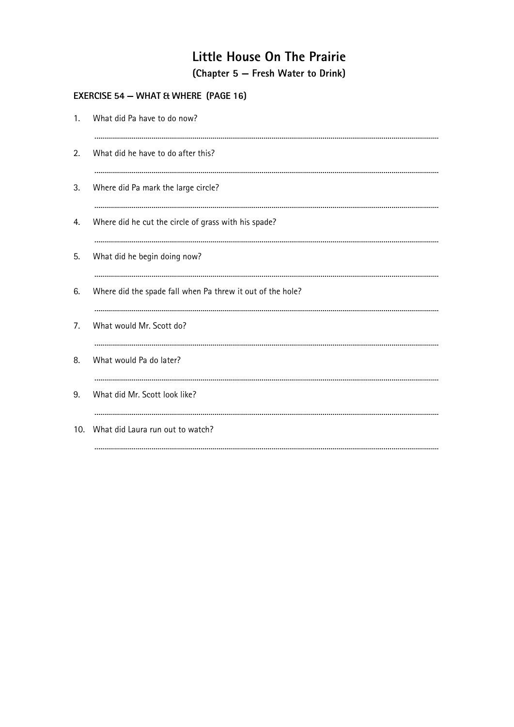# Little House On The Prairie

## (Chapter 5 — Fresh Water to Drink)

### EXERCISE 54 — WHAT & WHERE (PAGE 16)

1. What did Pa have to do now?

   ..........................................................................................................................................................

2. What did he have to do after this?

   ..........................................................................................................................................................

3. Where did Pa mark the large circle?

   ..........................................................................................................................................................

4. Where did he cut the circle of grass with his spade?

   ..........................................................................................................................................................

5. What did he begin doing now?

   ..........................................................................................................................................................

6. Where did the spade fall when Pa threw it out of the hole?

   ..........................................................................................................................................................

7. What would Mr. Scott do?

   ..........................................................................................................................................................

8. What would Pa do later?

   ..........................................................................................................................................................

9. What did Mr. Scott look like?

   ..........................................................................................................................................................

10. What did Laura run out to watch?

    ..........................................................................................................................................................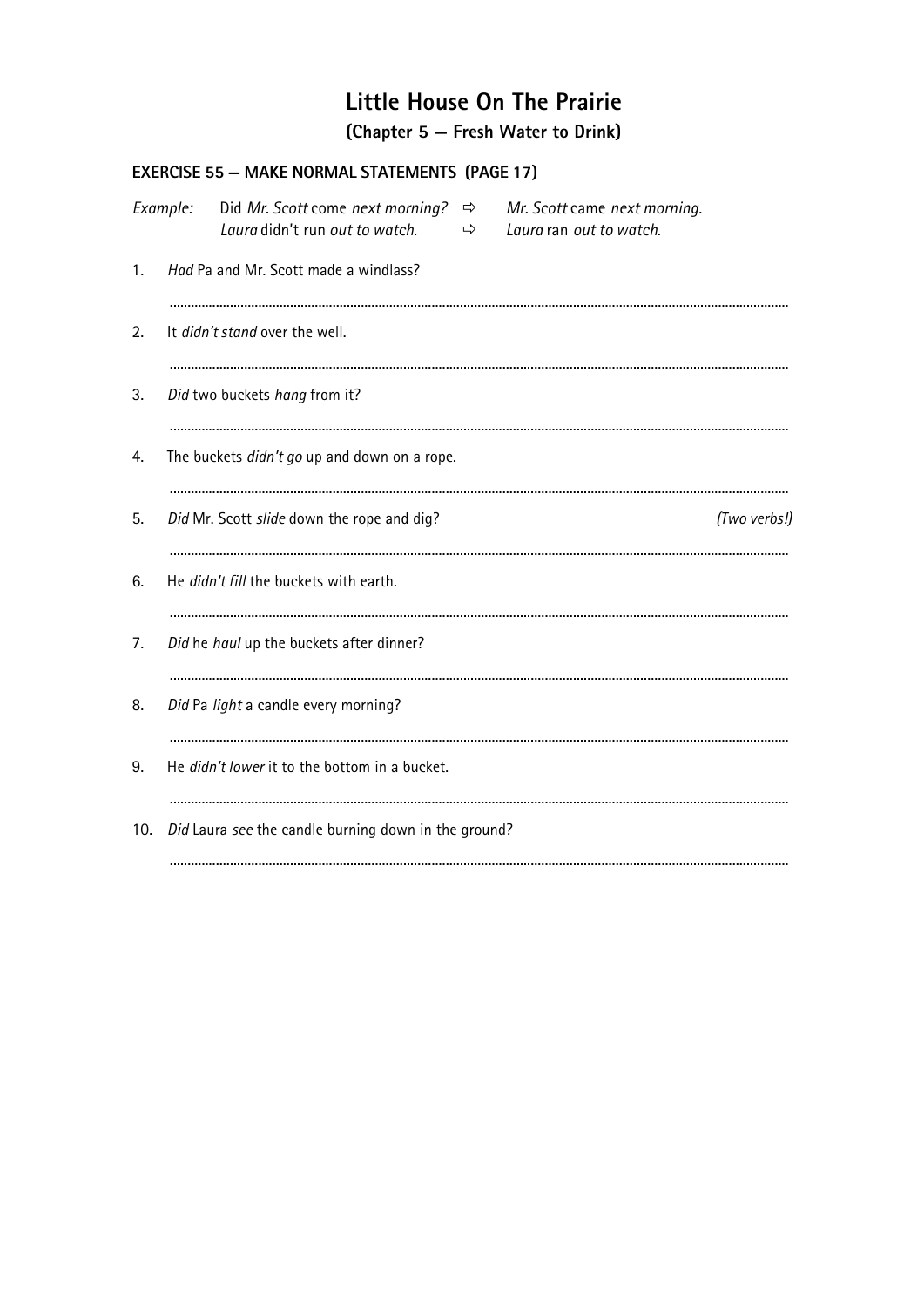# Little House On The Prairie

## (Chapter 5 – Fresh Water to Drink)

### EXERCISE 55 – MAKE NORMAL STATEMENTS (PAGE 17)

*Example:* Did *Mr. Scott* come *next morning?* ⇨ *Mr. Scott* came *next morning.*
*Laura* didn't run *out to watch.* ⇨ *Laura* ran *out to watch.*

1. *Had* Pa and Mr. Scott made a windlass?

   ..........................................................................................

2. It *didn't stand* over the well.

   ..........................................................................................

3. *Did* two buckets *hang* from it?

   ..........................................................................................

4. The buckets *didn't go* up and down on a rope.

   ..........................................................................................

5. *Did* Mr. Scott *slide* down the rope and dig? *(Two verbs!)*

   ..........................................................................................

6. He *didn't fill* the buckets with earth.

   ..........................................................................................

7. *Did* he *haul* up the buckets after dinner?

   ..........................................................................................

8. *Did* Pa *light* a candle every morning?

   ..........................................................................................

9. He *didn't lower* it to the bottom in a bucket.

   ..........................................................................................

10. *Did* Laura *see* the candle burning down in the ground?

    ..........................................................................................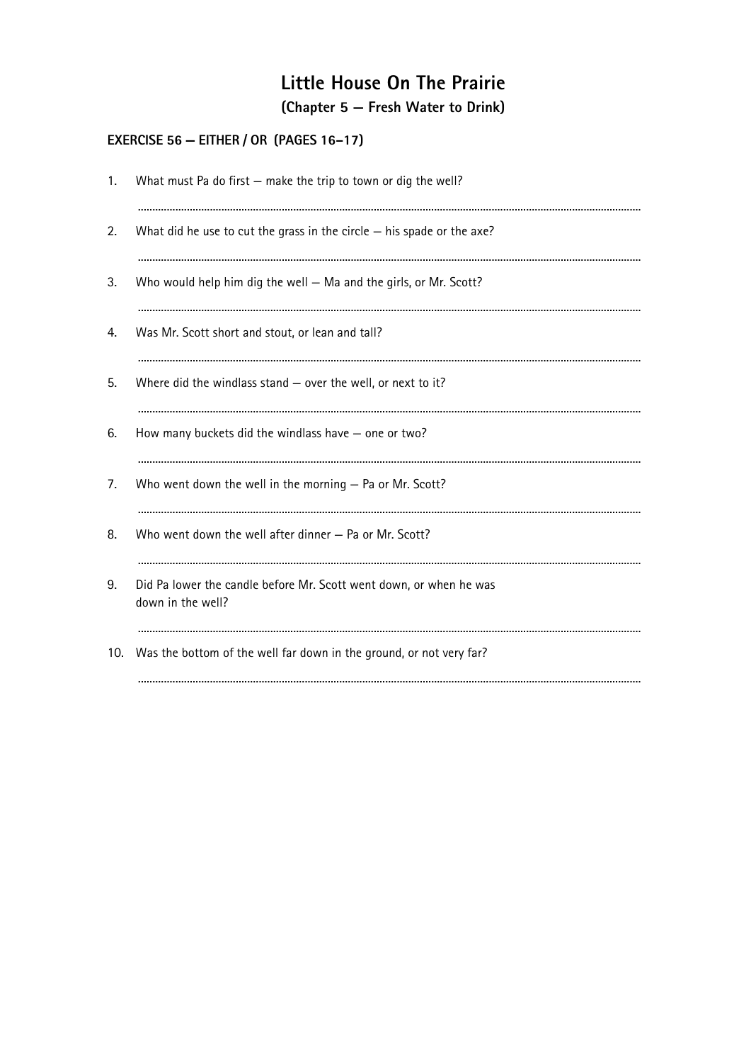# Little House On The Prairie

## (Chapter 5 — Fresh Water to Drink)

### EXERCISE 56 — EITHER / OR (PAGES 16–17)

1. What must Pa do first — make the trip to town or dig the well?

   ..............................................................................................................................................

2. What did he use to cut the grass in the circle — his spade or the axe?

   ..............................................................................................................................................

3. Who would help him dig the well — Ma and the girls, or Mr. Scott?

   ..............................................................................................................................................

4. Was Mr. Scott short and stout, or lean and tall?

   ..............................................................................................................................................

5. Where did the windlass stand — over the well, or next to it?

   ..............................................................................................................................................

6. How many buckets did the windlass have — one or two?

   ..............................................................................................................................................

7. Who went down the well in the morning — Pa or Mr. Scott?

   ..............................................................................................................................................

8. Who went down the well after dinner — Pa or Mr. Scott?

   ..............................................................................................................................................

9. Did Pa lower the candle before Mr. Scott went down, or when he was down in the well?

   ..............................................................................................................................................

10. Was the bottom of the well far down in the ground, or not very far?

    ..............................................................................................................................................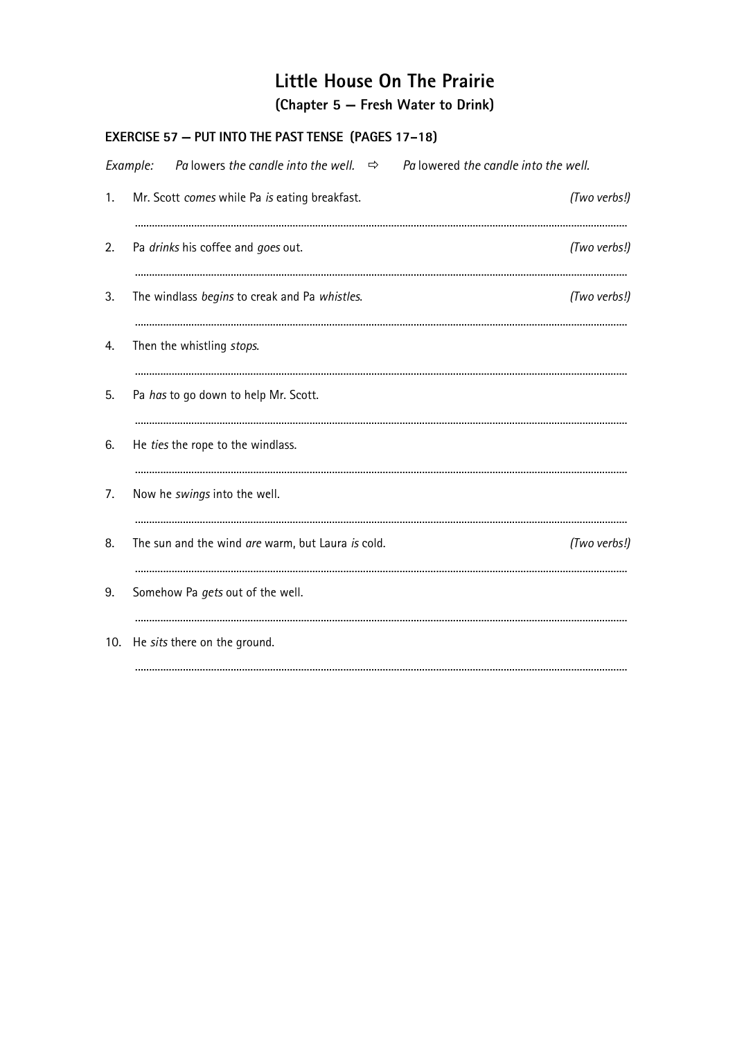# Little House On The Prairie

## (Chapter 5 — Fresh Water to Drink)

### EXERCISE 57 — PUT INTO THE PAST TENSE (PAGES 17–18)

*Example:* Pa lowers *the candle into the well.* ⇨ Pa lowered *the candle into the well.*

1. Mr. Scott *comes* while Pa *is* eating breakfast. *(Two verbs!)*

   ..........................................................................................

2. Pa *drinks* his coffee and *goes* out. *(Two verbs!)*

   ..........................................................................................

3. The windlass *begins* to creak and Pa *whistles*. *(Two verbs!)*

   ..........................................................................................

4. Then the whistling *stops*.

   ..........................................................................................

5. Pa *has* to go down to help Mr. Scott.

   ..........................................................................................

6. He *ties* the rope to the windlass.

   ..........................................................................................

7. Now he *swings* into the well.

   ..........................................................................................

8. The sun and the wind *are* warm, but Laura *is* cold. *(Two verbs!)*

   ..........................................................................................

9. Somehow Pa *gets* out of the well.

   ..........................................................................................

10. He *sits* there on the ground.

    ..........................................................................................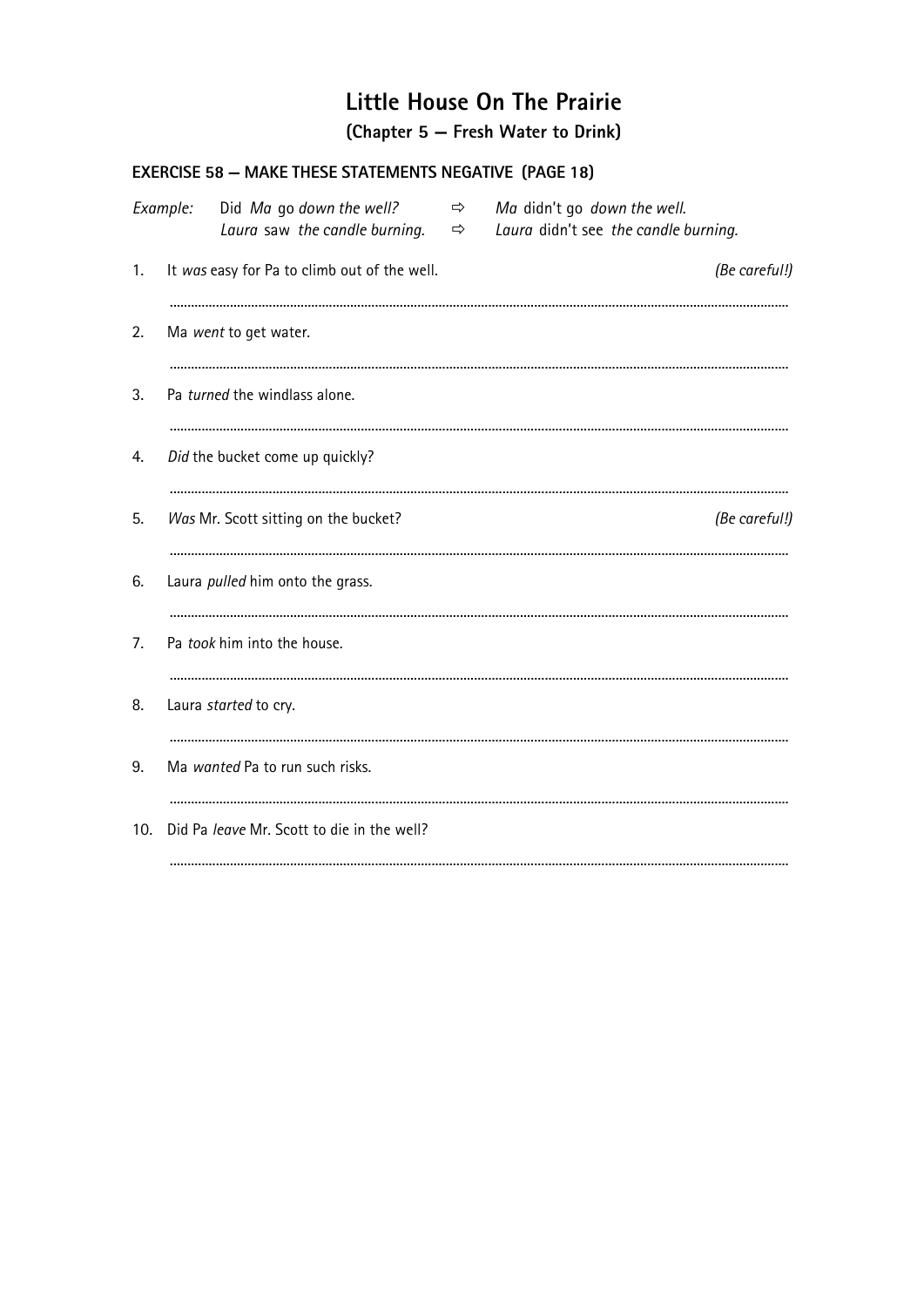# Little House On The Prairie

## (Chapter 5 — Fresh Water to Drink)

### EXERCISE 58 — MAKE THESE STATEMENTS NEGATIVE (PAGE 18)

*Example:* Did *Ma* go *down the well?* ⇨ *Ma* didn't go *down the well.*
*Laura* saw *the candle burning.* ⇨ *Laura* didn't see *the candle burning.*

1. It *was* easy for Pa to climb out of the well. *(Be careful!)*

   ..............................................................................................

2. Ma *went* to get water.

   ..............................................................................................

3. Pa *turned* the windlass alone.

   ..............................................................................................

4. *Did* the bucket come up quickly?

   ..............................................................................................

5. *Was* Mr. Scott sitting on the bucket? *(Be careful!)*

   ..............................................................................................

6. Laura *pulled* him onto the grass.

   ..............................................................................................

7. Pa *took* him into the house.

   ..............................................................................................

8. Laura *started* to cry.

   ..............................................................................................

9. Ma *wanted* Pa to run such risks.

   ..............................................................................................

10. Did Pa *leave* Mr. Scott to die in the well?

    ..............................................................................................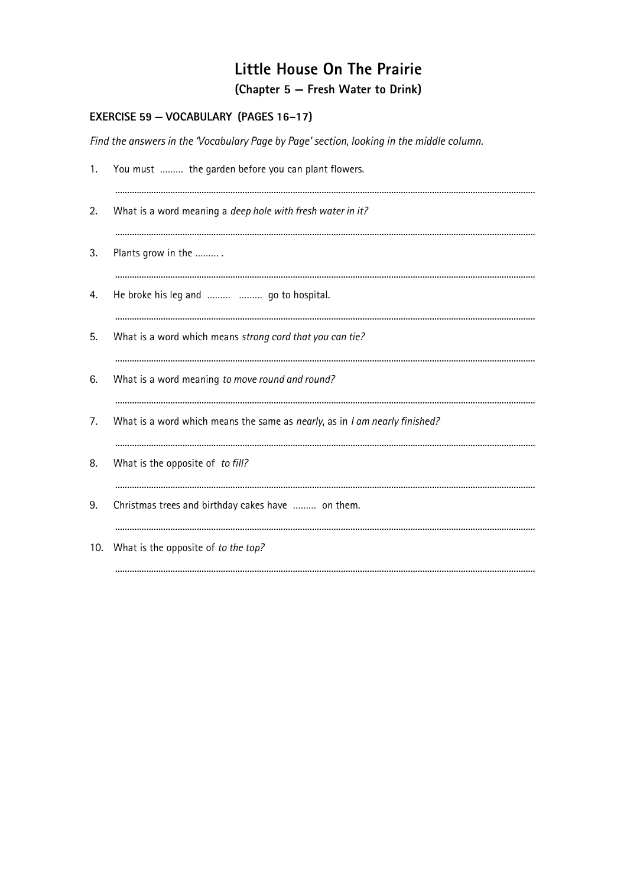# Little House On The Prairie

## (Chapter 5 – Fresh Water to Drink)

### EXERCISE 59 – VOCABULARY (PAGES 16–17)

*Find the answers in the 'Vocabulary Page by Page' section, looking in the middle column.*

1. You must ......... the garden before you can plant flowers.

   ..................................................................................................................................................................

2. What is a word meaning a *deep hole with fresh water in it?*

   ..................................................................................................................................................................

3. Plants grow in the ......... .

   ..................................................................................................................................................................

4. He broke his leg and ......... ......... go to hospital.

   ..................................................................................................................................................................

5. What is a word which means *strong cord that you can tie?*

   ..................................................................................................................................................................

6. What is a word meaning *to move round and round?*

   ..................................................................................................................................................................

7. What is a word which means the same as *nearly*, as in *I am nearly finished?*

   ..................................................................................................................................................................

8. What is the opposite of *to fill?*

   ..................................................................................................................................................................

9. Christmas trees and birthday cakes have ......... on them.

   ..................................................................................................................................................................

10. What is the opposite of *to the top?*

    ..................................................................................................................................................................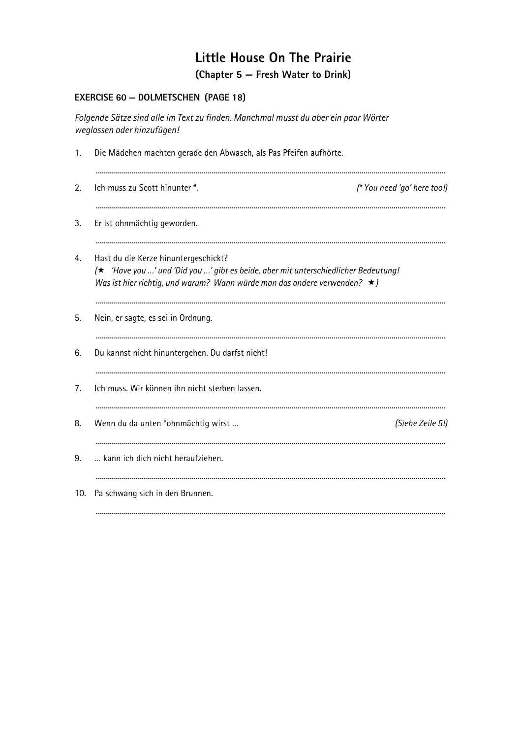# Little House On The Prairie

## (Chapter 5 — Fresh Water to Drink)

### EXERCISE 60 — DOLMETSCHEN (PAGE 18)

*Folgende Sätze sind alle im Text zu finden. Manchmal musst du aber ein paar Wörter weglassen oder hinzufügen!*

1. Die Mädchen machten gerade den Abwasch, als Pas Pfeifen aufhörte.

   ..............................................................................................................................................................

2. Ich muss zu Scott hinunter *. *(* You need 'go' here too!)*

   ..............................................................................................................................................................

3. Er ist ohnmächtig geworden.

   ..............................................................................................................................................................

4. Hast du die Kerze hinuntergeschickt?
   *(★ 'Have you …' und 'Did you …' gibt es beide, aber mit unterschiedlicher Bedeutung! Was ist hier richtig, und warum? Wann würde man das andere verwenden? ★)*

   ..............................................................................................................................................................

5. Nein, er sagte, es sei in Ordnung.

   ..............................................................................................................................................................

6. Du kannst nicht hinuntergehen. Du darfst nicht!

   ..............................................................................................................................................................

7. Ich muss. Wir können ihn nicht sterben lassen.

   ..............................................................................................................................................................

8. Wenn du da unten *ohnmächtig wirst … *(Siehe Zeile 5!)*

   ..............................................................................................................................................................

9. … kann ich dich nicht heraufziehen.

   ..............................................................................................................................................................

10. Pa schwang sich in den Brunnen.

    ..............................................................................................................................................................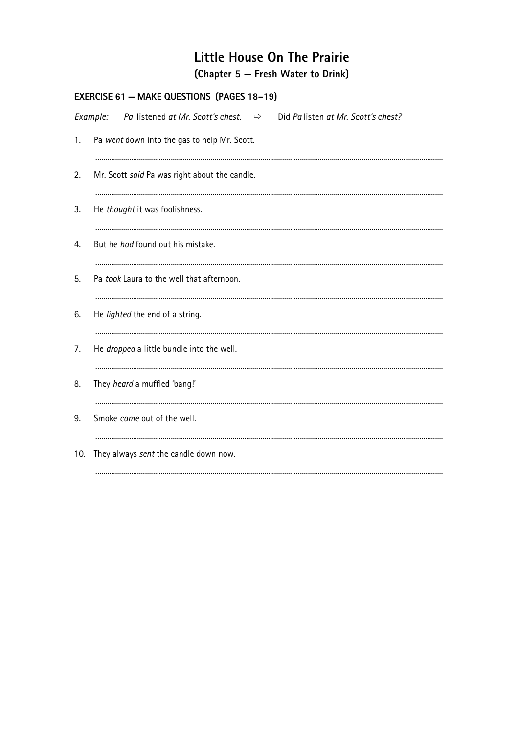# Little House On The Prairie

## (Chapter 5 – Fresh Water to Drink)

### EXERCISE 61 – MAKE QUESTIONS (PAGES 18–19)

*Example:* *Pa* listened *at Mr. Scott's chest.* ⇨ Did *Pa* listen *at Mr. Scott's chest?*

1. Pa *went* down into the gas to help Mr. Scott.

   ..........................................................................................................................................

2. Mr. Scott *said* Pa was right about the candle.

   ..........................................................................................................................................

3. He *thought* it was foolishness.

   ..........................................................................................................................................

4. But he *had* found out his mistake.

   ..........................................................................................................................................

5. Pa *took* Laura to the well that afternoon.

   ..........................................................................................................................................

6. He *lighted* the end of a string.

   ..........................................................................................................................................

7. He *dropped* a little bundle into the well.

   ..........................................................................................................................................

8. They *heard* a muffled 'bang!'

   ..........................................................................................................................................

9. Smoke *came* out of the well.

   ..........................................................................................................................................

10. They always *sent* the candle down now.

    ..........................................................................................................................................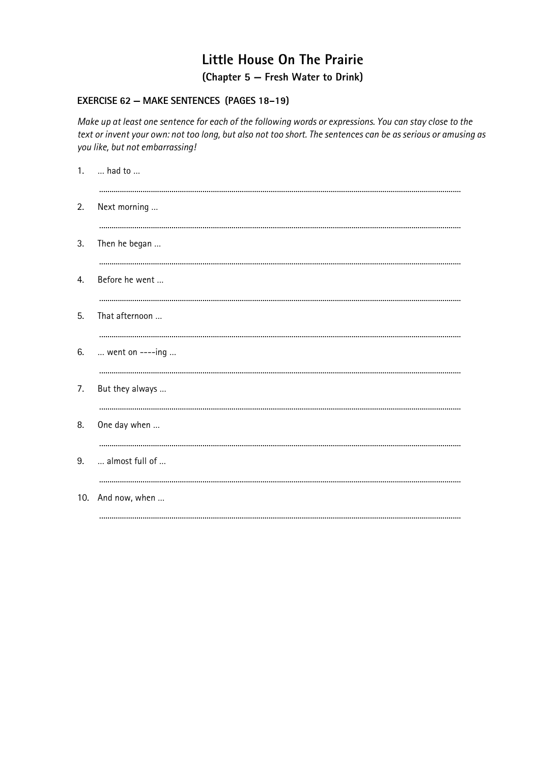# Little House On The Prairie

## (Chapter 5 – Fresh Water to Drink)

### EXERCISE 62 – MAKE SENTENCES (PAGES 18–19)

*Make up at least one sentence for each of the following words or expressions. You can stay close to the text or invent your own: not too long, but also not too short. The sentences can be as serious or amusing as you like, but not embarrassing!*

1. … had to …

   ……………………………………………………………………………………………

2. Next morning …

   ……………………………………………………………………………………………

3. Then he began …

   ……………………………………………………………………………………………

4. Before he went …

   ……………………………………………………………………………………………

5. That afternoon …

   ……………………………………………………………………………………………

6. … went on ----ing …

   ……………………………………………………………………………………………

7. But they always …

   ……………………………………………………………………………………………

8. One day when …

   ……………………………………………………………………………………………

9. … almost full of …

   ……………………………………………………………………………………………

10. And now, when …

    ……………………………………………………………………………………………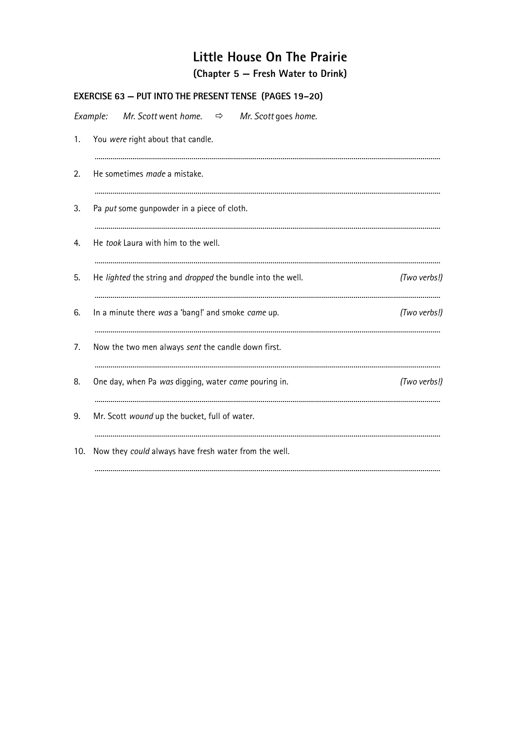# Little House On The Prairie

## (Chapter 5 – Fresh Water to Drink)

### EXERCISE 63 – PUT INTO THE PRESENT TENSE (PAGES 19–20)

*Example:* *Mr. Scott* went *home.* ⇨ *Mr. Scott* goes *home.*

1. You *were* right about that candle.

   ..........................................................................................................................................

2. He sometimes *made* a mistake.

   ..........................................................................................................................................

3. Pa *put* some gunpowder in a piece of cloth.

   ..........................................................................................................................................

4. He *took* Laura with him to the well.

   ..........................................................................................................................................

5. He *lighted* the string and *dropped* the bundle into the well. *(Two verbs!)*

   ..........................................................................................................................................

6. In a minute there *was* a 'bang!' and smoke *came* up. *(Two verbs!)*

   ..........................................................................................................................................

7. Now the two men always *sent* the candle down first.

   ..........................................................................................................................................

8. One day, when Pa *was* digging, water *came* pouring in. *(Two verbs!)*

   ..........................................................................................................................................

9. Mr. Scott *wound* up the bucket, full of water.

   ..........................................................................................................................................

10. Now they *could* always have fresh water from the well.

    ..........................................................................................................................................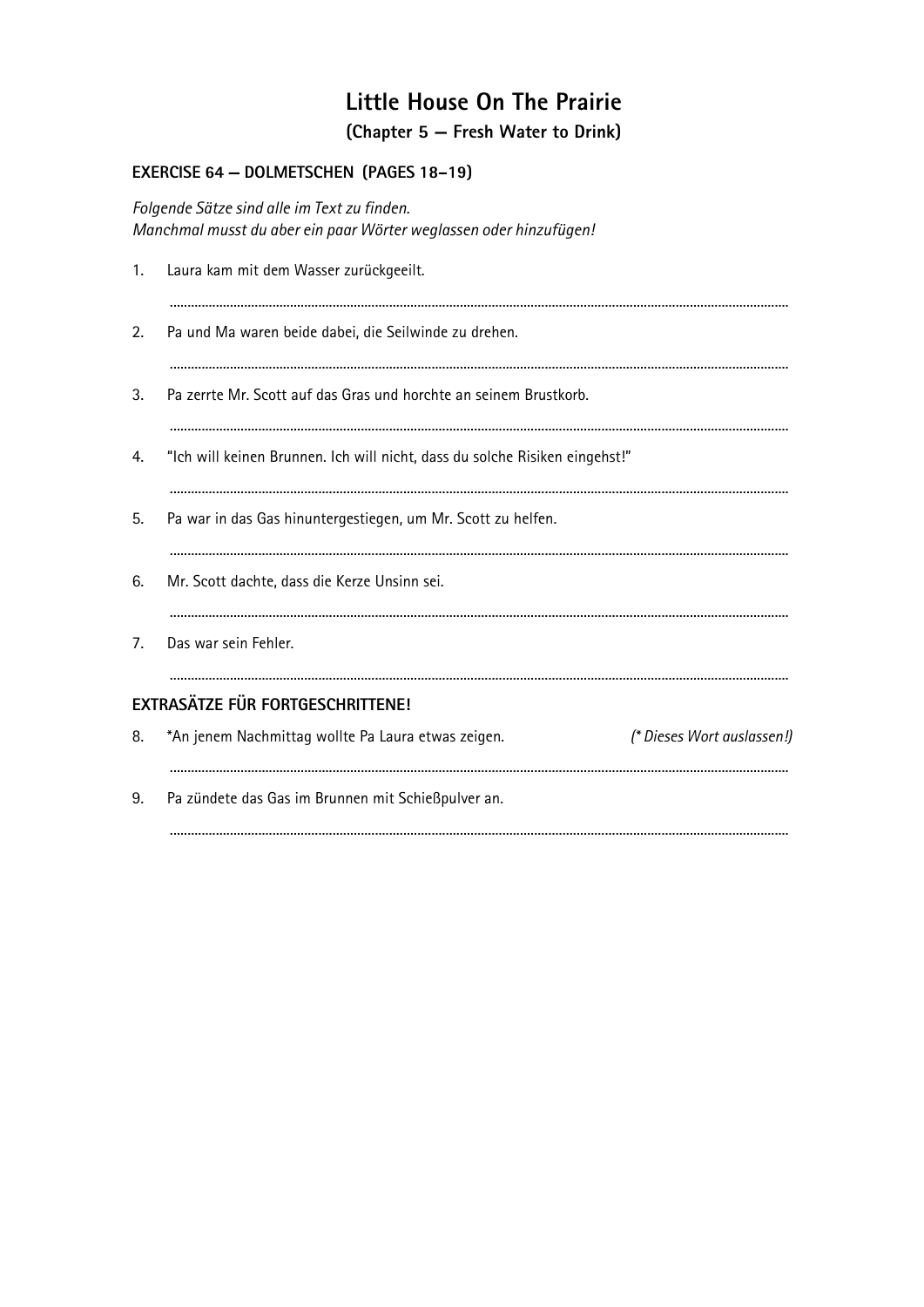# Little House On The Prairie

## (Chapter 5 — Fresh Water to Drink)

### EXERCISE 64 — DOLMETSCHEN (PAGES 18–19)

*Folgende Sätze sind alle im Text zu finden.*
*Manchmal musst du aber ein paar Wörter weglassen oder hinzufügen!*

1. Laura kam mit dem Wasser zurückgeeilt.

   ..............................................................................................................................................

2. Pa und Ma waren beide dabei, die Seilwinde zu drehen.

   ..............................................................................................................................................

3. Pa zerrte Mr. Scott auf das Gras und horchte an seinem Brustkorb.

   ..............................................................................................................................................

4. "Ich will keinen Brunnen. Ich will nicht, dass du solche Risiken eingehst!"

   ..............................................................................................................................................

5. Pa war in das Gas hinuntergestiegen, um Mr. Scott zu helfen.

   ..............................................................................................................................................

6. Mr. Scott dachte, dass die Kerze Unsinn sei.

   ..............................................................................................................................................

7. Das war sein Fehler.

   ..............................................................................................................................................

### EXTRASÄTZE FÜR FORTGESCHRITTENE!

8. *An jenem Nachmittag wollte Pa Laura etwas zeigen. *(* Dieses Wort auslassen!)*

   ..............................................................................................................................................

9. Pa zündete das Gas im Brunnen mit Schießpulver an.

   ..............................................................................................................................................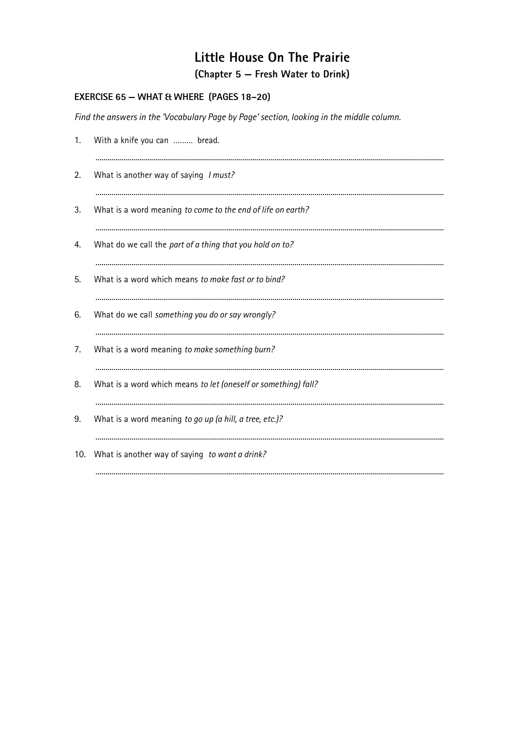# Little House On The Prairie

## (Chapter 5 — Fresh Water to Drink)

### EXERCISE 65 — WHAT & WHERE (PAGES 18–20)

*Find the answers in the 'Vocabulary Page by Page' section, looking in the middle column.*

1. With a knife you can ......... bread.

   ..........................................................................................................................................................

2. What is another way of saying *I must?*

   ..........................................................................................................................................................

3. What is a word meaning *to come to the end of life on earth?*

   ..........................................................................................................................................................

4. What do we call the *part of a thing that you hold on to?*

   ..........................................................................................................................................................

5. What is a word which means *to make fast or to bind?*

   ..........................................................................................................................................................

6. What do we call *something you do or say wrongly?*

   ..........................................................................................................................................................

7. What is a word meaning *to make something burn?*

   ..........................................................................................................................................................

8. What is a word which means *to let (oneself or something) fall?*

   ..........................................................................................................................................................

9. What is a word meaning *to go up (a hill, a tree, etc.)?*

   ..........................................................................................................................................................

10. What is another way of saying *to want a drink?*

    ..........................................................................................................................................................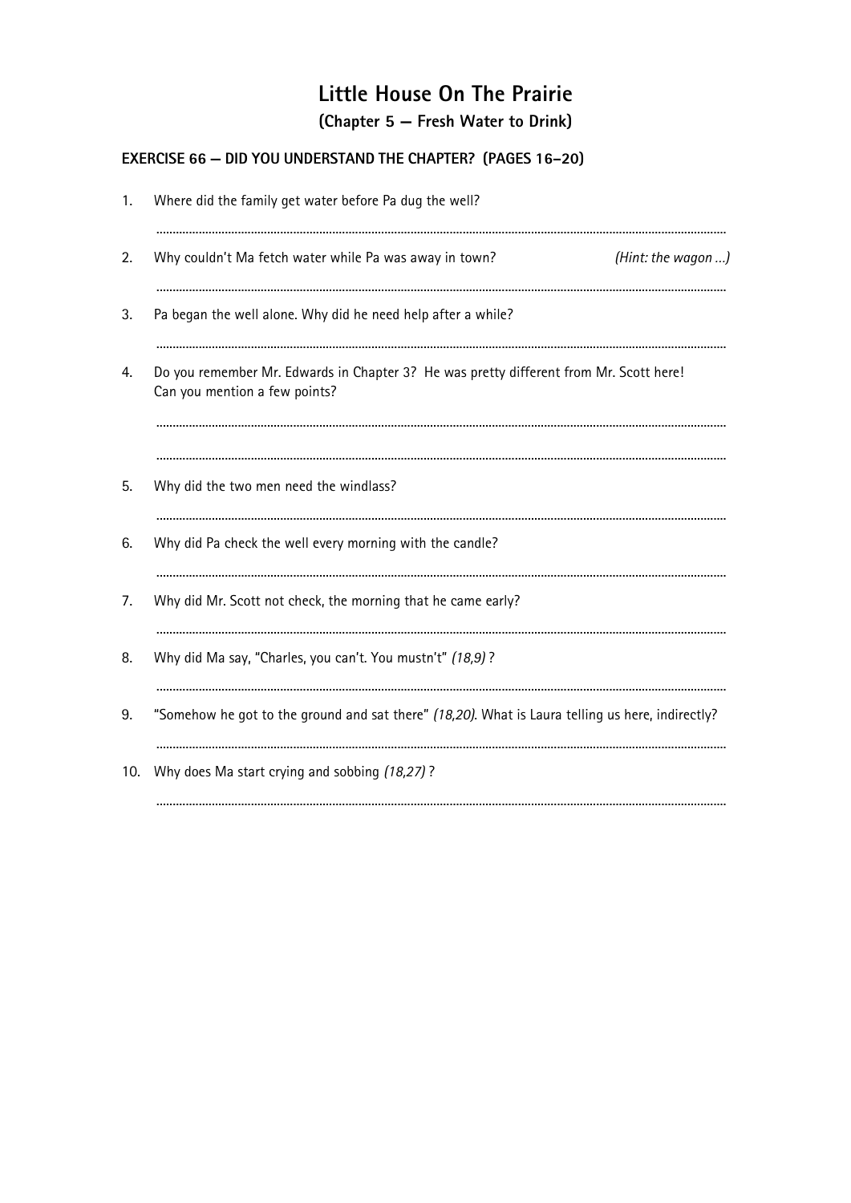# Little House On The Prairie

## (Chapter 5 – Fresh Water to Drink)

### EXERCISE 66 – DID YOU UNDERSTAND THE CHAPTER? (PAGES 16–20)

1. Where did the family get water before Pa dug the well?

   ..............................................................................................................................................................

2. Why couldn't Ma fetch water while Pa was away in town? *(Hint: the wagon ...)*

   ..............................................................................................................................................................

3. Pa began the well alone. Why did he need help after a while?

   ..............................................................................................................................................................

4. Do you remember Mr. Edwards in Chapter 3? He was pretty different from Mr. Scott here! Can you mention a few points?

   ..............................................................................................................................................................

   ..............................................................................................................................................................

5. Why did the two men need the windlass?

   ..............................................................................................................................................................

6. Why did Pa check the well every morning with the candle?

   ..............................................................................................................................................................

7. Why did Mr. Scott not check, the morning that he came early?

   ..............................................................................................................................................................

8. Why did Ma say, "Charles, you can't. You mustn't" *(18,9)* ?

   ..............................................................................................................................................................

9. "Somehow he got to the ground and sat there" *(18,20)*. What is Laura telling us here, indirectly?

   ..............................................................................................................................................................

10. Why does Ma start crying and sobbing *(18,27)* ?

    ..............................................................................................................................................................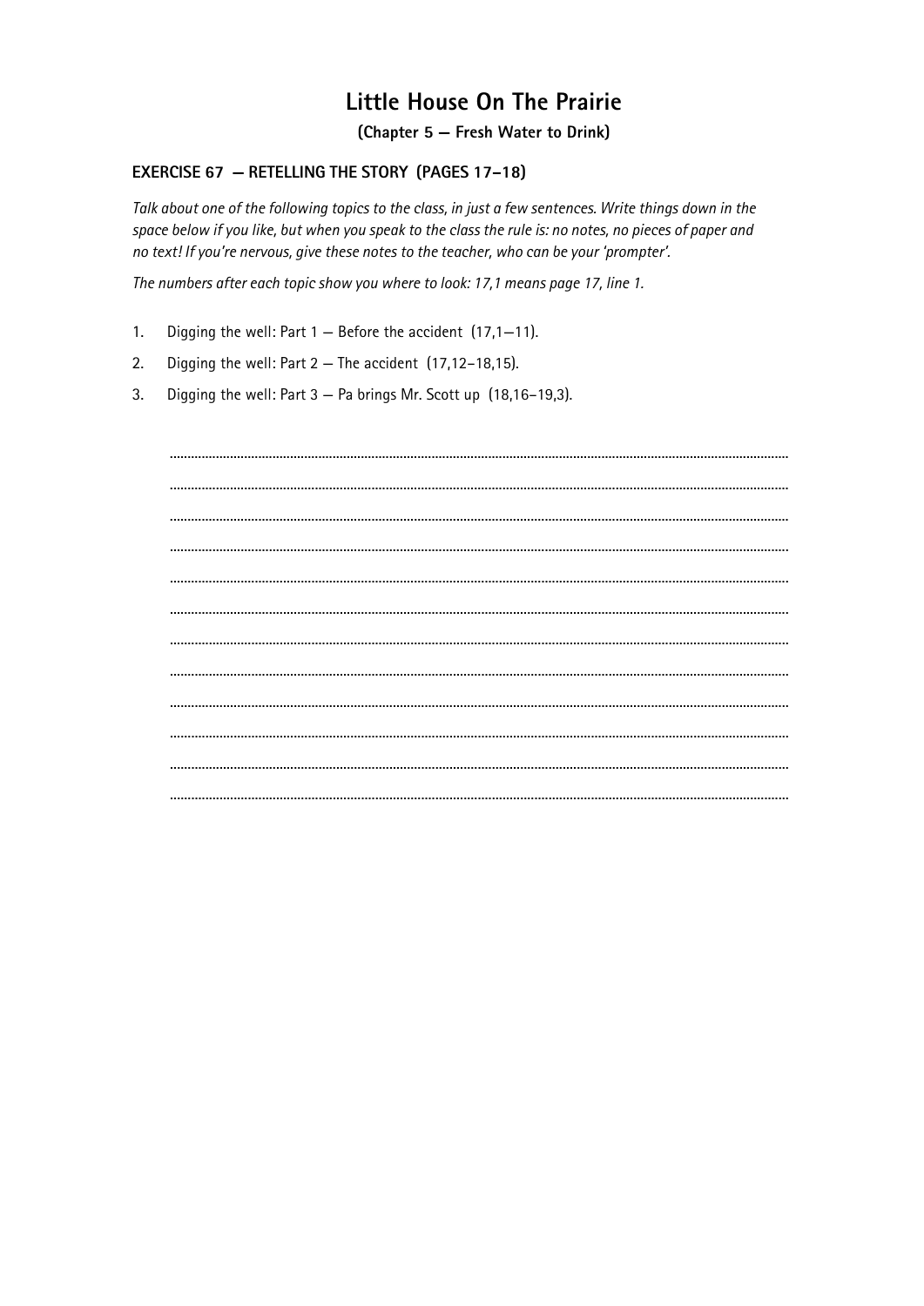# Little House On The Prairie

**(Chapter 5 – Fresh Water to Drink)**

## EXERCISE 67 – RETELLING THE STORY (PAGES 17–18)

*Talk about one of the following topics to the class, in just a few sentences. Write things down in the space below if you like, but when you speak to the class the rule is: no notes, no pieces of paper and no text! If you're nervous, give these notes to the teacher, who can be your 'prompter'.*

*The numbers after each topic show you where to look: 17,1 means page 17, line 1.*

1. Digging the well: Part 1 – Before the accident (17,1–11).
2. Digging the well: Part 2 – The accident (17,12–18,15).
3. Digging the well: Part 3 – Pa brings Mr. Scott up (18,16–19,3).

............................................................................................................................................................

............................................................................................................................................................

............................................................................................................................................................

............................................................................................................................................................

............................................................................................................................................................

............................................................................................................................................................

............................................................................................................................................................

............................................................................................................................................................

............................................................................................................................................................

............................................................................................................................................................

............................................................................................................................................................

............................................................................................................................................................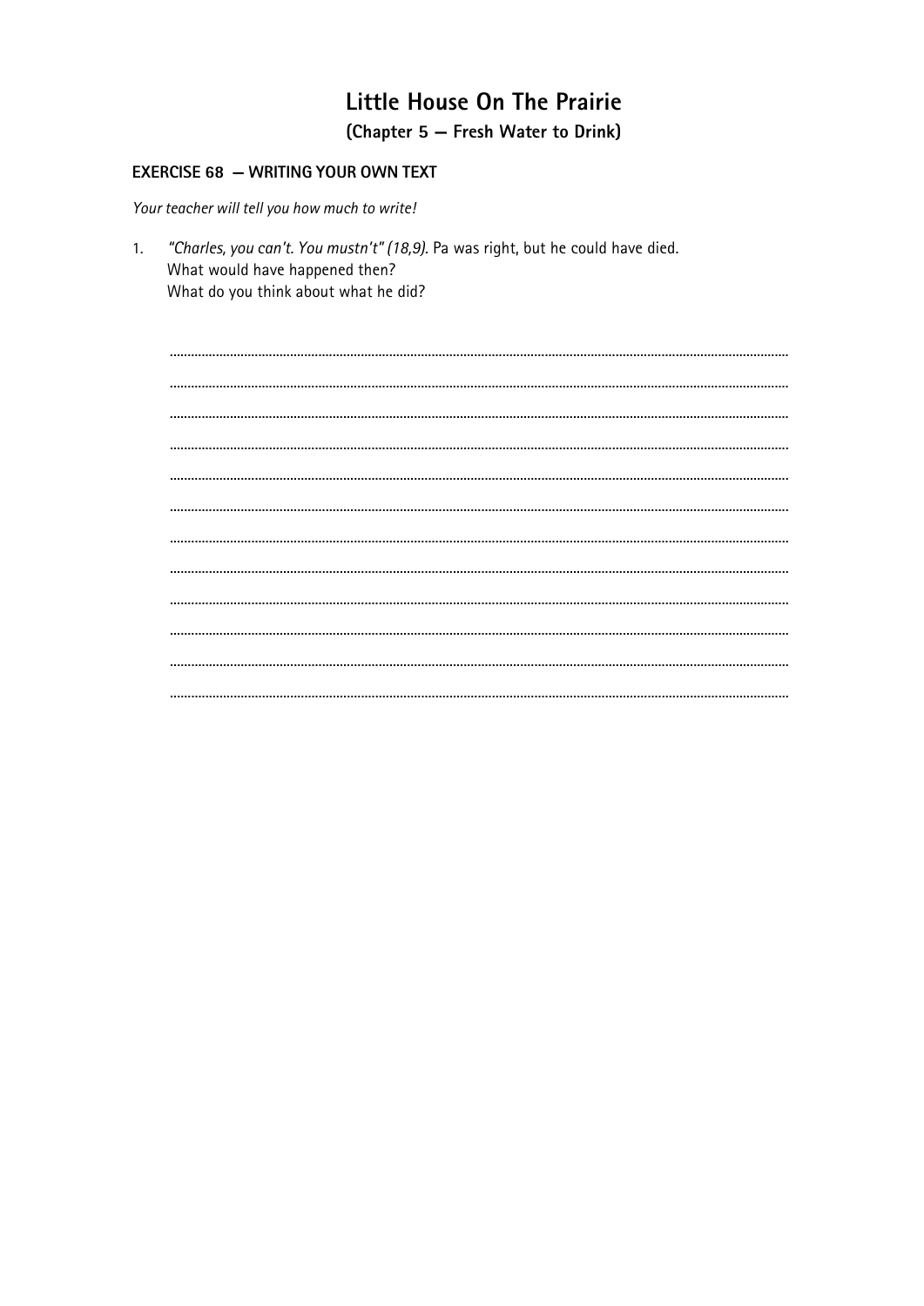# Little House On The Prairie

## (Chapter 5 – Fresh Water to Drink)

### EXERCISE 68 – WRITING YOUR OWN TEXT

*Your teacher will tell you how much to write!*

1. *"Charles, you can't. You mustn't" (18,9).* Pa was right, but he could have died.
   What would have happened then?
   What do you think about what he did?

........................................................................................................................................................................

........................................................................................................................................................................

........................................................................................................................................................................

........................................................................................................................................................................

........................................................................................................................................................................

........................................................................................................................................................................

........................................................................................................................................................................

........................................................................................................................................................................

........................................................................................................................................................................

........................................................................................................................................................................

........................................................................................................................................................................

........................................................................................................................................................................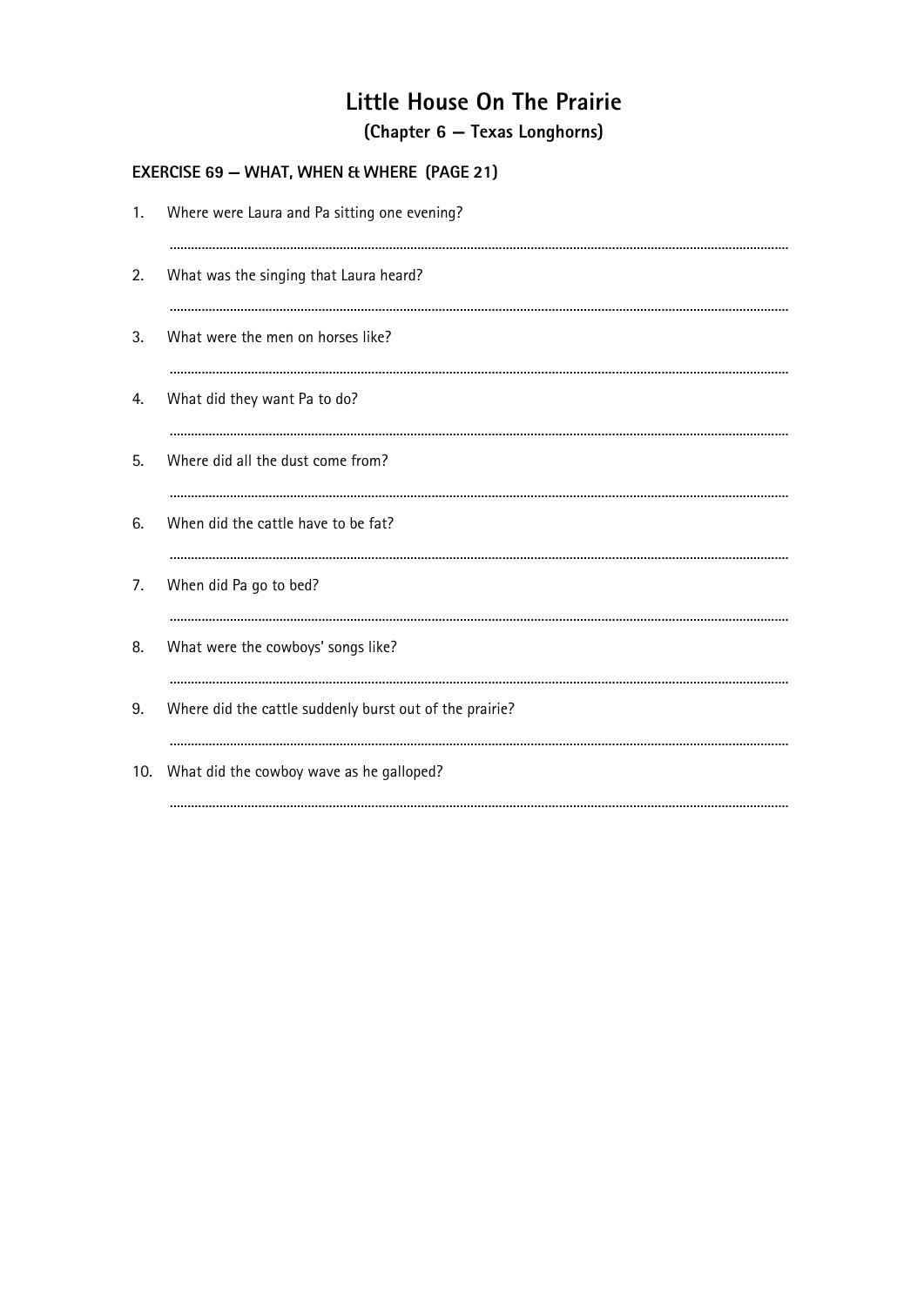# Little House On The Prairie

## (Chapter 6 — Texas Longhorns)

### EXERCISE 69 — WHAT, WHEN & WHERE (PAGE 21)

1. Where were Laura and Pa sitting one evening?

   ..............................................................................................................................................

2. What was the singing that Laura heard?

   ..............................................................................................................................................

3. What were the men on horses like?

   ..............................................................................................................................................

4. What did they want Pa to do?

   ..............................................................................................................................................

5. Where did all the dust come from?

   ..............................................................................................................................................

6. When did the cattle have to be fat?

   ..............................................................................................................................................

7. When did Pa go to bed?

   ..............................................................................................................................................

8. What were the cowboys' songs like?

   ..............................................................................................................................................

9. Where did the cattle suddenly burst out of the prairie?

   ..............................................................................................................................................

10. What did the cowboy wave as he galloped?

    ..............................................................................................................................................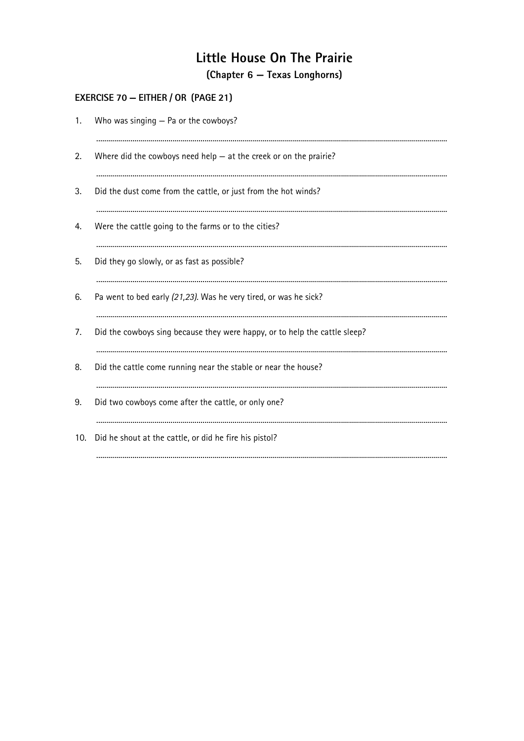# Little House On The Prairie

## (Chapter 6 — Texas Longhorns)

### EXERCISE 70 — EITHER / OR (PAGE 21)

1. Who was singing — Pa or the cowboys?

   ..........................................................................................

2. Where did the cowboys need help — at the creek or on the prairie?

   ..........................................................................................

3. Did the dust come from the cattle, or just from the hot winds?

   ..........................................................................................

4. Were the cattle going to the farms or to the cities?

   ..........................................................................................

5. Did they go slowly, or as fast as possible?

   ..........................................................................................

6. Pa went to bed early *(21,23)*. Was he very tired, or was he sick?

   ..........................................................................................

7. Did the cowboys sing because they were happy, or to help the cattle sleep?

   ..........................................................................................

8. Did the cattle come running near the stable or near the house?

   ..........................................................................................

9. Did two cowboys come after the cattle, or only one?

   ..........................................................................................

10. Did he shout at the cattle, or did he fire his pistol?

    ..........................................................................................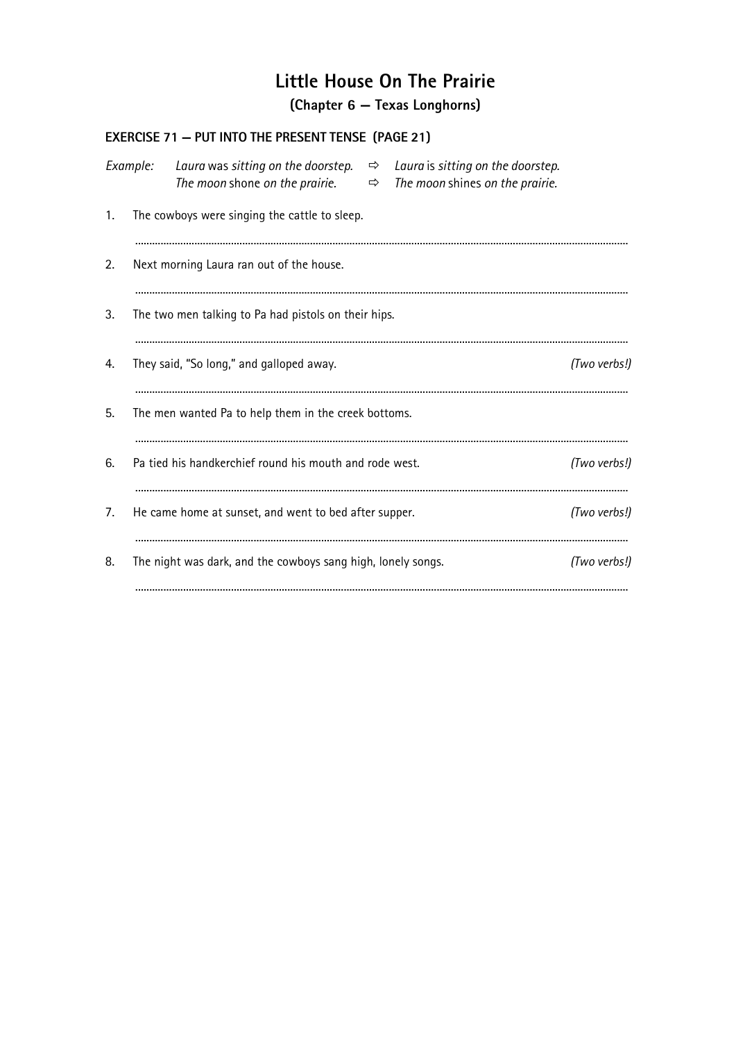# Little House On The Prairie

## (Chapter 6 — Texas Longhorns)

### EXERCISE 71 — PUT INTO THE PRESENT TENSE (PAGE 21)

*Example:* *Laura* was *sitting on the doorstep.* ⇨ *Laura* is *sitting on the doorstep.*
*The moon* shone *on the prairie.* ⇨ *The moon* shines *on the prairie.*

1. The cowboys were singing the cattle to sleep.

   ..............................................................................................................................................................

2. Next morning Laura ran out of the house.

   ..............................................................................................................................................................

3. The two men talking to Pa had pistols on their hips.

   ..............................................................................................................................................................

4. They said, "So long," and galloped away. *(Two verbs!)*

   ..............................................................................................................................................................

5. The men wanted Pa to help them in the creek bottoms.

   ..............................................................................................................................................................

6. Pa tied his handkerchief round his mouth and rode west. *(Two verbs!)*

   ..............................................................................................................................................................

7. He came home at sunset, and went to bed after supper. *(Two verbs!)*

   ..............................................................................................................................................................

8. The night was dark, and the cowboys sang high, lonely songs. *(Two verbs!)*

   ..............................................................................................................................................................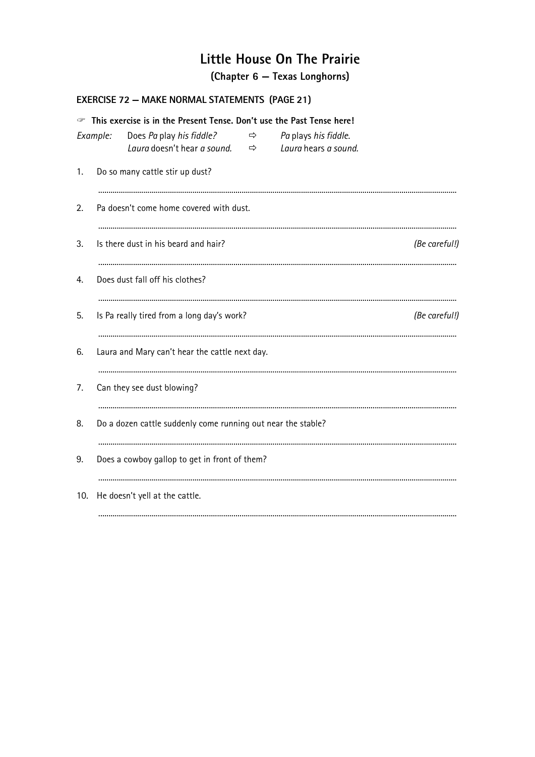# Little House On The Prairie

## (Chapter 6 — Texas Longhorns)

### EXERCISE 72 — MAKE NORMAL STATEMENTS (PAGE 21)

☞ **This exercise is in the Present Tense. Don't use the Past Tense here!**

*Example:* Does *Pa* play *his fiddle?* ⇨ *Pa* plays *his fiddle.*
*Laura* doesn't hear *a sound.* ⇨ *Laura* hears *a sound.*

1. Do so many cattle stir up dust?

   ..........................................................................................

2. Pa doesn't come home covered with dust.

   ..........................................................................................

3. Is there dust in his beard and hair? *(Be careful!)*

   ..........................................................................................

4. Does dust fall off his clothes?

   ..........................................................................................

5. Is Pa really tired from a long day's work? *(Be careful!)*

   ..........................................................................................

6. Laura and Mary can't hear the cattle next day.

   ..........................................................................................

7. Can they see dust blowing?

   ..........................................................................................

8. Do a dozen cattle suddenly come running out near the stable?

   ..........................................................................................

9. Does a cowboy gallop to get in front of them?

   ..........................................................................................

10. He doesn't yell at the cattle.

    ..........................................................................................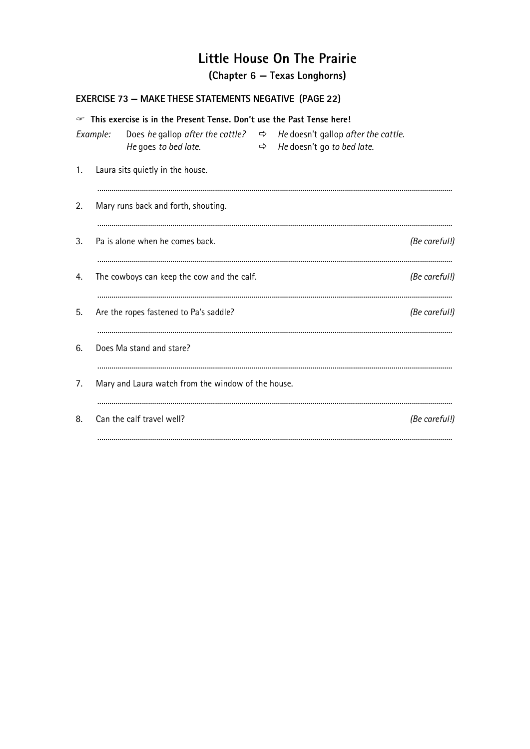# Little House On The Prairie

## (Chapter 6 — Texas Longhorns)

### EXERCISE 73 — MAKE THESE STATEMENTS NEGATIVE (PAGE 22)

☞ **This exercise is in the Present Tense. Don't use the Past Tense here!**

*Example:* Does *he* gallop *after the cattle?* ⇨ *He* doesn't gallop *after the cattle.*
*He* goes *to bed late.* ⇨ *He* doesn't go *to bed late.*

1. Laura sits quietly in the house.

   ..........................................................................................

2. Mary runs back and forth, shouting.

   ..........................................................................................

3. Pa is alone when he comes back. *(Be careful!)*

   ..........................................................................................

4. The cowboys can keep the cow and the calf. *(Be careful!)*

   ..........................................................................................

5. Are the ropes fastened to Pa's saddle? *(Be careful!)*

   ..........................................................................................

6. Does Ma stand and stare?

   ..........................................................................................

7. Mary and Laura watch from the window of the house.

   ..........................................................................................

8. Can the calf travel well? *(Be careful!)*

   ..........................................................................................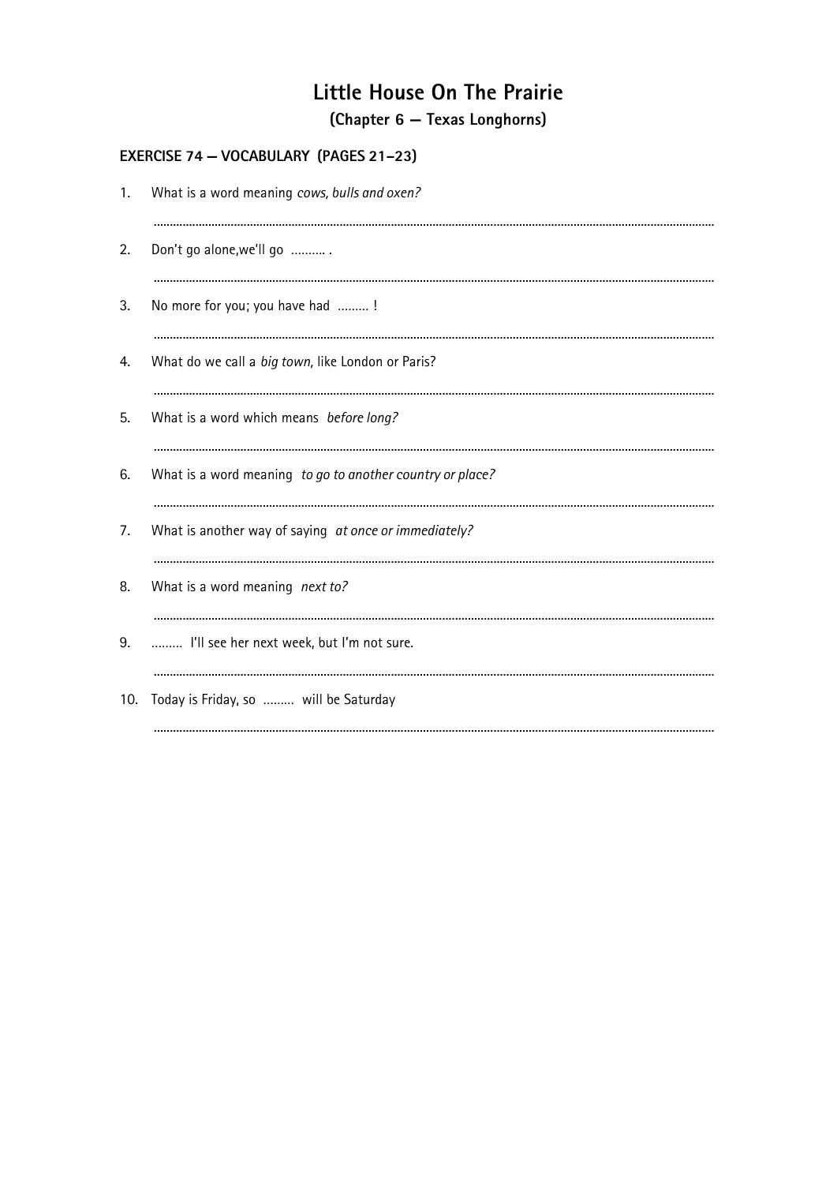# Little House On The Prairie

## (Chapter 6 – Texas Longhorns)

### EXERCISE 74 – VOCABULARY (PAGES 21–23)

1. What is a word meaning *cows, bulls and oxen?*

   ..........................................................................................................................................

2. Don't go alone,we'll go .......... .

   ..........................................................................................................................................

3. No more for you; you have had ......... !

   ..........................................................................................................................................

4. What do we call a *big town,* like London or Paris?

   ..........................................................................................................................................

5. What is a word which means *before long?*

   ..........................................................................................................................................

6. What is a word meaning *to go to another country or place?*

   ..........................................................................................................................................

7. What is another way of saying *at once or immediately?*

   ..........................................................................................................................................

8. What is a word meaning *next to?*

   ..........................................................................................................................................

9. ......... I'll see her next week, but I'm not sure.

   ..........................................................................................................................................

10. Today is Friday, so ......... will be Saturday

    ..........................................................................................................................................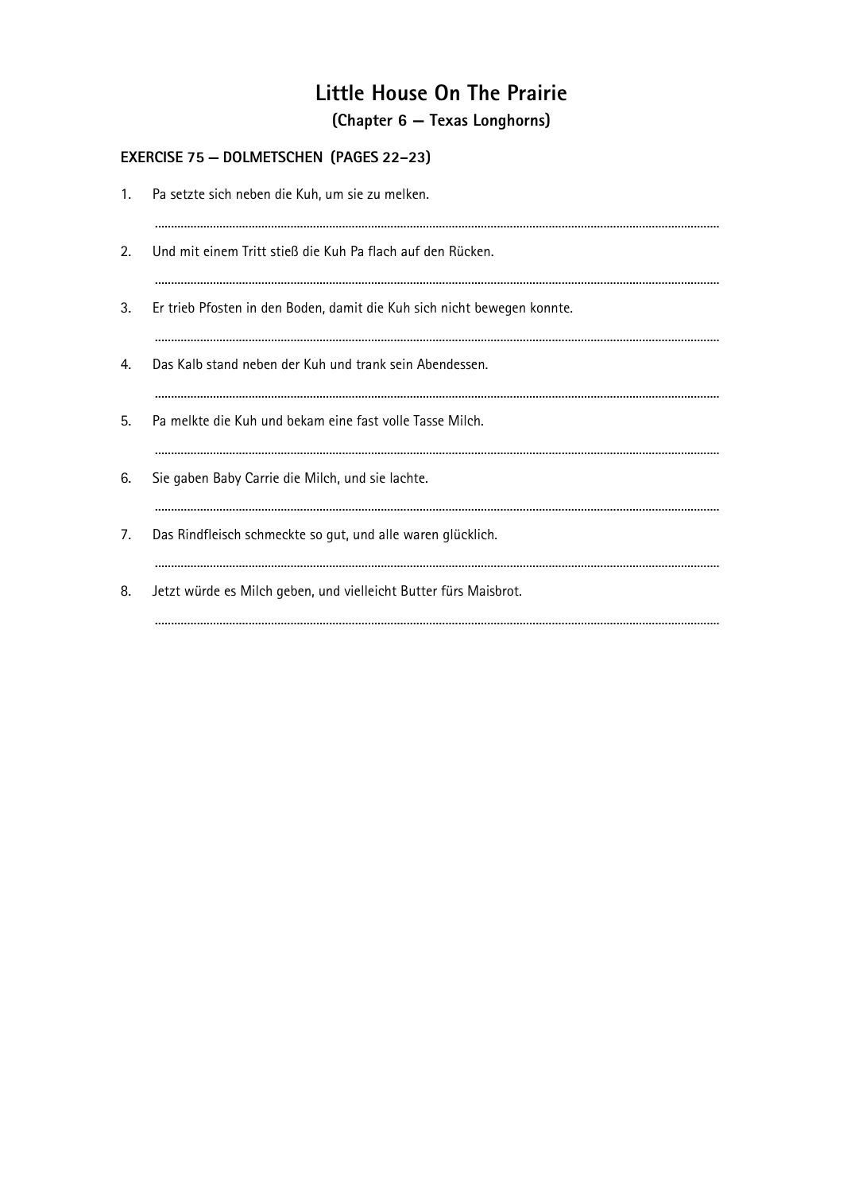# Little House On The Prairie

## (Chapter 6 — Texas Longhorns)

### EXERCISE 75 — DOLMETSCHEN (PAGES 22–23)

1. Pa setzte sich neben die Kuh, um sie zu melken.

   ..........................................................................................................

2. Und mit einem Tritt stieß die Kuh Pa flach auf den Rücken.

   ..........................................................................................................

3. Er trieb Pfosten in den Boden, damit die Kuh sich nicht bewegen konnte.

   ..........................................................................................................

4. Das Kalb stand neben der Kuh und trank sein Abendessen.

   ..........................................................................................................

5. Pa melkte die Kuh und bekam eine fast volle Tasse Milch.

   ..........................................................................................................

6. Sie gaben Baby Carrie die Milch, und sie lachte.

   ..........................................................................................................

7. Das Rindfleisch schmeckte so gut, und alle waren glücklich.

   ..........................................................................................................

8. Jetzt würde es Milch geben, und vielleicht Butter fürs Maisbrot.

   ..........................................................................................................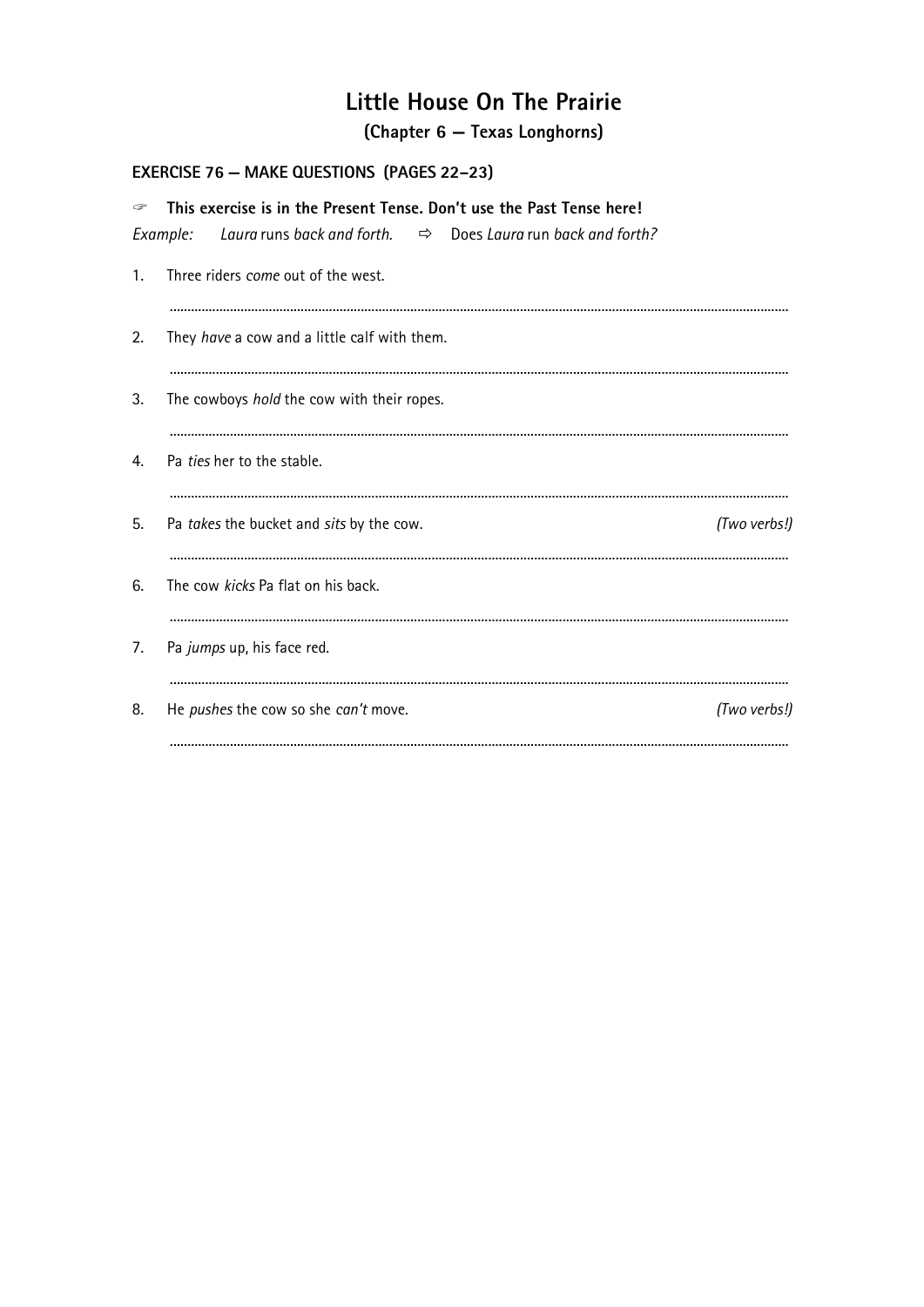# Little House On The Prairie

## (Chapter 6 — Texas Longhorns)

### EXERCISE 76 — MAKE QUESTIONS (PAGES 22–23)

☞ **This exercise is in the Present Tense. Don't use the Past Tense here!**

*Example:* *Laura* runs *back and forth.* ⇨ Does *Laura* run *back and forth?*

1. Three riders *come* out of the west.

   ..............................................................................................................................................

2. They *have* a cow and a little calf with them.

   ..............................................................................................................................................

3. The cowboys *hold* the cow with their ropes.

   ..............................................................................................................................................

4. Pa *ties* her to the stable.

   ..............................................................................................................................................

5. Pa *takes* the bucket and *sits* by the cow. *(Two verbs!)*

   ..............................................................................................................................................

6. The cow *kicks* Pa flat on his back.

   ..............................................................................................................................................

7. Pa *jumps* up, his face red.

   ..............................................................................................................................................

8. He *pushes* the cow so she *can't* move. *(Two verbs!)*

   ..............................................................................................................................................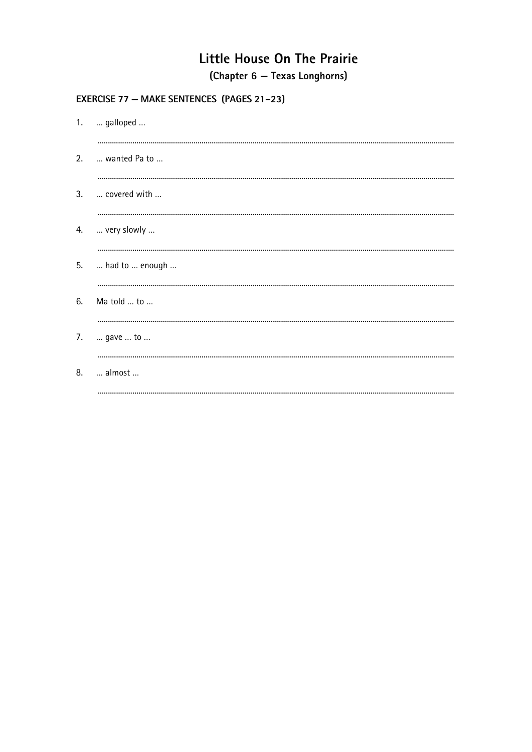# Little House On The Prairie

## (Chapter 6 — Texas Longhorns)

### EXERCISE 77 — MAKE SENTENCES (PAGES 21–23)

1. ... galloped ...

   ..........................................................................................................

2. ... wanted Pa to ...

   ..........................................................................................................

3. ... covered with ...

   ..........................................................................................................

4. ... very slowly ...

   ..........................................................................................................

5. ... had to ... enough ...

   ..........................................................................................................

6. Ma told ... to ...

   ..........................................................................................................

7. ... gave ... to ...

   ..........................................................................................................

8. ... almost ...

   ..........................................................................................................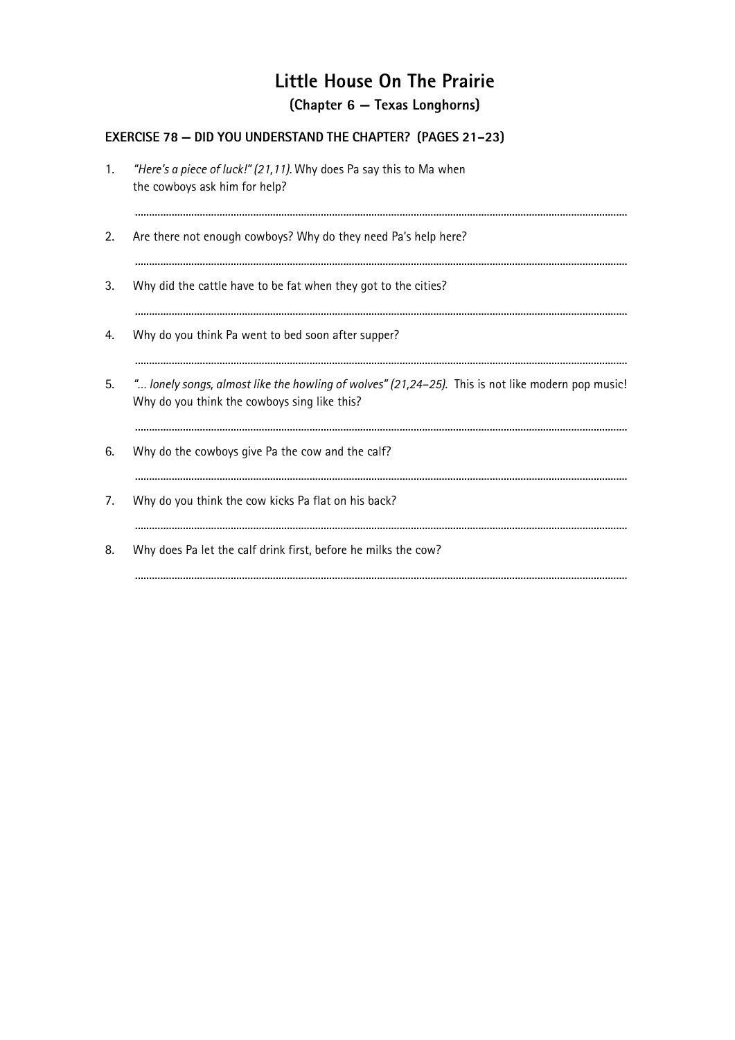# Little House On The Prairie

## (Chapter 6 — Texas Longhorns)

### EXERCISE 78 — DID YOU UNDERSTAND THE CHAPTER? (PAGES 21–23)

1. *"Here's a piece of luck!" (21,11).* Why does Pa say this to Ma when the cowboys ask him for help?

   ..............................................................................................................................................................

2. Are there not enough cowboys? Why do they need Pa's help here?

   ..............................................................................................................................................................

3. Why did the cattle have to be fat when they got to the cities?

   ..............................................................................................................................................................

4. Why do you think Pa went to bed soon after supper?

   ..............................................................................................................................................................

5. *"... lonely songs, almost like the howling of wolves" (21,24–25).* This is not like modern pop music! Why do you think the cowboys sing like this?

   ..............................................................................................................................................................

6. Why do the cowboys give Pa the cow and the calf?

   ..............................................................................................................................................................

7. Why do you think the cow kicks Pa flat on his back?

   ..............................................................................................................................................................

8. Why does Pa let the calf drink first, before he milks the cow?

   ..............................................................................................................................................................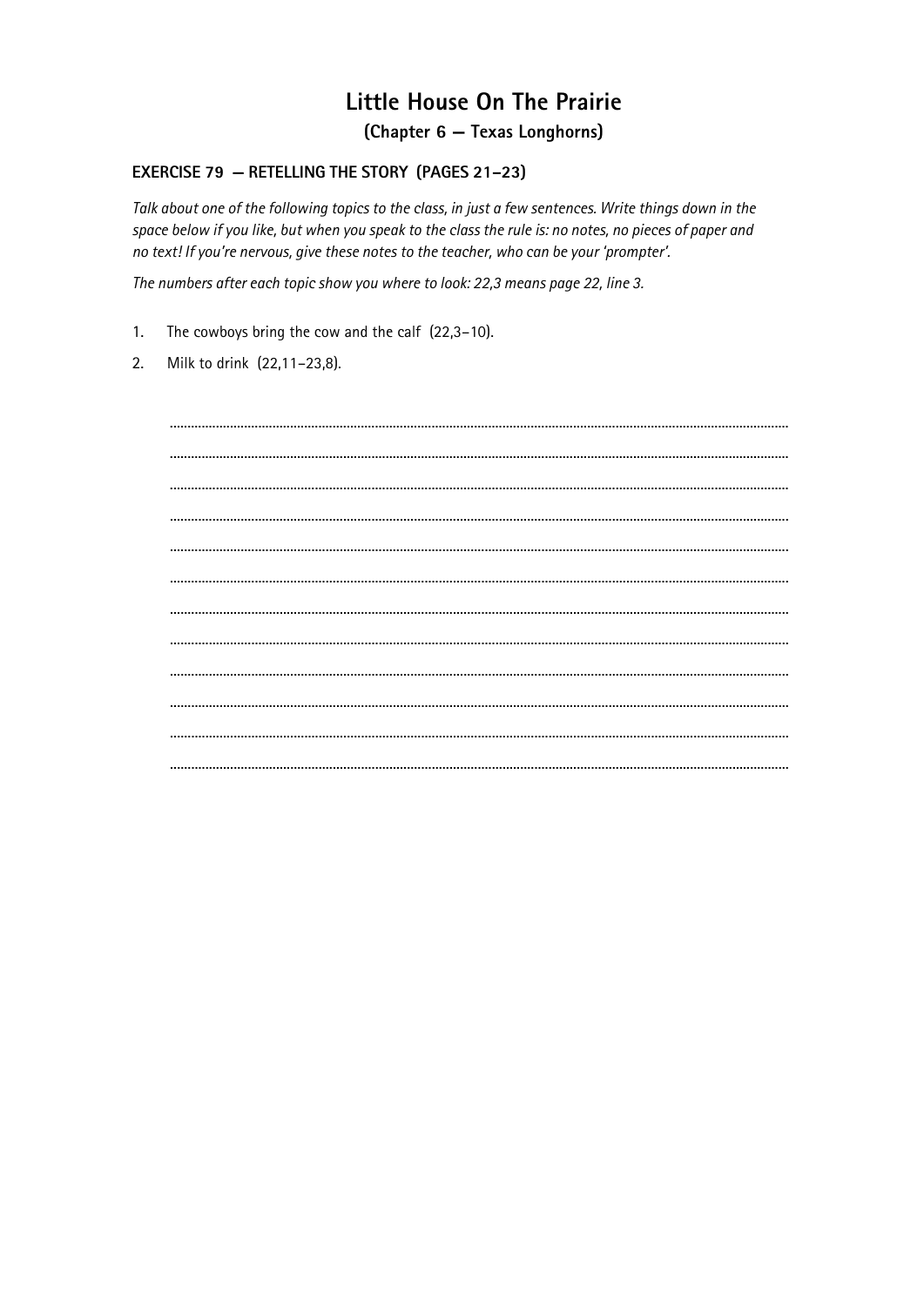# Little House On The Prairie

## (Chapter 6 — Texas Longhorns)

### EXERCISE 79 — RETELLING THE STORY (PAGES 21–23)

*Talk about one of the following topics to the class, in just a few sentences. Write things down in the space below if you like, but when you speak to the class the rule is: no notes, no pieces of paper and no text! If you're nervous, give these notes to the teacher, who can be your 'prompter'.*

*The numbers after each topic show you where to look: 22,3 means page 22, line 3.*

1. The cowboys bring the cow and the calf (22,3–10).
2. Milk to drink (22,11–23,8).

..............................................................................................................................................................

..............................................................................................................................................................

..............................................................................................................................................................

..............................................................................................................................................................

..............................................................................................................................................................

..............................................................................................................................................................

..............................................................................................................................................................

..............................................................................................................................................................

..............................................................................................................................................................

..............................................................................................................................................................

..............................................................................................................................................................

..............................................................................................................................................................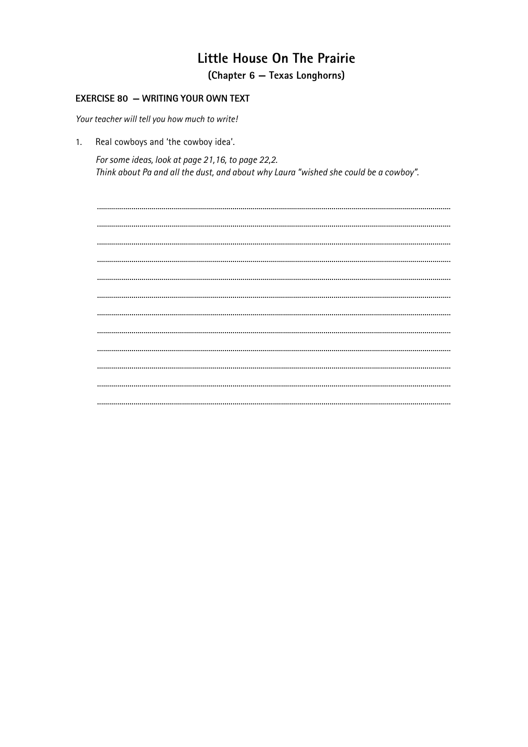# Little House On The Prairie

## (Chapter 6 – Texas Longhorns)

### EXERCISE 80 – WRITING YOUR OWN TEXT

*Your teacher will tell you how much to write!*

1. Real cowboys and 'the cowboy idea'.

   *For some ideas, look at page 21,16, to page 22,2.*
   *Think about Pa and all the dust, and about why Laura "wished she could be a cowboy".*

   ..............................................................................................................................................................

   ..............................................................................................................................................................

   ..............................................................................................................................................................

   ..............................................................................................................................................................

   ..............................................................................................................................................................

   ..............................................................................................................................................................

   ..............................................................................................................................................................

   ..............................................................................................................................................................

   ..............................................................................................................................................................

   ..............................................................................................................................................................

   ..............................................................................................................................................................

   ..............................................................................................................................................................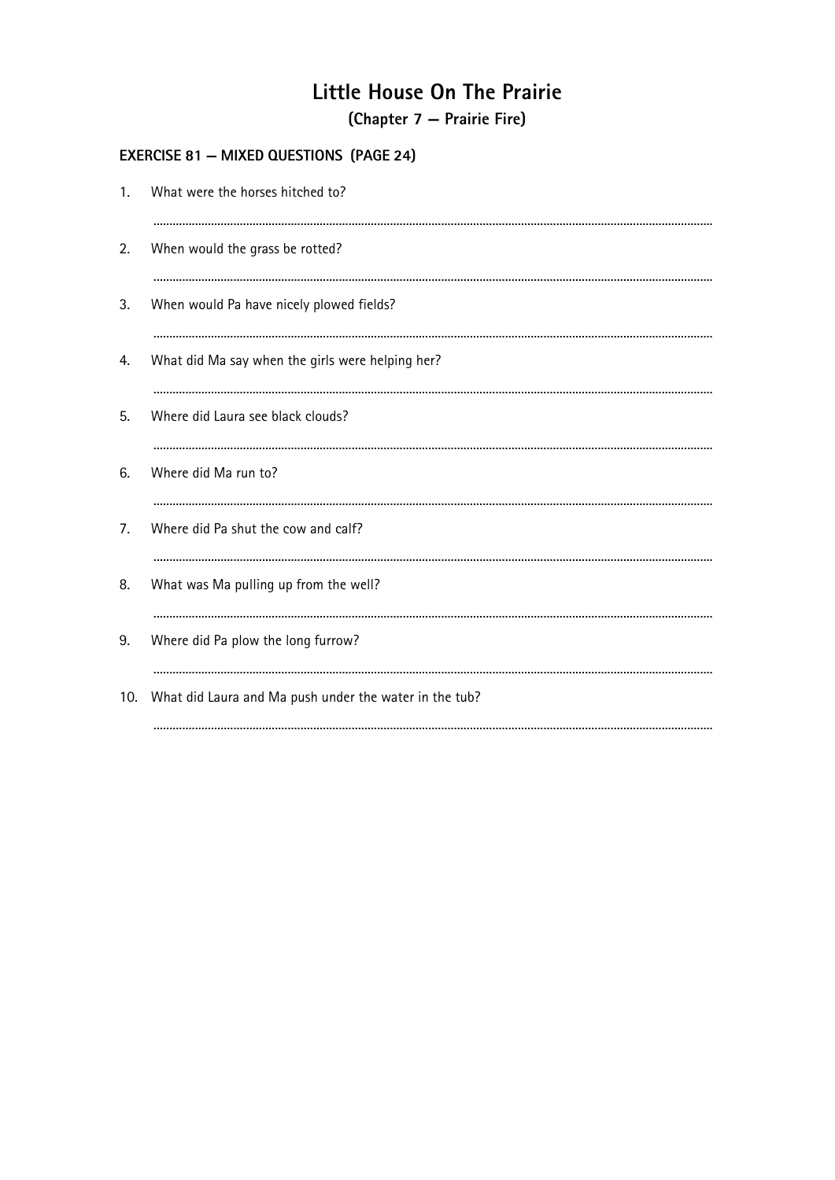# Little House On The Prairie

## (Chapter 7 – Prairie Fire)

### EXERCISE 81 – MIXED QUESTIONS (PAGE 24)

1. What were the horses hitched to?

   ..............................................................................................................................................

2. When would the grass be rotted?

   ..............................................................................................................................................

3. When would Pa have nicely plowed fields?

   ..............................................................................................................................................

4. What did Ma say when the girls were helping her?

   ..............................................................................................................................................

5. Where did Laura see black clouds?

   ..............................................................................................................................................

6. Where did Ma run to?

   ..............................................................................................................................................

7. Where did Pa shut the cow and calf?

   ..............................................................................................................................................

8. What was Ma pulling up from the well?

   ..............................................................................................................................................

9. Where did Pa plow the long furrow?

   ..............................................................................................................................................

10. What did Laura and Ma push under the water in the tub?

    ..............................................................................................................................................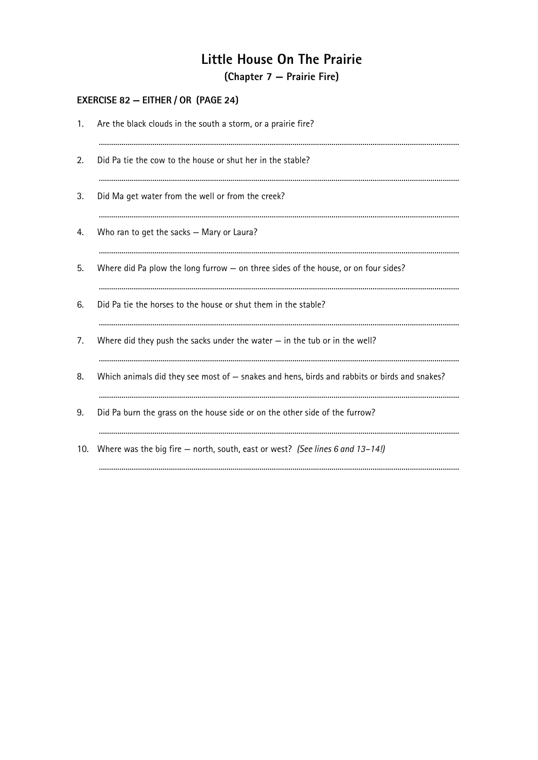# Little House On The Prairie

## (Chapter 7 — Prairie Fire)

### EXERCISE 82 — EITHER / OR (PAGE 24)

1. Are the black clouds in the south a storm, or a prairie fire?

   ..........................................................................................

2. Did Pa tie the cow to the house or shut her in the stable?

   ..........................................................................................

3. Did Ma get water from the well or from the creek?

   ..........................................................................................

4. Who ran to get the sacks — Mary or Laura?

   ..........................................................................................

5. Where did Pa plow the long furrow — on three sides of the house, or on four sides?

   ..........................................................................................

6. Did Pa tie the horses to the house or shut them in the stable?

   ..........................................................................................

7. Where did they push the sacks under the water — in the tub or in the well?

   ..........................................................................................

8. Which animals did they see most of — snakes and hens, birds and rabbits or birds and snakes?

   ..........................................................................................

9. Did Pa burn the grass on the house side or on the other side of the furrow?

   ..........................................................................................

10. Where was the big fire — north, south, east or west? *(See lines 6 and 13–14!)*

    ..........................................................................................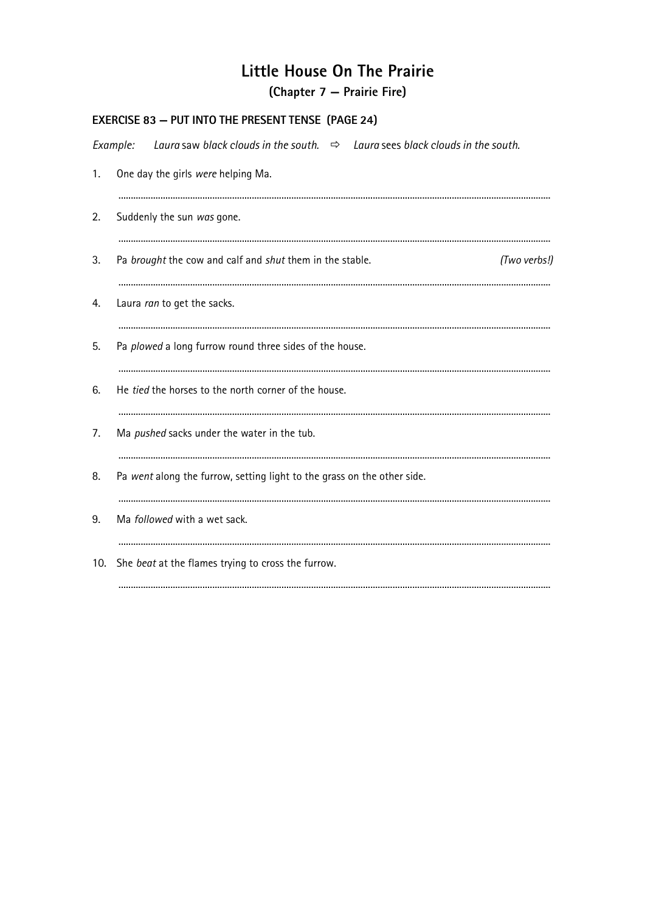# Little House On The Prairie

## (Chapter 7 — Prairie Fire)

### EXERCISE 83 — PUT INTO THE PRESENT TENSE (PAGE 24)

*Example:* *Laura* saw *black clouds in the south.* ⇨ *Laura* sees *black clouds in the south.*

1. One day the girls *were* helping Ma.

   ..........................................................................................................................................................

2. Suddenly the sun *was* gone.

   ..........................................................................................................................................................

3. Pa *brought* the cow and calf and *shut* them in the stable. *(Two verbs!)*

   ..........................................................................................................................................................

4. Laura *ran* to get the sacks.

   ..........................................................................................................................................................

5. Pa *plowed* a long furrow round three sides of the house.

   ..........................................................................................................................................................

6. He *tied* the horses to the north corner of the house.

   ..........................................................................................................................................................

7. Ma *pushed* sacks under the water in the tub.

   ..........................................................................................................................................................

8. Pa *went* along the furrow, setting light to the grass on the other side.

   ..........................................................................................................................................................

9. Ma *followed* with a wet sack.

   ..........................................................................................................................................................

10. She *beat* at the flames trying to cross the furrow.

    ..........................................................................................................................................................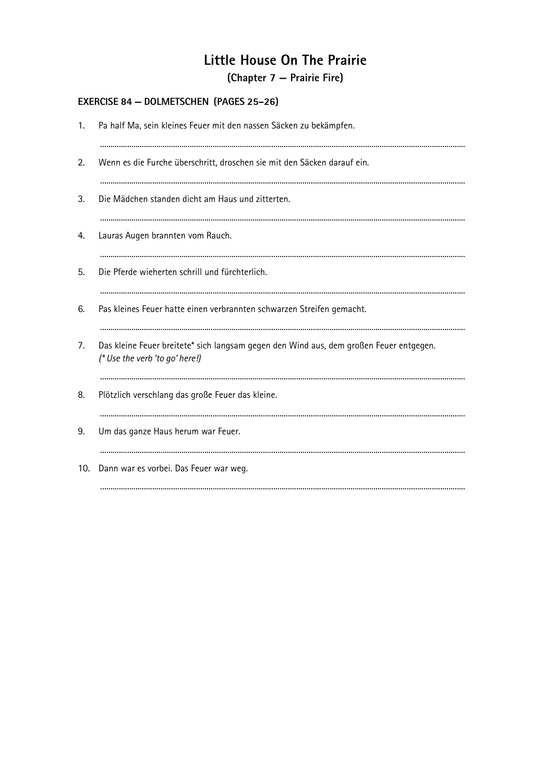# Little House On The Prairie

## (Chapter 7 — Prairie Fire)

### EXERCISE 84 — DOLMETSCHEN (PAGES 25–26)

1. Pa half Ma, sein kleines Feuer mit den nassen Säcken zu bekämpfen.

   ..............................................................................................................................................

2. Wenn es die Furche überschritt, droschen sie mit den Säcken darauf ein.

   ..............................................................................................................................................

3. Die Mädchen standen dicht am Haus und zitterten.

   ..............................................................................................................................................

4. Lauras Augen brannten vom Rauch.

   ..............................................................................................................................................

5. Die Pferde wieherten schrill und fürchterlich.

   ..............................................................................................................................................

6. Pas kleines Feuer hatte einen verbrannten schwarzen Streifen gemacht.

   ..............................................................................................................................................

7. Das kleine Feuer breitete* sich langsam gegen den Wind aus, dem großen Feuer entgegen.
   *(* Use the verb 'to go' here!)*

   ..............................................................................................................................................

8. Plötzlich verschlang das große Feuer das kleine.

   ..............................................................................................................................................

9. Um das ganze Haus herum war Feuer.

   ..............................................................................................................................................

10. Dann war es vorbei. Das Feuer war weg.

    ..............................................................................................................................................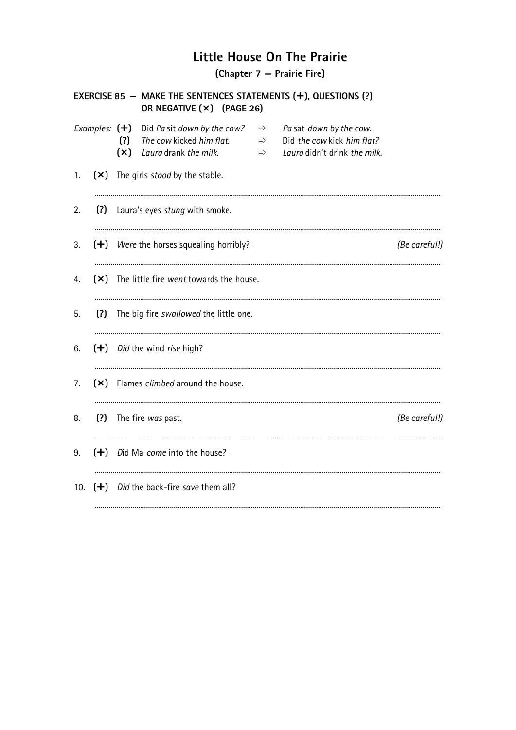# Little House On The Prairie

## (Chapter 7 — Prairie Fire)

**EXERCISE 85 — MAKE THE SENTENCES STATEMENTS (+), QUESTIONS (?) OR NEGATIVE (×) (PAGE 26)**

| *Examples:* | | | |
|---|---|---|---|
| **(+)** | Did *Pa* sit *down by the cow?* | ⇨ | *Pa* sat *down by the cow.* |
| **(?)** | *The cow* kicked *him flat.* | ⇨ | Did *the cow* kick *him flat?* |
| **(×)** | *Laura* drank *the milk.* | ⇨ | *Laura* didn't drink *the milk.* |

1. **(×)** The girls *stood* by the stable.

   .....................................................................................................................................

2. **(?)** Laura's eyes *stung* with smoke.

   .....................................................................................................................................

3. **(+)** *Were* the horses squealing horribly? *(Be careful!)*

   .....................................................................................................................................

4. **(×)** The little fire *went* towards the house.

   .....................................................................................................................................

5. **(?)** The big fire *swallowed* the little one.

   .....................................................................................................................................

6. **(+)** *Did* the wind *rise* high?

   .....................................................................................................................................

7. **(×)** Flames *climbed* around the house.

   .....................................................................................................................................

8. **(?)** The fire *was* past. *(Be careful!)*

   .....................................................................................................................................

9. **(+)** *D*id Ma *come* into the house?

   .....................................................................................................................................

10. **(+)** *Did* the back-fire *save* them all?

    .....................................................................................................................................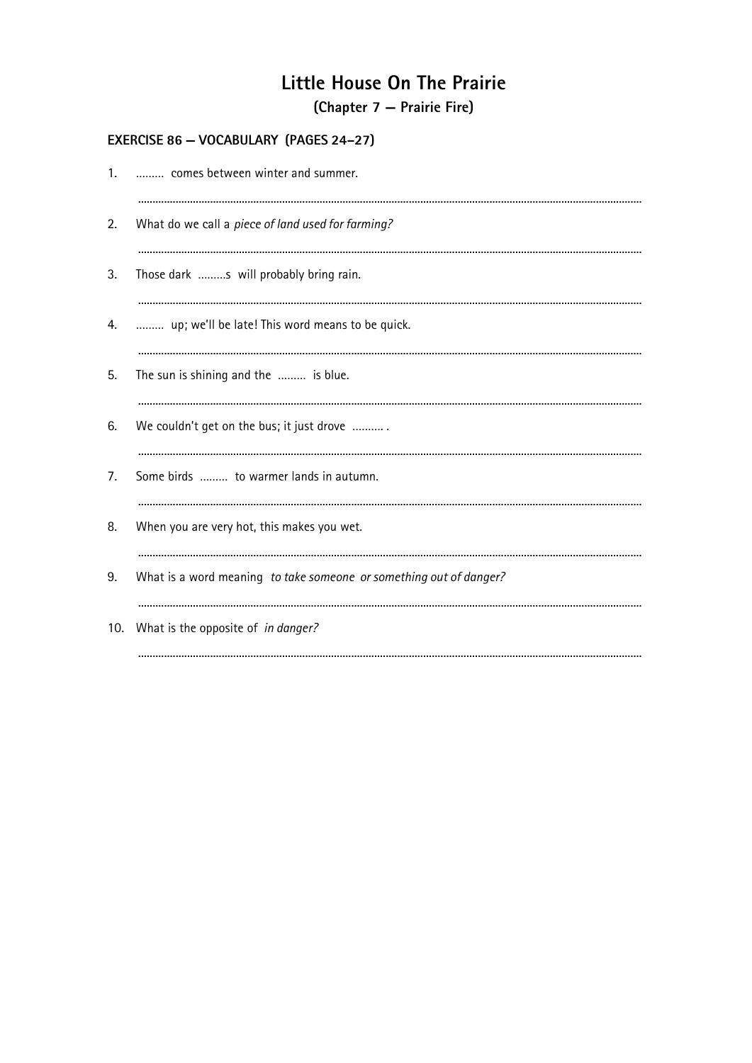# Little House On The Prairie

## (Chapter 7 – Prairie Fire)

### EXERCISE 86 – VOCABULARY (PAGES 24–27)

1. ......... comes between winter and summer.

   ...............................................................................................................................................

2. What do we call a *piece of land used for farming?*

   ...............................................................................................................................................

3. Those dark .........s will probably bring rain.

   ...............................................................................................................................................

4. ......... up; we'll be late! This word means to be quick.

   ...............................................................................................................................................

5. The sun is shining and the ......... is blue.

   ...............................................................................................................................................

6. We couldn't get on the bus; it just drove .......... .

   ...............................................................................................................................................

7. Some birds ......... to warmer lands in autumn.

   ...............................................................................................................................................

8. When you are very hot, this makes you wet.

   ...............................................................................................................................................

9. What is a word meaning *to take someone or something out of danger?*

   ...............................................................................................................................................

10. What is the opposite of *in danger?*

    ...............................................................................................................................................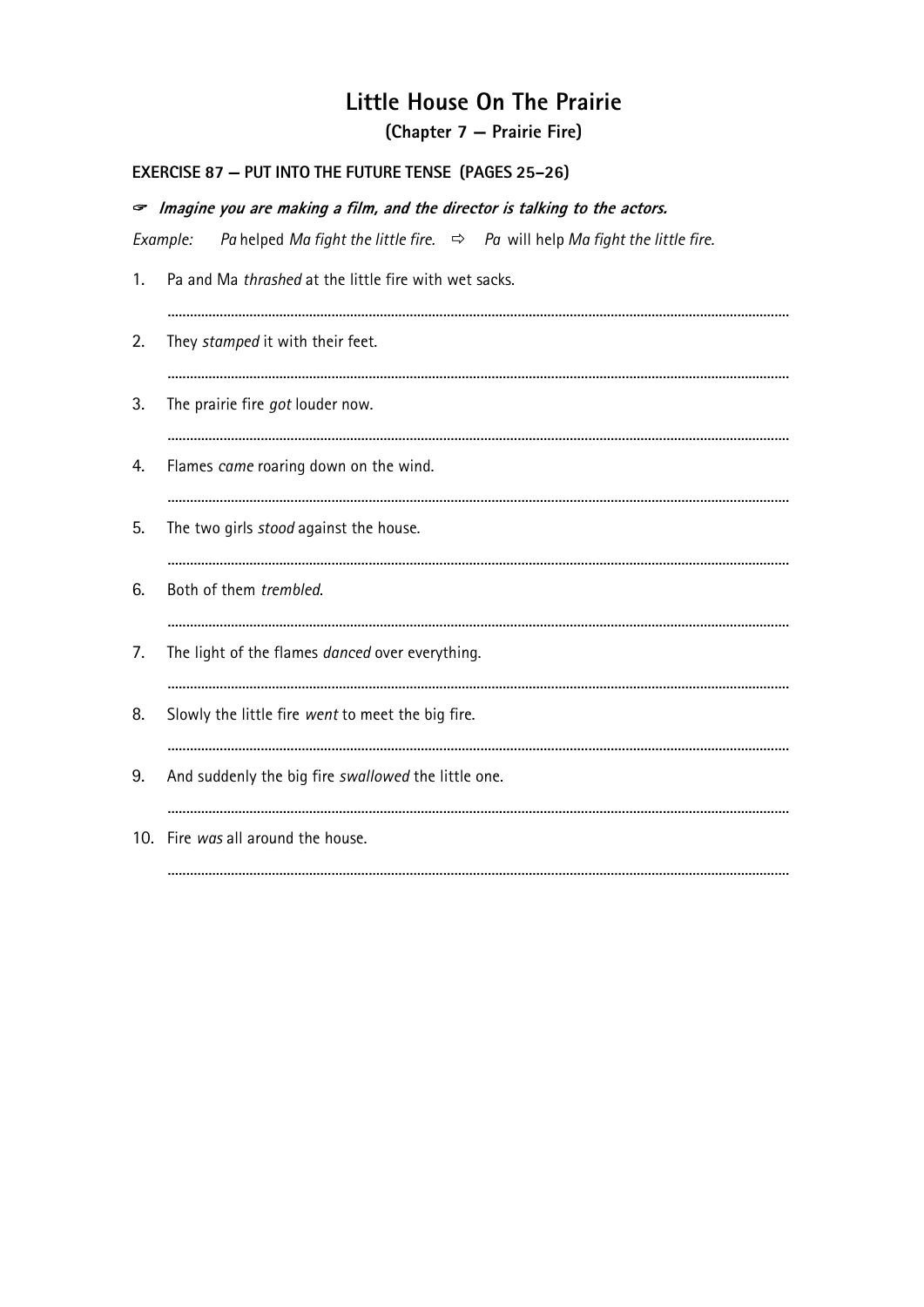# Little House On The Prairie

## (Chapter 7 — Prairie Fire)

### EXERCISE 87 — PUT INTO THE FUTURE TENSE (PAGES 25–26)

☞ ***Imagine you are making a film, and the director is talking to the actors.***

*Example:* *Pa* helped *Ma fight the little fire.* ⇨ *Pa* will help *Ma fight the little fire.*

1. Pa and Ma *thrashed* at the little fire with wet sacks.

 ..............................................................................................................................................

2. They *stamped* it with their feet.

 ..............................................................................................................................................

3. The prairie fire *got* louder now.

 ..............................................................................................................................................

4. Flames *came* roaring down on the wind.

 ..............................................................................................................................................

5. The two girls *stood* against the house.

 ..............................................................................................................................................

6. Both of them *trembled*.

 ..............................................................................................................................................

7. The light of the flames *danced* over everything.

 ..............................................................................................................................................

8. Slowly the little fire *went* to meet the big fire.

 ..............................................................................................................................................

9. And suddenly the big fire *swallowed* the little one.

 ..............................................................................................................................................

10. Fire *was* all around the house.

 ..............................................................................................................................................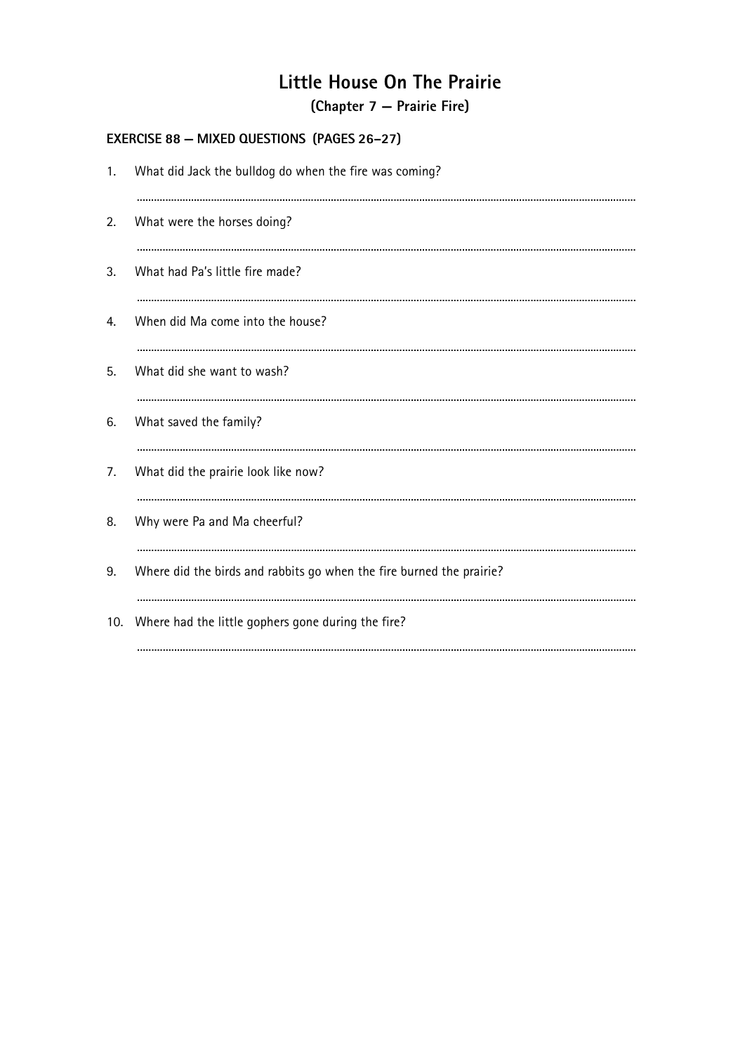# Little House On The Prairie

## (Chapter 7 — Prairie Fire)

### EXERCISE 88 — MIXED QUESTIONS (PAGES 26–27)

1. What did Jack the bulldog do when the fire was coming?

   ..............................................................................................................................................

2. What were the horses doing?

   ..............................................................................................................................................

3. What had Pa's little fire made?

   ..............................................................................................................................................

4. When did Ma come into the house?

   ..............................................................................................................................................

5. What did she want to wash?

   ..............................................................................................................................................

6. What saved the family?

   ..............................................................................................................................................

7. What did the prairie look like now?

   ..............................................................................................................................................

8. Why were Pa and Ma cheerful?

   ..............................................................................................................................................

9. Where did the birds and rabbits go when the fire burned the prairie?

   ..............................................................................................................................................

10. Where had the little gophers gone during the fire?

    ..............................................................................................................................................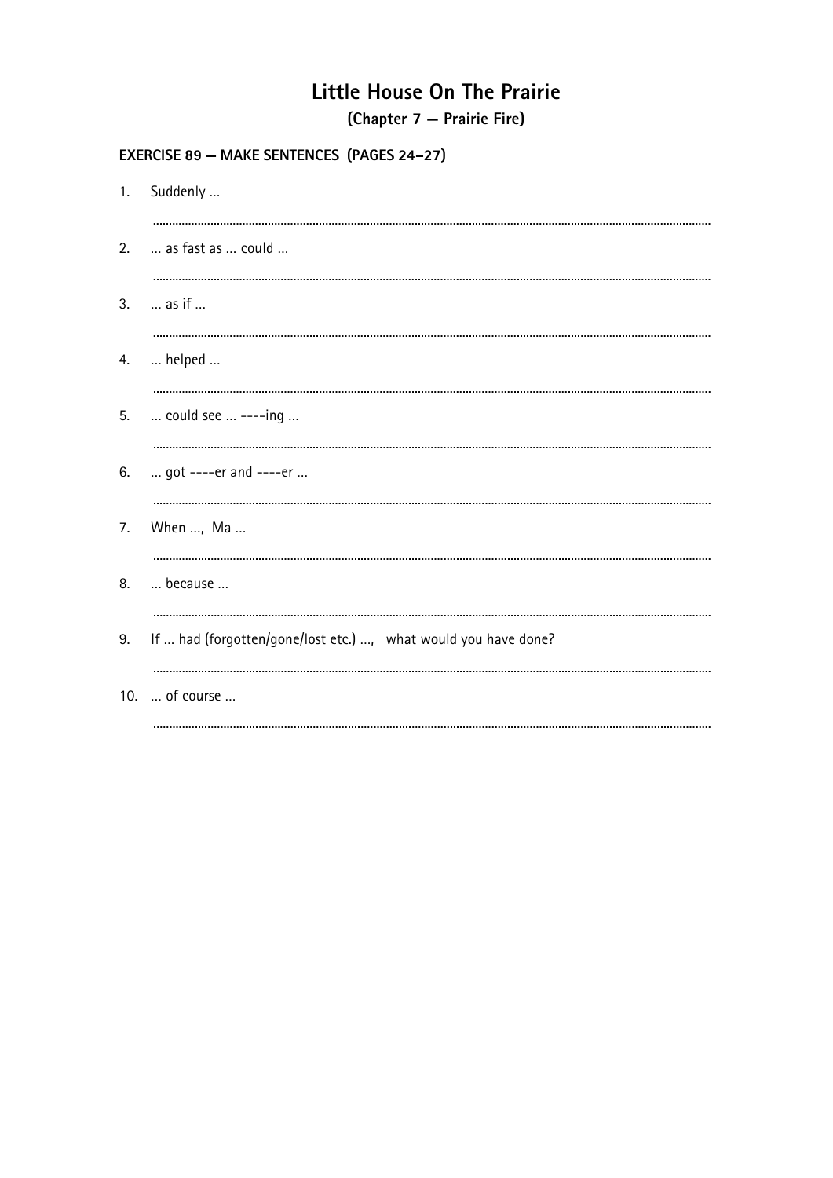# Little House On The Prairie

## (Chapter 7 – Prairie Fire)

### EXERCISE 89 – MAKE SENTENCES (PAGES 24–27)

1. Suddenly ...

   ..........................................................................................................................................................

2. ... as fast as ... could ...

   ..........................................................................................................................................................

3. ... as if ...

   ..........................................................................................................................................................

4. ... helped ...

   ..........................................................................................................................................................

5. ... could see ... ----ing ...

   ..........................................................................................................................................................

6. ... got ----er and ----er ...

   ..........................................................................................................................................................

7. When ..., Ma ...

   ..........................................................................................................................................................

8. ... because ...

   ..........................................................................................................................................................

9. If ... had (forgotten/gone/lost etc.) ..., what would you have done?

   ..........................................................................................................................................................

10. ... of course ...

    ..........................................................................................................................................................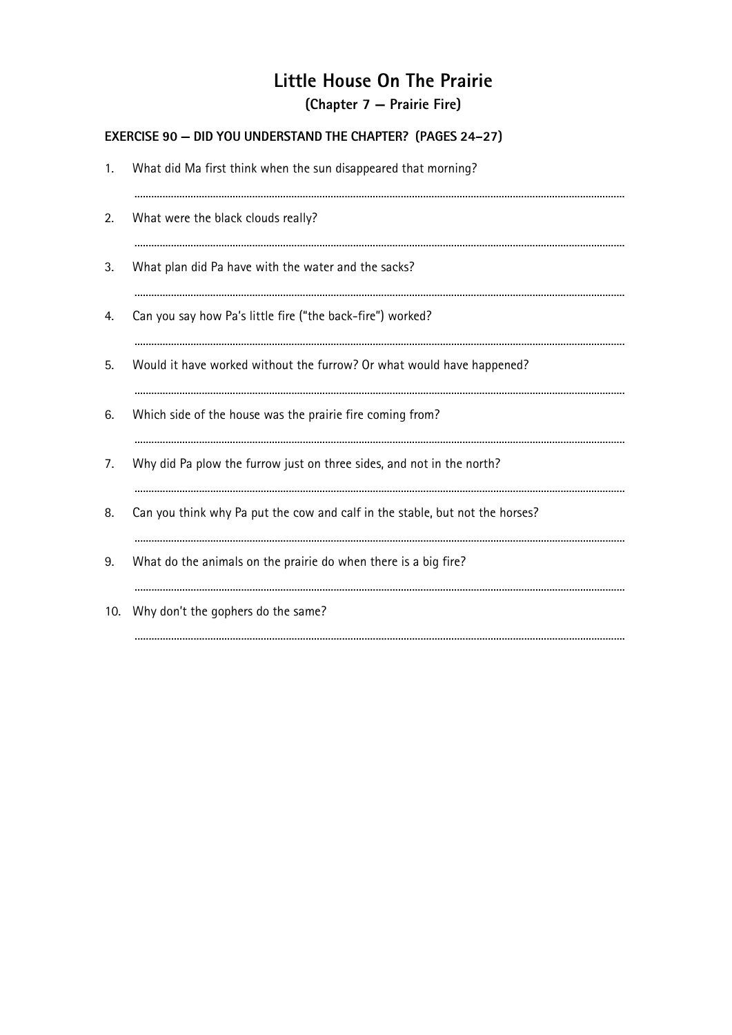# Little House On The Prairie

## (Chapter 7 — Prairie Fire)

### EXERCISE 90 — DID YOU UNDERSTAND THE CHAPTER? (PAGES 24–27)

1. What did Ma first think when the sun disappeared that morning?

   ..............................................................................................................................................

2. What were the black clouds really?

   ..............................................................................................................................................

3. What plan did Pa have with the water and the sacks?

   ..............................................................................................................................................

4. Can you say how Pa's little fire ("the back-fire") worked?

   ..............................................................................................................................................

5. Would it have worked without the furrow? Or what would have happened?

   ..............................................................................................................................................

6. Which side of the house was the prairie fire coming from?

   ..............................................................................................................................................

7. Why did Pa plow the furrow just on three sides, and not in the north?

   ..............................................................................................................................................

8. Can you think why Pa put the cow and calf in the stable, but not the horses?

   ..............................................................................................................................................

9. What do the animals on the prairie do when there is a big fire?

   ..............................................................................................................................................

10. Why don't the gophers do the same?

    ..............................................................................................................................................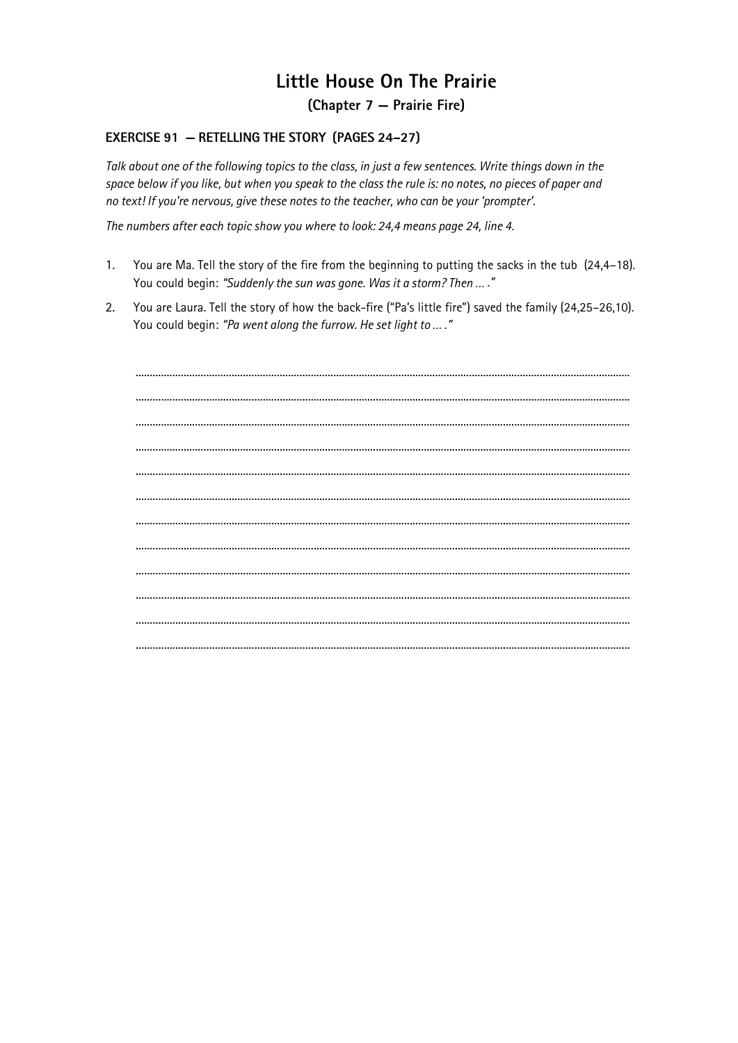# Little House On The Prairie

## (Chapter 7 — Prairie Fire)

### EXERCISE 91 — RETELLING THE STORY (PAGES 24–27)

*Talk about one of the following topics to the class, in just a few sentences. Write things down in the space below if you like, but when you speak to the class the rule is: no notes, no pieces of paper and no text! If you're nervous, give these notes to the teacher, who can be your 'prompter'.*

*The numbers after each topic show you where to look: 24,4 means page 24, line 4.*

1. You are Ma. Tell the story of the fire from the beginning to putting the sacks in the tub (24,4–18). You could begin: *"Suddenly the sun was gone. Was it a storm? Then ... ."*
2. You are Laura. Tell the story of how the back-fire ("Pa's little fire") saved the family (24,25–26,10). You could begin: *"Pa went along the furrow. He set light to ... ."*

................................................................................................................................................

................................................................................................................................................

................................................................................................................................................

................................................................................................................................................

................................................................................................................................................

................................................................................................................................................

................................................................................................................................................

................................................................................................................................................

................................................................................................................................................

................................................................................................................................................

................................................................................................................................................

................................................................................................................................................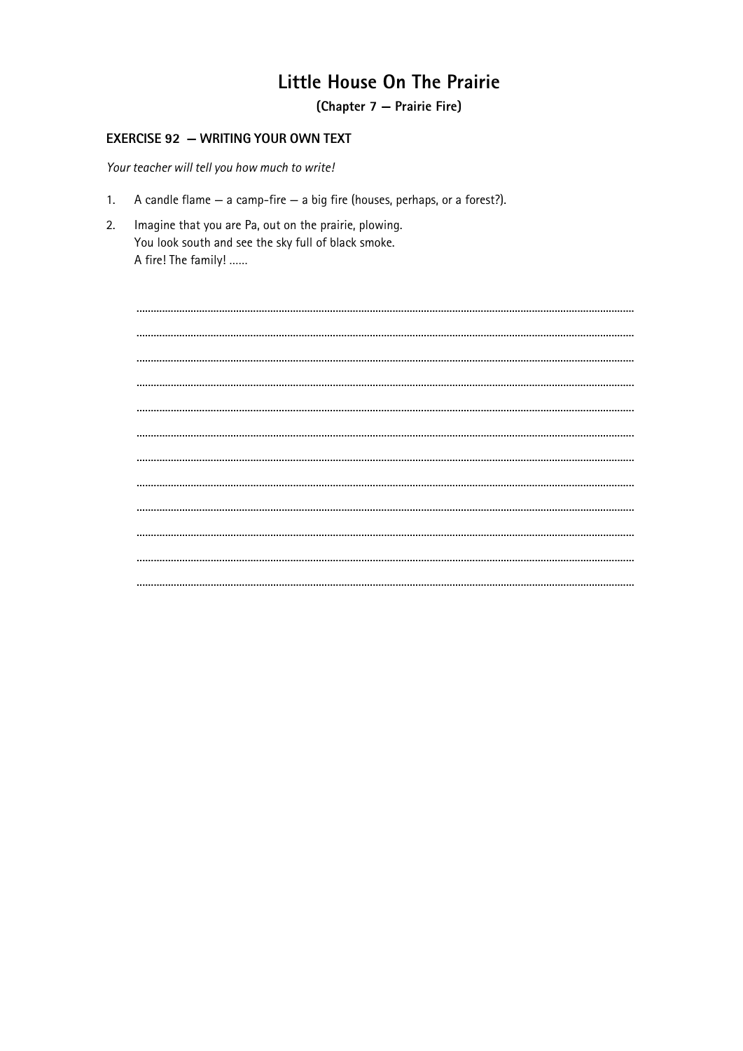# Little House On The Prairie

## (Chapter 7 — Prairie Fire)

### EXERCISE 92 — WRITING YOUR OWN TEXT

*Your teacher will tell you how much to write!*

1. A candle flame — a camp-fire — a big fire (houses, perhaps, or a forest?).
2. Imagine that you are Pa, out on the prairie, plowing.
   You look south and see the sky full of black smoke.
   A fire! The family! ......

.......................................................................................................................................................................

.......................................................................................................................................................................

.......................................................................................................................................................................

.......................................................................................................................................................................

.......................................................................................................................................................................

.......................................................................................................................................................................

.......................................................................................................................................................................

.......................................................................................................................................................................

.......................................................................................................................................................................

.......................................................................................................................................................................

.......................................................................................................................................................................

.......................................................................................................................................................................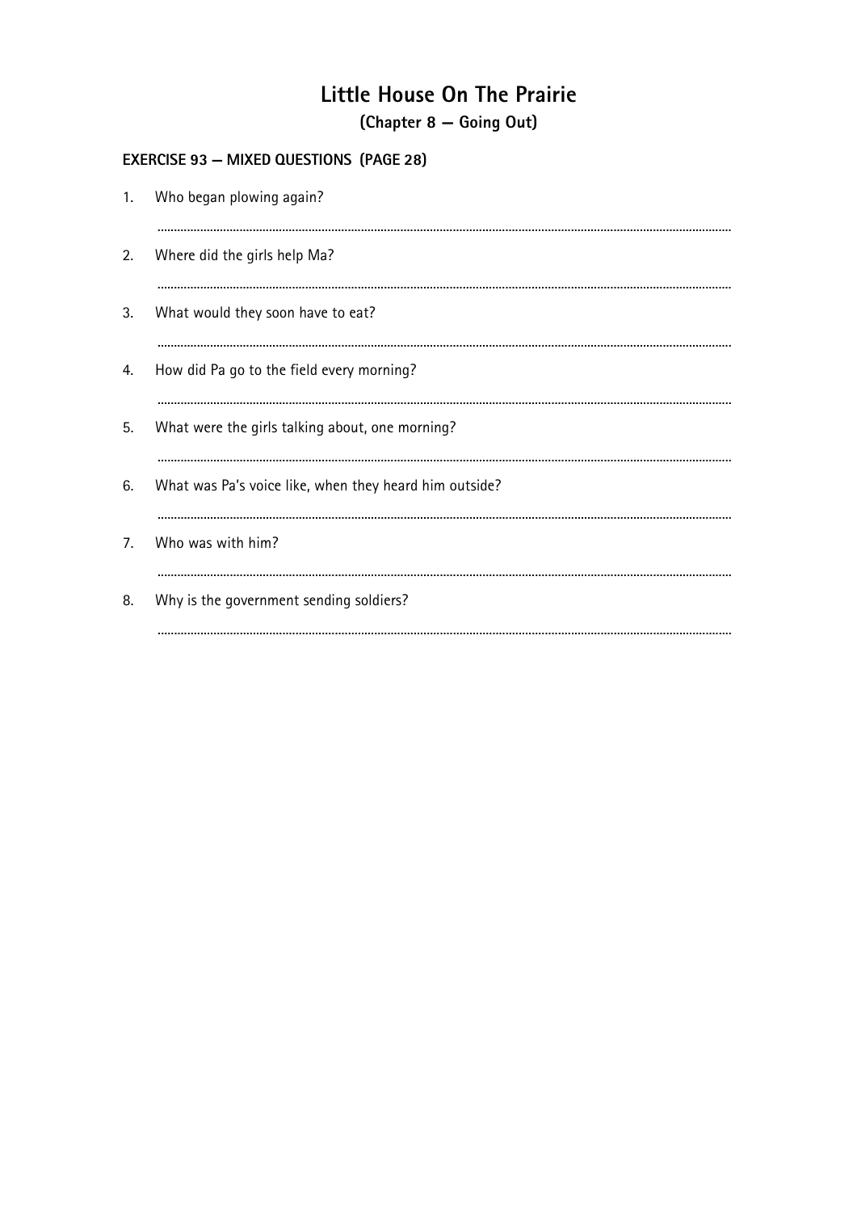# Little House On The Prairie

## (Chapter 8 — Going Out)

### EXERCISE 93 — MIXED QUESTIONS (PAGE 28)

1. Who began plowing again?

   ........................................................................................................................................................

2. Where did the girls help Ma?

   ........................................................................................................................................................

3. What would they soon have to eat?

   ........................................................................................................................................................

4. How did Pa go to the field every morning?

   ........................................................................................................................................................

5. What were the girls talking about, one morning?

   ........................................................................................................................................................

6. What was Pa's voice like, when they heard him outside?

   ........................................................................................................................................................

7. Who was with him?

   ........................................................................................................................................................

8. Why is the government sending soldiers?

   ........................................................................................................................................................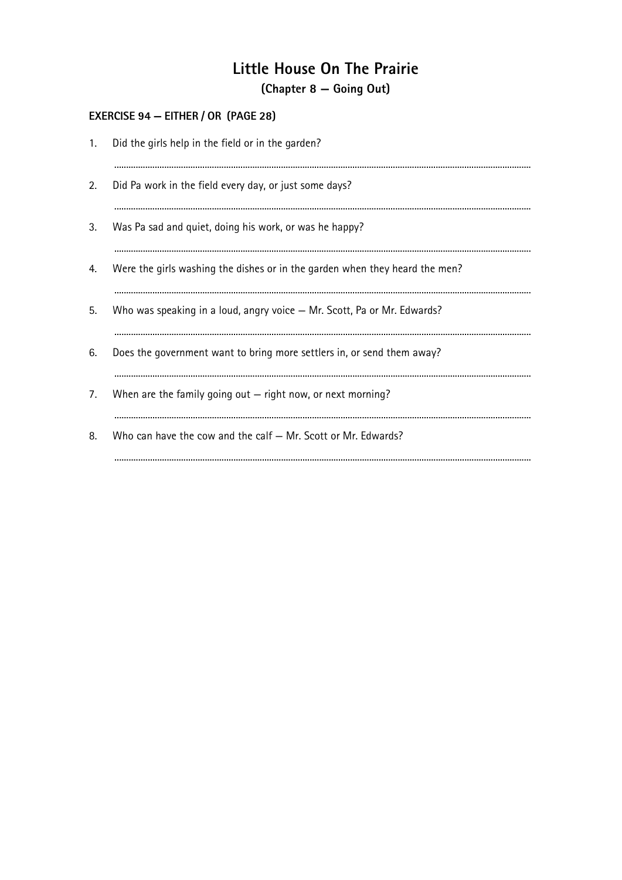# Little House On The Prairie

## (Chapter 8 — Going Out)

### EXERCISE 94 — EITHER / OR (PAGE 28)

1. Did the girls help in the field or in the garden?

   ............................................................................................................................................................

2. Did Pa work in the field every day, or just some days?

   ............................................................................................................................................................

3. Was Pa sad and quiet, doing his work, or was he happy?

   ............................................................................................................................................................

4. Were the girls washing the dishes or in the garden when they heard the men?

   ............................................................................................................................................................

5. Who was speaking in a loud, angry voice — Mr. Scott, Pa or Mr. Edwards?

   ............................................................................................................................................................

6. Does the government want to bring more settlers in, or send them away?

   ............................................................................................................................................................

7. When are the family going out — right now, or next morning?

   ............................................................................................................................................................

8. Who can have the cow and the calf — Mr. Scott or Mr. Edwards?

   ............................................................................................................................................................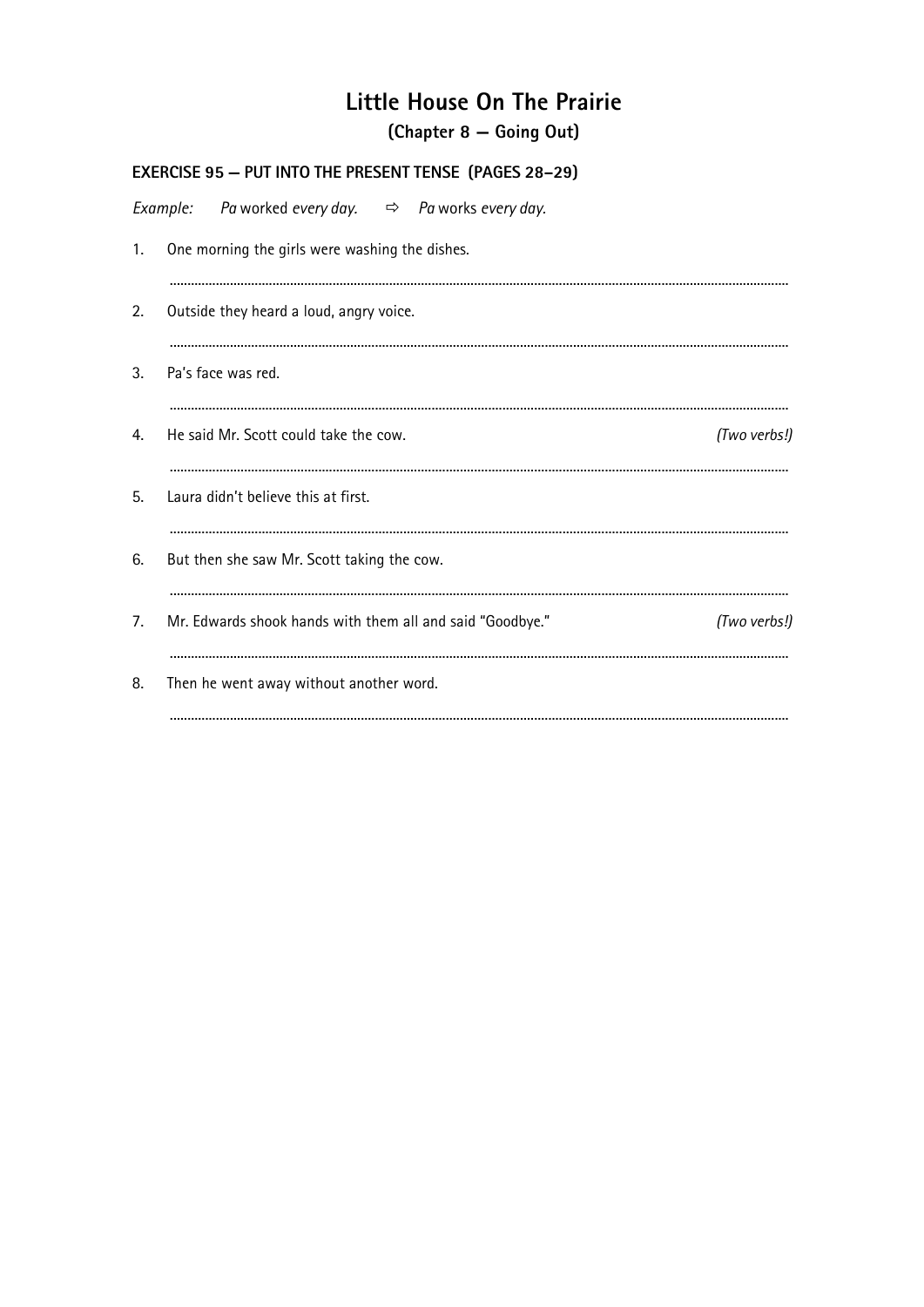# Little House On The Prairie

## (Chapter 8 — Going Out)

**EXERCISE 95 — PUT INTO THE PRESENT TENSE (PAGES 28–29)**

*Example:* *Pa* worked *every day.* ⇨ *Pa* works *every day.*

1. One morning the girls were washing the dishes.

   ..............................................................................................................................................................

2. Outside they heard a loud, angry voice.

   ..............................................................................................................................................................

3. Pa's face was red.

   ..............................................................................................................................................................

4. He said Mr. Scott could take the cow. *(Two verbs!)*

   ..............................................................................................................................................................

5. Laura didn't believe this at first.

   ..............................................................................................................................................................

6. But then she saw Mr. Scott taking the cow.

   ..............................................................................................................................................................

7. Mr. Edwards shook hands with them all and said "Goodbye." *(Two verbs!)*

   ..............................................................................................................................................................

8. Then he went away without another word.

   ..............................................................................................................................................................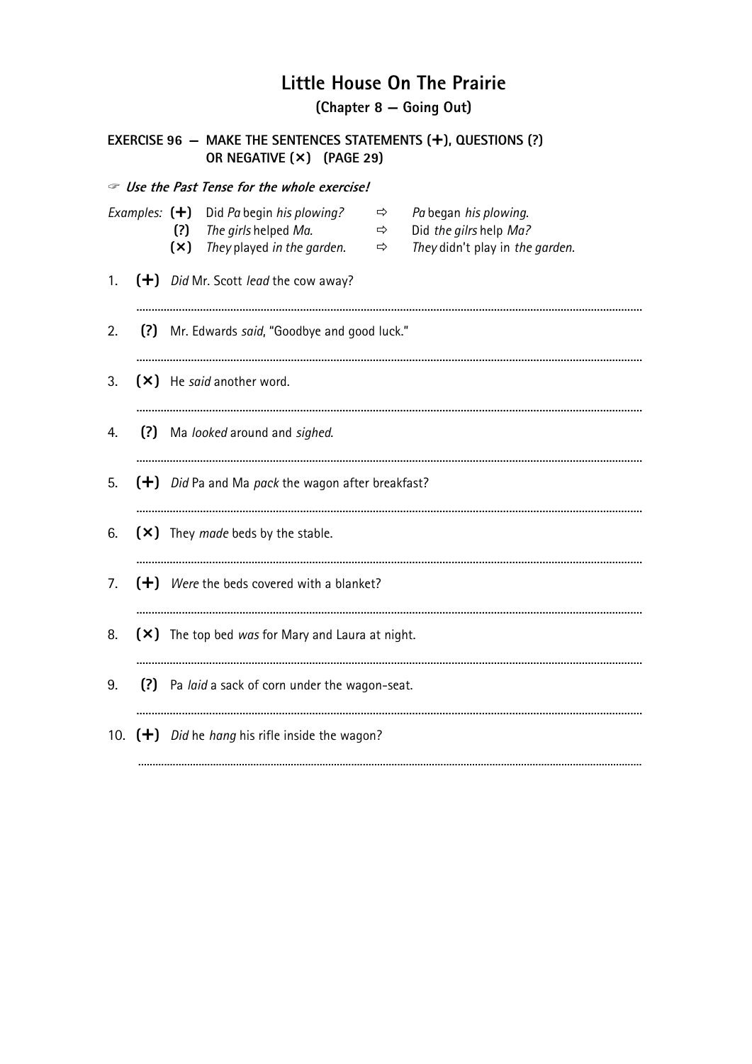# Little House On The Prairie

## (Chapter 8 — Going Out)

### EXERCISE 96 — MAKE THE SENTENCES STATEMENTS (+), QUESTIONS (?) OR NEGATIVE (×) (PAGE 29)

☞ ***Use the Past Tense for the whole exercise!***

*Examples:* **(+)** Did *Pa* begin *his plowing?* ⇨ *Pa* began *his plowing.*
**(?)** *The girls* helped *Ma.* ⇨ Did *the gilrs* help *Ma?*
**(×)** *They* played *in the garden.* ⇨ *They* didn't play in *the garden.*

1. **(+)** *Did* Mr. Scott *lead* the cow away?

   ..............................................................................................................................................

2. **(?)** Mr. Edwards *said*, "Goodbye and good luck."

   ..............................................................................................................................................

3. **(×)** He *said* another word.

   ..............................................................................................................................................

4. **(?)** Ma *looked* around and *sighed*.

   ..............................................................................................................................................

5. **(+)** *Did* Pa and Ma *pack* the wagon after breakfast?

   ..............................................................................................................................................

6. **(×)** They *made* beds by the stable.

   ..............................................................................................................................................

7. **(+)** *Were* the beds covered with a blanket?

   ..............................................................................................................................................

8. **(×)** The top bed *was* for Mary and Laura at night.

   ..............................................................................................................................................

9. **(?)** Pa *laid* a sack of corn under the wagon-seat.

   ..............................................................................................................................................

10. **(+)** *Did* he *hang* his rifle inside the wagon?

   ..............................................................................................................................................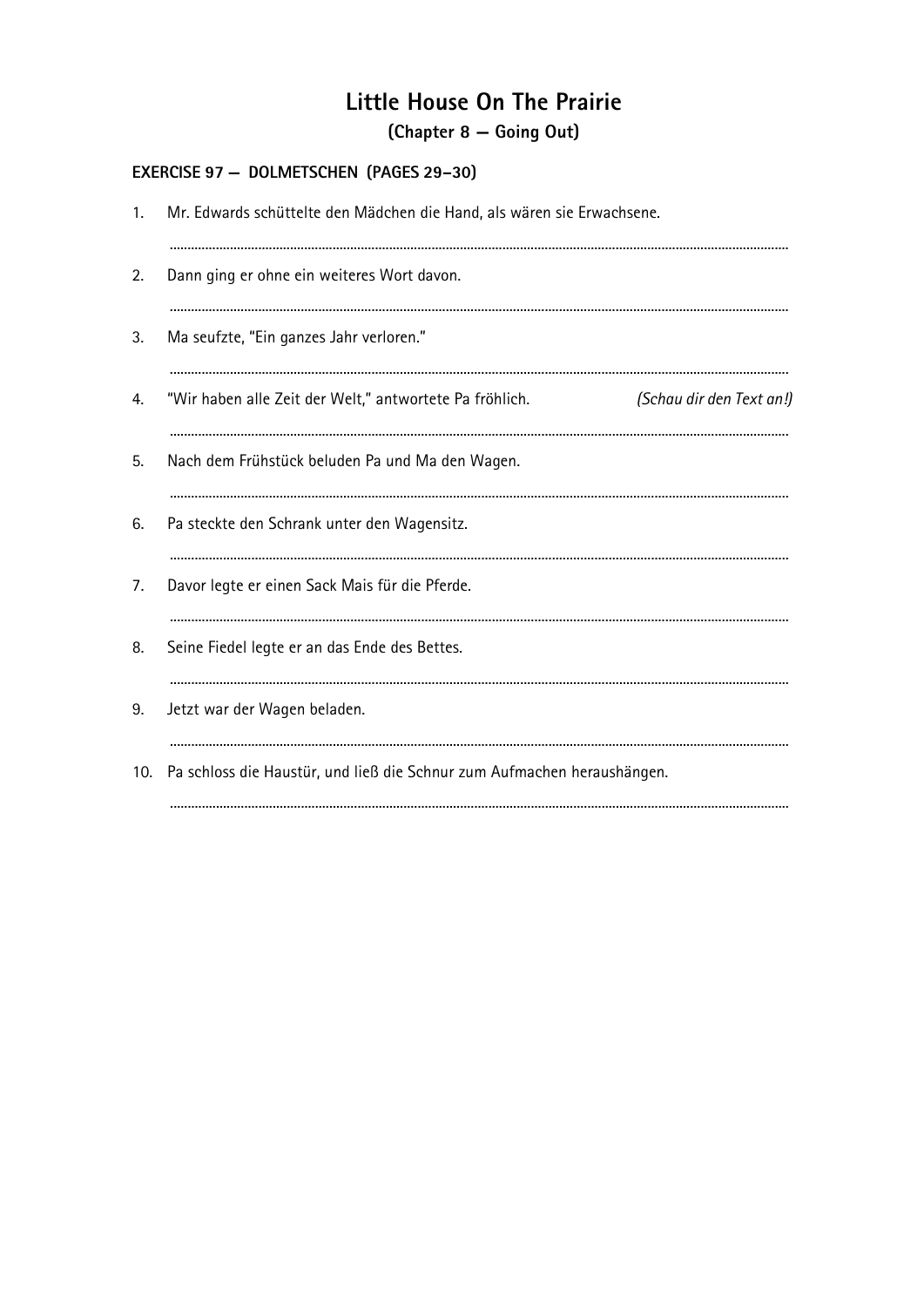# Little House On The Prairie

## (Chapter 8 — Going Out)

### EXERCISE 97 — DOLMETSCHEN (PAGES 29–30)

1. Mr. Edwards schüttelte den Mädchen die Hand, als wären sie Erwachsene.

   ..........................................................................................................................................................

2. Dann ging er ohne ein weiteres Wort davon.

   ..........................................................................................................................................................

3. Ma seufzte, "Ein ganzes Jahr verloren."

   ..........................................................................................................................................................

4. "Wir haben alle Zeit der Welt," antwortete Pa fröhlich. *(Schau dir den Text an!)*

   ..........................................................................................................................................................

5. Nach dem Frühstück beluden Pa und Ma den Wagen.

   ..........................................................................................................................................................

6. Pa steckte den Schrank unter den Wagensitz.

   ..........................................................................................................................................................

7. Davor legte er einen Sack Mais für die Pferde.

   ..........................................................................................................................................................

8. Seine Fiedel legte er an das Ende des Bettes.

   ..........................................................................................................................................................

9. Jetzt war der Wagen beladen.

   ..........................................................................................................................................................

10. Pa schloss die Haustür, und ließ die Schnur zum Aufmachen heraushängen.

    ..........................................................................................................................................................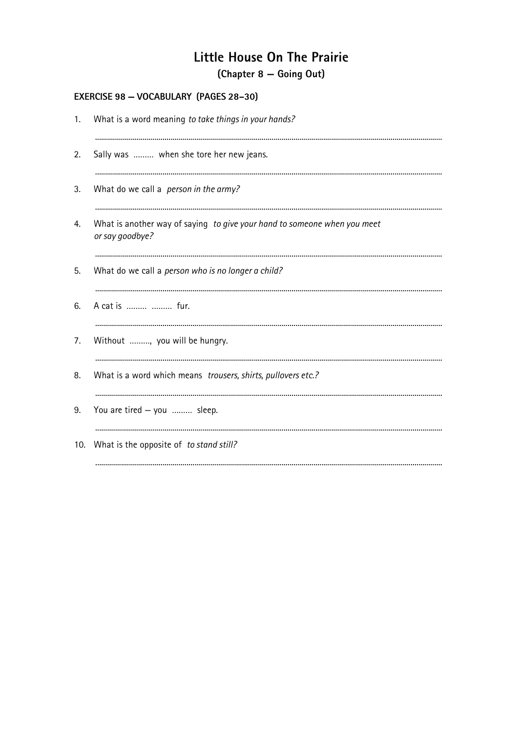# Little House On The Prairie

## (Chapter 8 — Going Out)

### EXERCISE 98 — VOCABULARY (PAGES 28–30)

1. What is a word meaning *to take things in your hands?*

   .................................................................................................................................................................

2. Sally was ......... when she tore her new jeans.

   .................................................................................................................................................................

3. What do we call a *person in the army?*

   .................................................................................................................................................................

4. What is another way of saying *to give your hand to someone when you meet or say goodbye?*

   .................................................................................................................................................................

5. What do we call a *person who is no longer a child?*

   .................................................................................................................................................................

6. A cat is ......... ......... fur.

   .................................................................................................................................................................

7. Without ........., you will be hungry.

   .................................................................................................................................................................

8. What is a word which means *trousers, shirts, pullovers etc.?*

   .................................................................................................................................................................

9. You are tired — you ......... sleep.

   .................................................................................................................................................................

10. What is the opposite of *to stand still?*

    .................................................................................................................................................................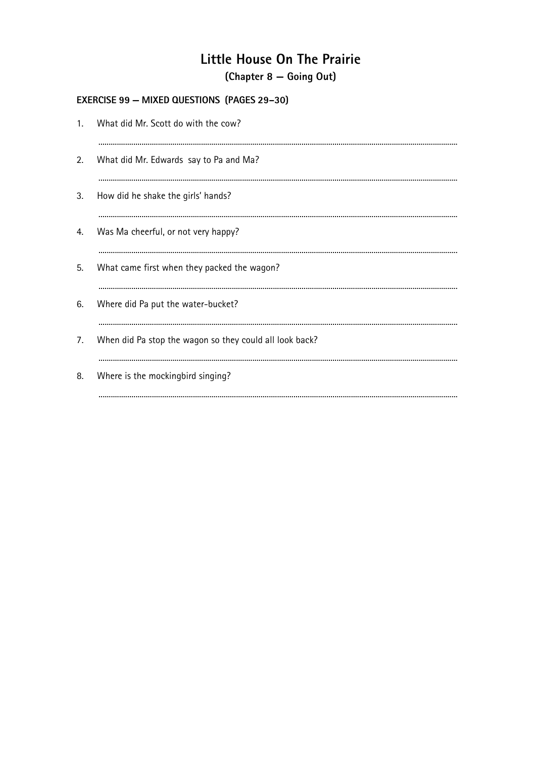# Little House On The Prairie

## (Chapter 8 — Going Out)

**EXERCISE 99 — MIXED QUESTIONS (PAGES 29–30)**

1. What did Mr. Scott do with the cow?

   ..............................................................................................................................................

2. What did Mr. Edwards say to Pa and Ma?

   ..............................................................................................................................................

3. How did he shake the girls' hands?

   ..............................................................................................................................................

4. Was Ma cheerful, or not very happy?

   ..............................................................................................................................................

5. What came first when they packed the wagon?

   ..............................................................................................................................................

6. Where did Pa put the water-bucket?

   ..............................................................................................................................................

7. When did Pa stop the wagon so they could all look back?

   ..............................................................................................................................................

8. Where is the mockingbird singing?

   ..............................................................................................................................................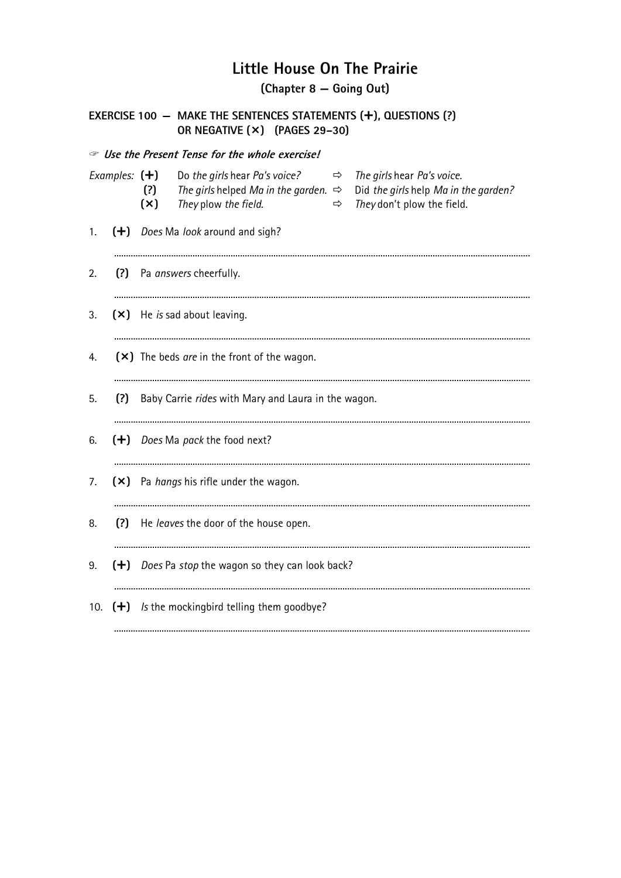# Little House On The Prairie

## (Chapter 8 — Going Out)

### EXERCISE 100 — MAKE THE SENTENCES STATEMENTS (+), QUESTIONS (?) OR NEGATIVE (×) (PAGES 29–30)

☞ ***Use the Present Tense for the whole exercise!***

*Examples:*

| | | | |
|---|---|---|---|
| **(+)** | Do *the girls* hear *Pa's voice?* | ⇨ | *The girls* hear *Pa's voice.* |
| **(?)** | *The girls* helped *Ma in the garden.* | ⇨ | Did *the girls* help *Ma in the garden?* |
| **(×)** | *They* plow *the field.* | ⇨ | *They* don't plow the field. |

1. **(+)** *Does* Ma *look* around and sigh?

   ..........................................................................................

2. **(?)** Pa *answers* cheerfully.

   ..........................................................................................

3. **(×)** He *is* sad about leaving.

   ..........................................................................................

4. **(×)** The beds *are* in the front of the wagon.

   ..........................................................................................

5. **(?)** Baby Carrie *rides* with Mary and Laura in the wagon.

   ..........................................................................................

6. **(+)** *Does* Ma *pack* the food next?

   ..........................................................................................

7. **(×)** Pa *hangs* his rifle under the wagon.

   ..........................................................................................

8. **(?)** He *leaves* the door of the house open.

   ..........................................................................................

9. **(+)** *Does* Pa *stop* the wagon so they can look back?

   ..........................................................................................

10. **(+)** *Is* the mockingbird telling them goodbye?

    ..........................................................................................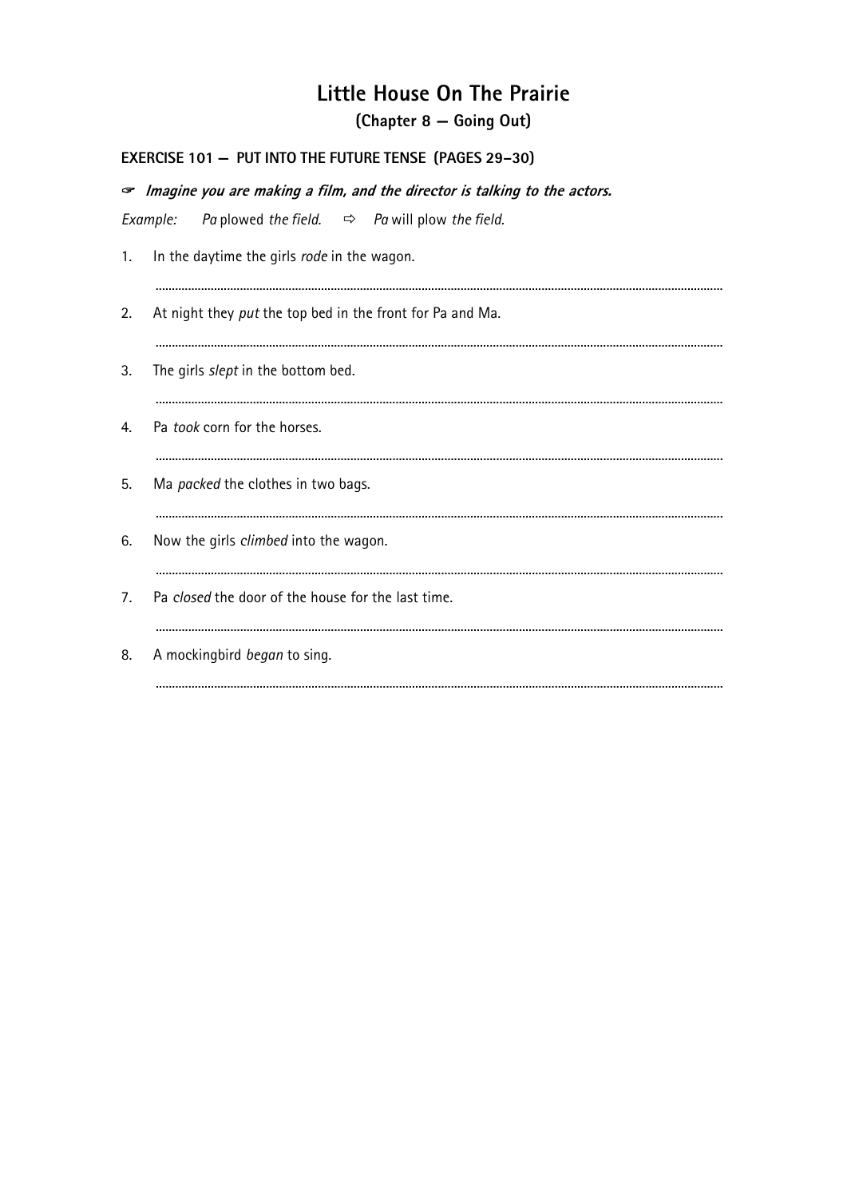# Little House On The Prairie

## (Chapter 8 — Going Out)

### EXERCISE 101 — PUT INTO THE FUTURE TENSE (PAGES 29–30)

☞ ***Imagine you are making a film, and the director is talking to the actors.***

*Example:* *Pa* plowed *the field.* ⇨ *Pa* will plow *the field.*

1. In the daytime the girls *rode* in the wagon.

   ..........................................................................................

2. At night they *put* the top bed in the front for Pa and Ma.

   ..........................................................................................

3. The girls *slept* in the bottom bed.

   ..........................................................................................

4. Pa *took* corn for the horses.

   ..........................................................................................

5. Ma *packed* the clothes in two bags.

   ..........................................................................................

6. Now the girls *climbed* into the wagon.

   ..........................................................................................

7. Pa *closed* the door of the house for the last time.

   ..........................................................................................

8. A mockingbird *began* to sing.

   ..........................................................................................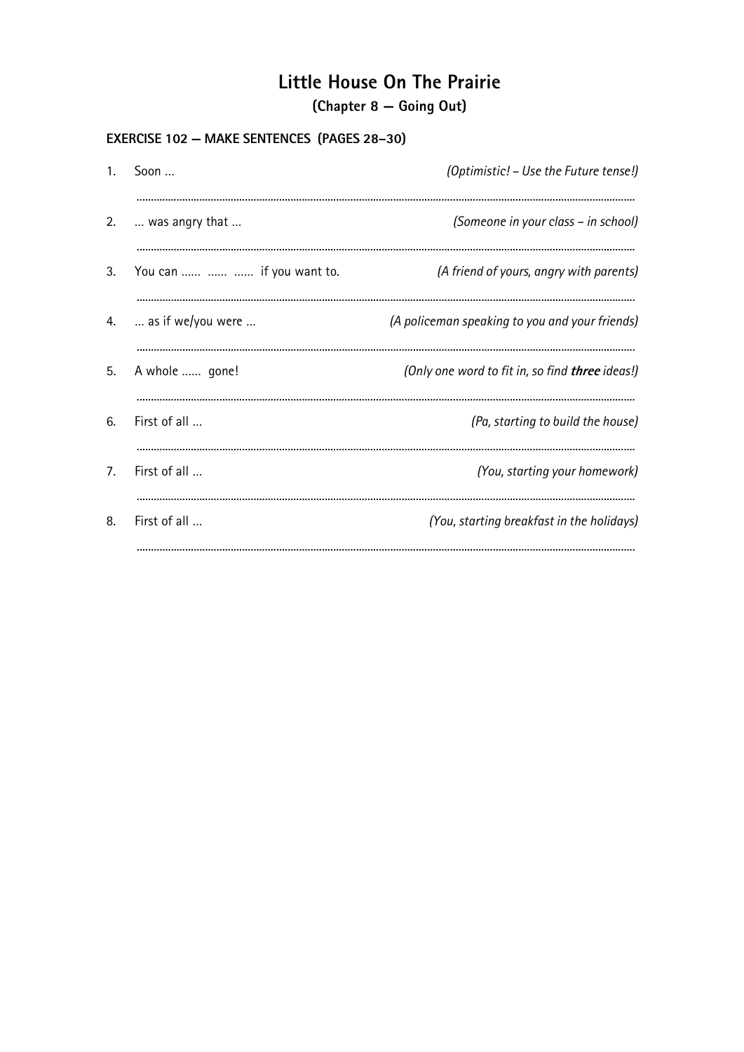# Little House On The Prairie

## (Chapter 8 — Going Out)

### EXERCISE 102 – MAKE SENTENCES (PAGES 28–30)

1. Soon … *(Optimistic! – Use the Future tense!)*

   ………………………………………………………………………………………………………

2. … was angry that … *(Someone in your class – in school)*

   ………………………………………………………………………………………………………

3. You can …… …… …… if you want to. *(A friend of yours, angry with parents)*

   ………………………………………………………………………………………………………

4. … as if we/you were … *(A policeman speaking to you and your friends)*

   ………………………………………………………………………………………………………

5. A whole …… gone! *(Only one word to fit in, so find **three** ideas!)*

   ………………………………………………………………………………………………………

6. First of all … *(Pa, starting to build the house)*

   ………………………………………………………………………………………………………

7. First of all … *(You, starting your homework)*

   ………………………………………………………………………………………………………

8. First of all … *(You, starting breakfast in the holidays)*

   ………………………………………………………………………………………………………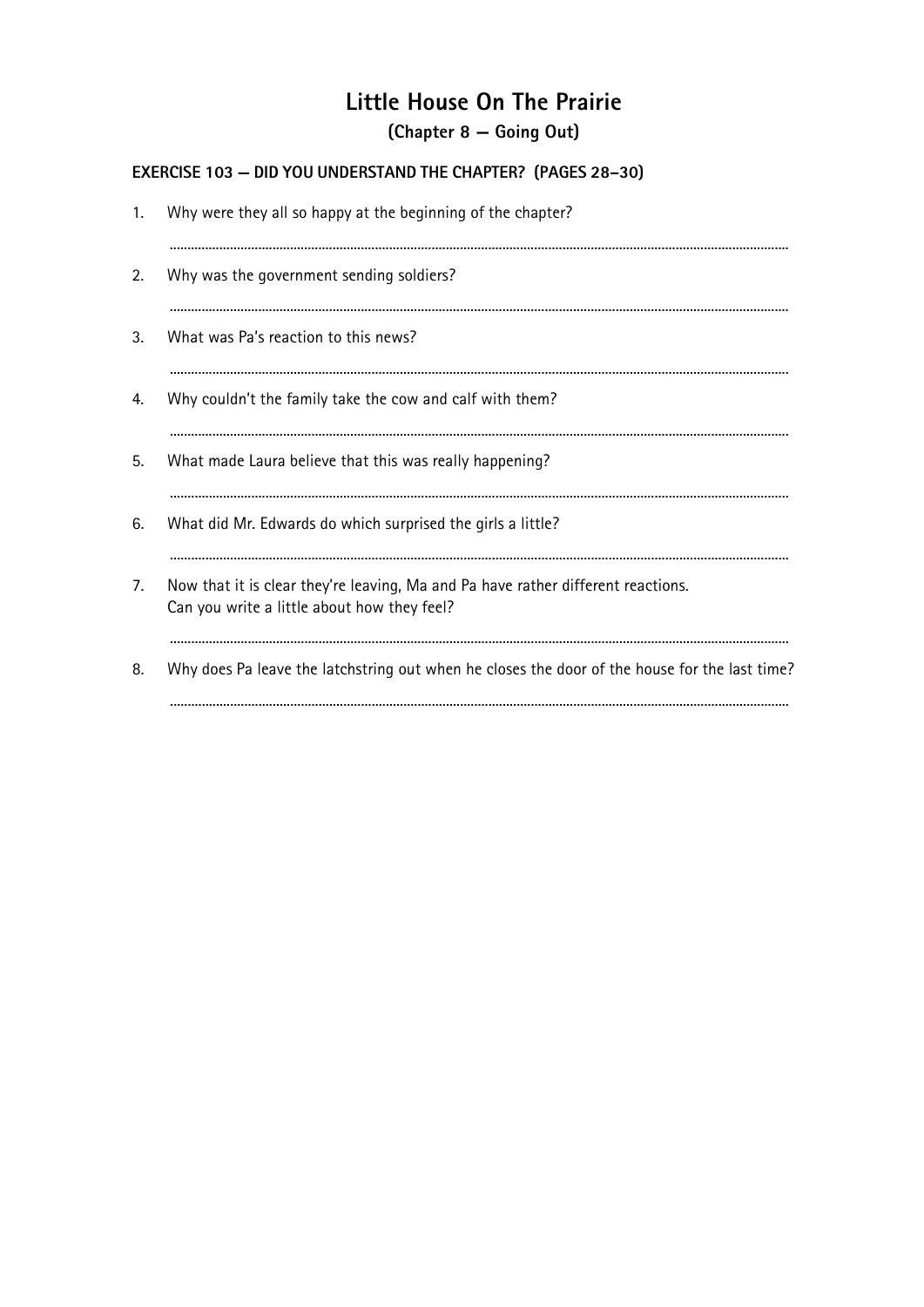# Little House On The Prairie

## (Chapter 8 — Going Out)

### EXERCISE 103 — DID YOU UNDERSTAND THE CHAPTER? (PAGES 28–30)

1. Why were they all so happy at the beginning of the chapter?

   ..........................................................................................................................................................

2. Why was the government sending soldiers?

   ..........................................................................................................................................................

3. What was Pa's reaction to this news?

   ..........................................................................................................................................................

4. Why couldn't the family take the cow and calf with them?

   ..........................................................................................................................................................

5. What made Laura believe that this was really happening?

   ..........................................................................................................................................................

6. What did Mr. Edwards do which surprised the girls a little?

   ..........................................................................................................................................................

7. Now that it is clear they're leaving, Ma and Pa have rather different reactions.
   Can you write a little about how they feel?

   ..........................................................................................................................................................

8. Why does Pa leave the latchstring out when he closes the door of the house for the last time?

   ..........................................................................................................................................................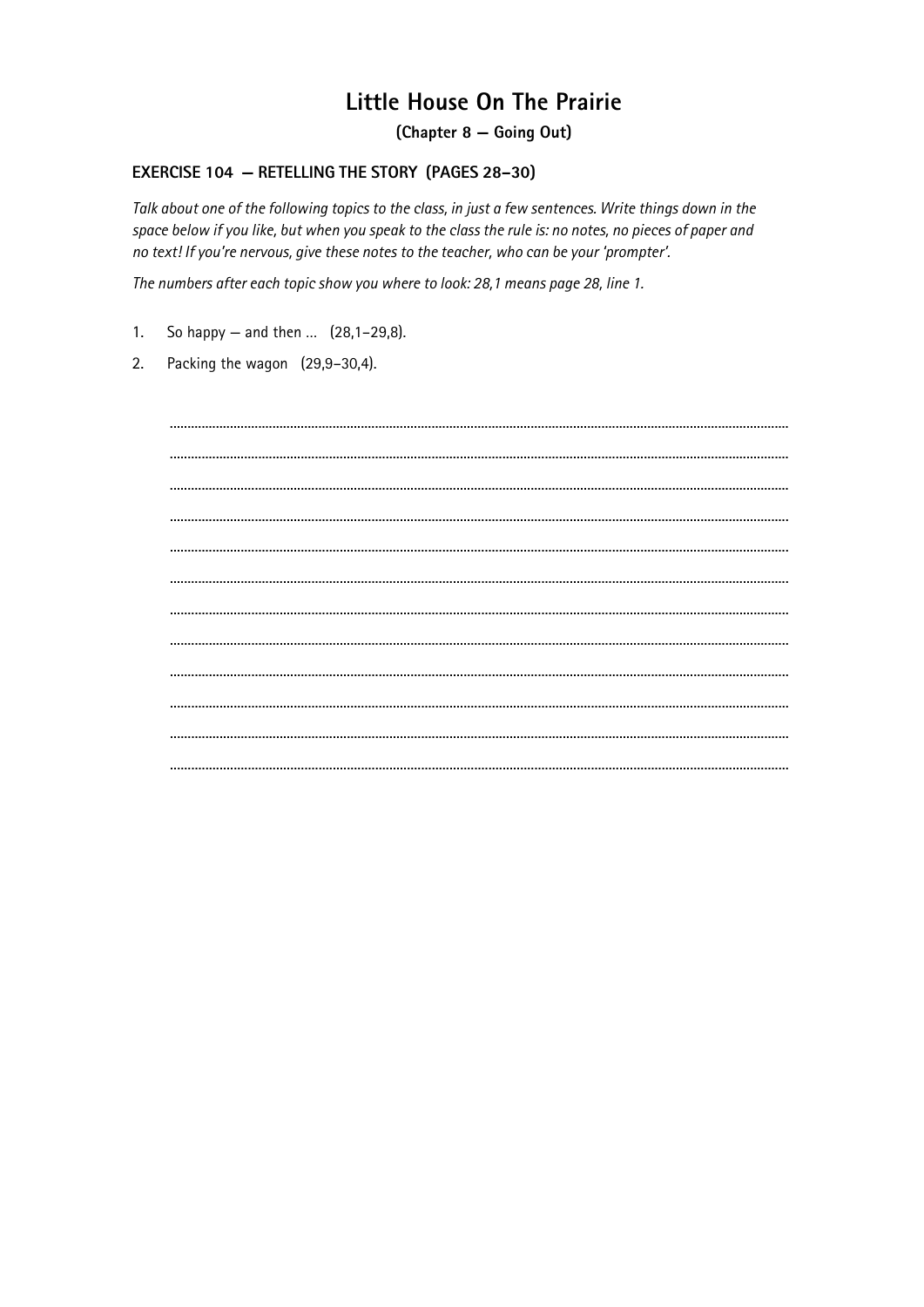# Little House On The Prairie

**(Chapter 8 — Going Out)**

## EXERCISE 104 — RETELLING THE STORY (PAGES 28–30)

*Talk about one of the following topics to the class, in just a few sentences. Write things down in the space below if you like, but when you speak to the class the rule is: no notes, no pieces of paper and no text! If you're nervous, give these notes to the teacher, who can be your 'prompter'.*

*The numbers after each topic show you where to look: 28,1 means page 28, line 1.*

1. So happy — and then ... (28,1–29,8).
2. Packing the wagon (29,9–30,4).

........................................................................................................................................................

........................................................................................................................................................

........................................................................................................................................................

........................................................................................................................................................

........................................................................................................................................................

........................................................................................................................................................

........................................................................................................................................................

........................................................................................................................................................

........................................................................................................................................................

........................................................................................................................................................

........................................................................................................................................................

........................................................................................................................................................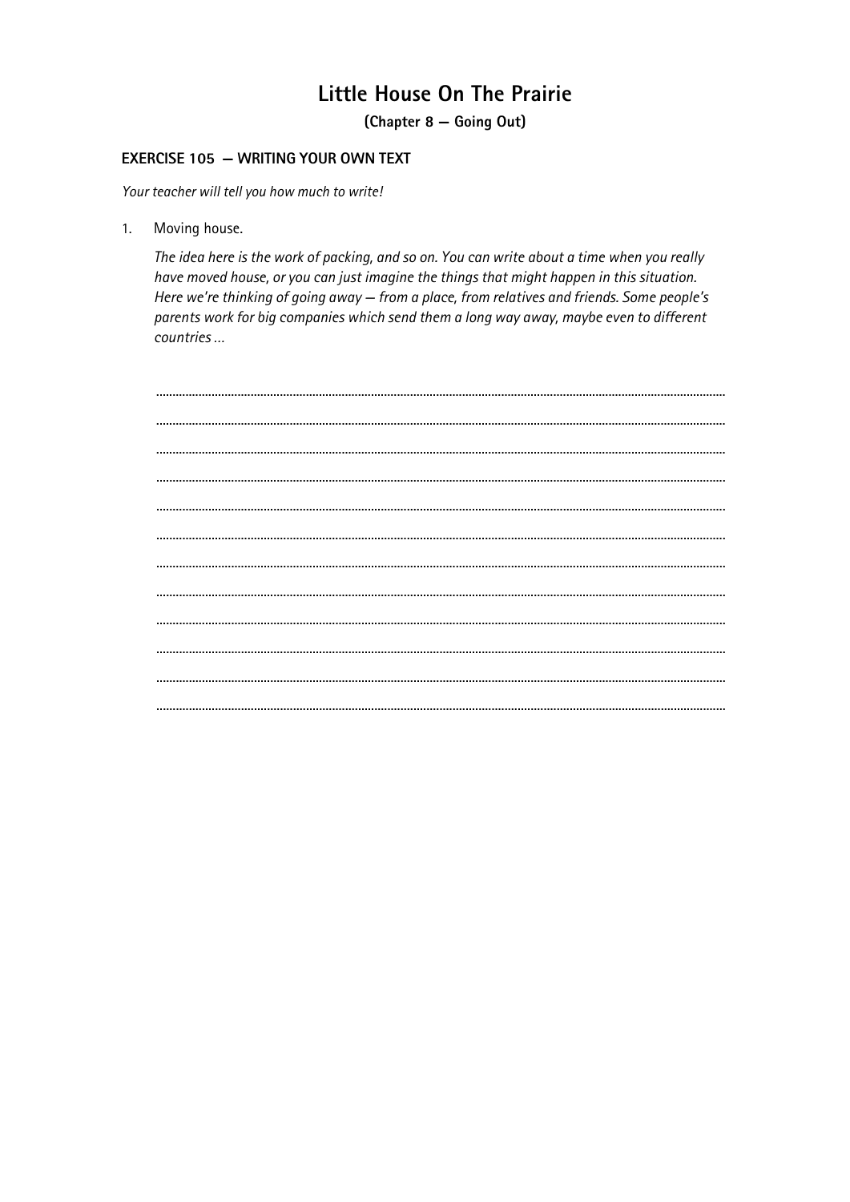# Little House On The Prairie

**(Chapter 8 — Going Out)**

## EXERCISE 105 — WRITING YOUR OWN TEXT

*Your teacher will tell you how much to write!*

1. Moving house.

   *The idea here is the work of packing, and so on. You can write about a time when you really have moved house, or you can just imagine the things that might happen in this situation. Here we're thinking of going away — from a place, from relatives and friends. Some people's parents work for big companies which send them a long way away, maybe even to different countries ...*

   ..................................................................................................................................................................

   ..................................................................................................................................................................

   ..................................................................................................................................................................

   ..................................................................................................................................................................

   ..................................................................................................................................................................

   ..................................................................................................................................................................

   ..................................................................................................................................................................

   ..................................................................................................................................................................

   ..................................................................................................................................................................

   ..................................................................................................................................................................

   ..................................................................................................................................................................

   ..................................................................................................................................................................